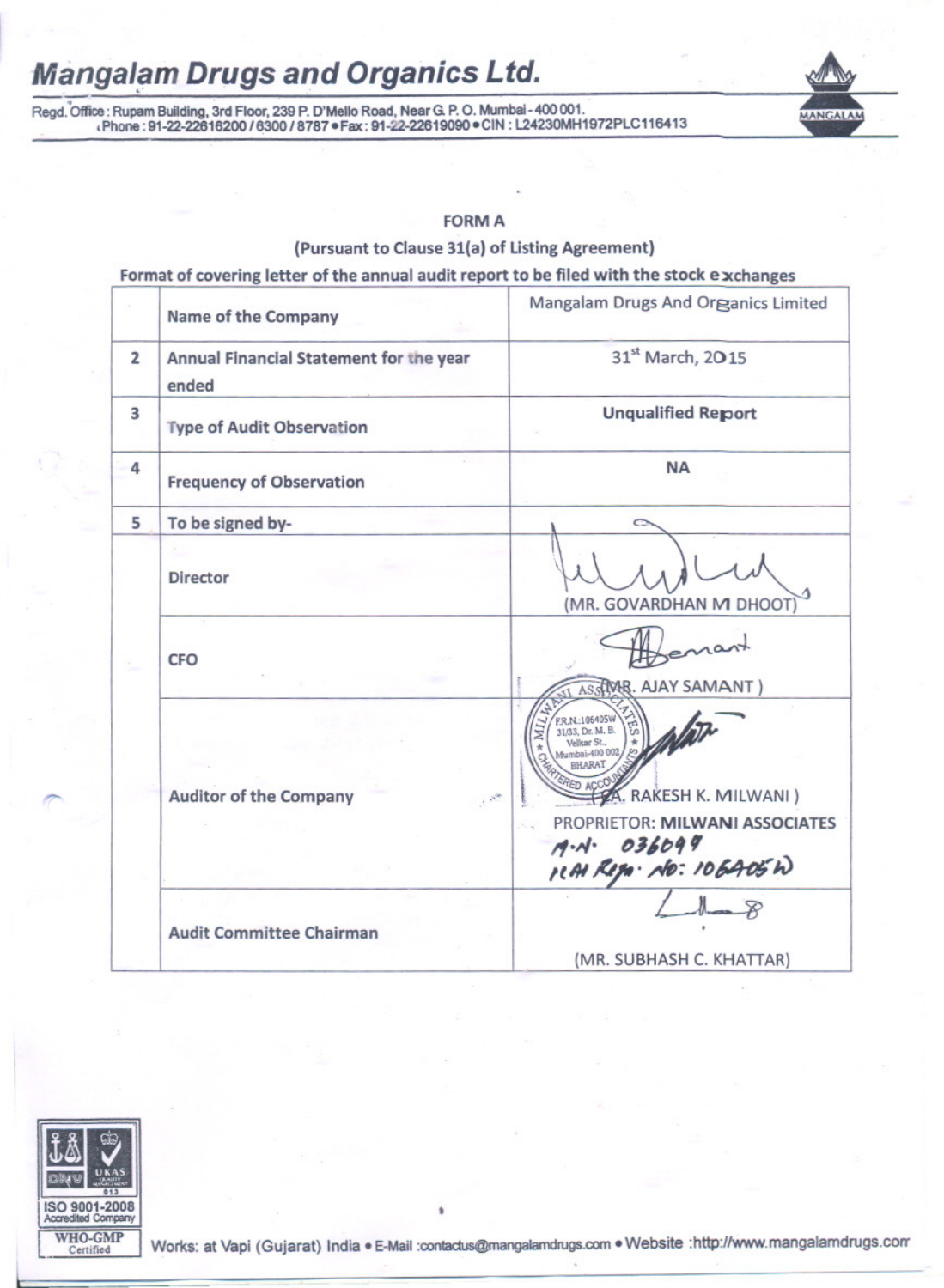# Mangalam Drugs and Organics Ltd.

Regd. Office : Rupam Building, 3rd Floor, 239 P. D'Mello Road, Near G. P. O. Mumbai - 400 001.
Phone : 91-22-22616200 / 6300 / 8787 • Fax : 91-22-22619090 • CIN : L24230MH1972PLC116413

## FORM A

**(Pursuant to Clause 31(a) of Listing Agreement)**

**Format of covering letter of the annual audit report to be filed with the stock exchanges**

| | | |
|---|---|---|
| | **Name of the Company** | Mangalam Drugs And Organics Limited |
| 2 | **Annual Financial Statement for the year ended** | 31st March, 2015 |
| 3 | **Type of Audit Observation** | **Unqualified Report** |
| 4 | **Frequency of Observation** | **NA** |
| 5 | **To be signed by-** | |
| | **Director** | (MR. GOVARDHAN M DHOOT) |
| | **CFO** | (MR. AJAY SAMANT) |
| | **Auditor of the Company** | (CA. RAKESH K. MILWANI) PROPRIETOR: **MILWANI ASSOCIATES** M.N. 036094 ICAI Regn. No: 106405W |
| | **Audit Committee Chairman** | (MR. SUBHASH C. KHATTAR) |

MILWANI ASSOCIATES CHARTERED ACCOUNTANTS F.R.N.:106405W 31/33, Dr. M. B. Velkar St., Mumbai-400 002 BHARAT

ISO 9001-2008 Accredited Company
WHO-GMP Certified

Works: at Vapi (Gujarat) India • E-Mail :contactus@mangalamdrugs.com • Website :http://www.mangalamdrugs.com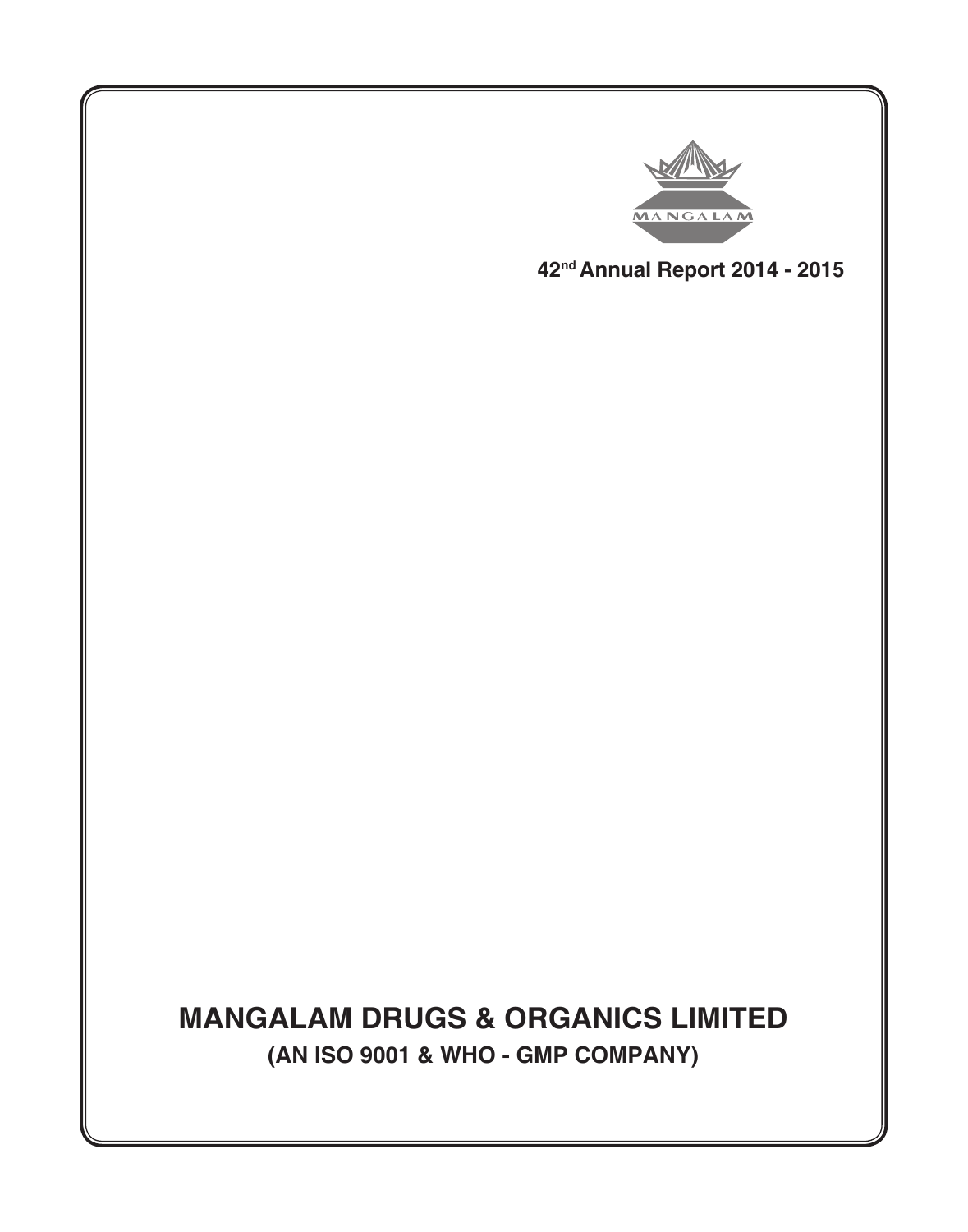MANGALAM

42nd Annual Report 2014 - 2015

# MANGALAM DRUGS & ORGANICS LIMITED

**(AN ISO 9001 & WHO - GMP COMPANY)**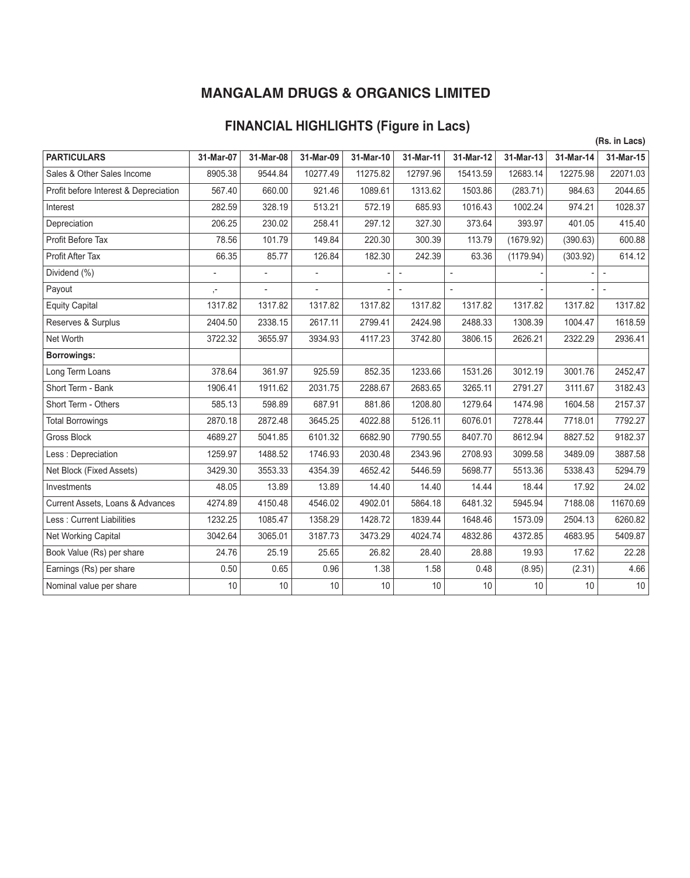# MANGALAM DRUGS & ORGANICS LIMITED

## FINANCIAL HIGHLIGHTS (Figure in Lacs)

(Rs. in Lacs)

| PARTICULARS | 31-Mar-07 | 31-Mar-08 | 31-Mar-09 | 31-Mar-10 | 31-Mar-11 | 31-Mar-12 | 31-Mar-13 | 31-Mar-14 | 31-Mar-15 |
|---|---|---|---|---|---|---|---|---|---|
| Sales & Other Sales Income | 8905.38 | 9544.84 | 10277.49 | 11275.82 | 12797.96 | 15413.59 | 12683.14 | 12275.98 | 22071.03 |
| Profit before Interest & Depreciation | 567.40 | 660.00 | 921.46 | 1089.61 | 1313.62 | 1503.86 | (283.71) | 984.63 | 2044.65 |
| Interest | 282.59 | 328.19 | 513.21 | 572.19 | 685.93 | 1016.43 | 1002.24 | 974.21 | 1028.37 |
| Depreciation | 206.25 | 230.02 | 258.41 | 297.12 | 327.30 | 373.64 | 393.97 | 401.05 | 415.40 |
| Profit Before Tax | 78.56 | 101.79 | 149.84 | 220.30 | 300.39 | 113.79 | (1679.92) | (390.63) | 600.88 |
| Profit After Tax | 66.35 | 85.77 | 126.84 | 182.30 | 242.39 | 63.36 | (1179.94) | (303.92) | 614.12 |
| Dividend (%) | - | - | - | - | - | - | - | - | - |
| Payout | ,- | - | - | - | - | - | - | - | - |
| Equity Capital | 1317.82 | 1317.82 | 1317.82 | 1317.82 | 1317.82 | 1317.82 | 1317.82 | 1317.82 | 1317.82 |
| Reserves & Surplus | 2404.50 | 2338.15 | 2617.11 | 2799.41 | 2424.98 | 2488.33 | 1308.39 | 1004.47 | 1618.59 |
| Net Worth | 3722.32 | 3655.97 | 3934.93 | 4117.23 | 3742.80 | 3806.15 | 2626.21 | 2322.29 | 2936.41 |
| **Borrowings:** | | | | | | | | | |
| Long Term Loans | 378.64 | 361.97 | 925.59 | 852.35 | 1233.66 | 1531.26 | 3012.19 | 3001.76 | 2452,47 |
| Short Term - Bank | 1906.41 | 1911.62 | 2031.75 | 2288.67 | 2683.65 | 3265.11 | 2791.27 | 3111.67 | 3182.43 |
| Short Term - Others | 585.13 | 598.89 | 687.91 | 881.86 | 1208.80 | 1279.64 | 1474.98 | 1604.58 | 2157.37 |
| Total Borrowings | 2870.18 | 2872.48 | 3645.25 | 4022.88 | 5126.11 | 6076.01 | 7278.44 | 7718.01 | 7792.27 |
| Gross Block | 4689.27 | 5041.85 | 6101.32 | 6682.90 | 7790.55 | 8407.70 | 8612.94 | 8827.52 | 9182.37 |
| Less : Depreciation | 1259.97 | 1488.52 | 1746.93 | 2030.48 | 2343.96 | 2708.93 | 3099.58 | 3489.09 | 3887.58 |
| Net Block (Fixed Assets) | 3429.30 | 3553.33 | 4354.39 | 4652.42 | 5446.59 | 5698.77 | 5513.36 | 5338.43 | 5294.79 |
| Investments | 48.05 | 13.89 | 13.89 | 14.40 | 14.40 | 14.44 | 18.44 | 17.92 | 24.02 |
| Current Assets, Loans & Advances | 4274.89 | 4150.48 | 4546.02 | 4902.01 | 5864.18 | 6481.32 | 5945.94 | 7188.08 | 11670.69 |
| Less : Current Liabilities | 1232.25 | 1085.47 | 1358.29 | 1428.72 | 1839.44 | 1648.46 | 1573.09 | 2504.13 | 6260.82 |
| Net Working Capital | 3042.64 | 3065.01 | 3187.73 | 3473.29 | 4024.74 | 4832.86 | 4372.85 | 4683.95 | 5409.87 |
| Book Value (Rs) per share | 24.76 | 25.19 | 25.65 | 26.82 | 28.40 | 28.88 | 19.93 | 17.62 | 22.28 |
| Earnings (Rs) per share | 0.50 | 0.65 | 0.96 | 1.38 | 1.58 | 0.48 | (8.95) | (2.31) | 4.66 |
| Nominal value per share | 10 | 10 | 10 | 10 | 10 | 10 | 10 | 10 | 10 |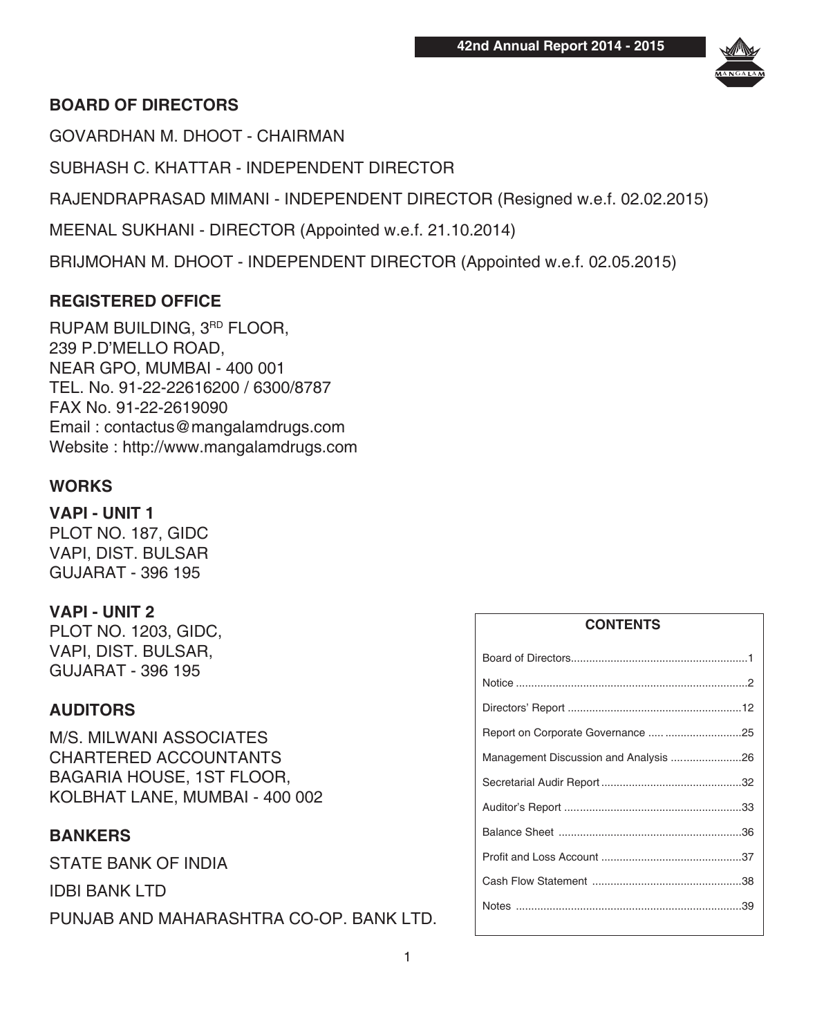## BOARD OF DIRECTORS

GOVARDHAN M. DHOOT - CHAIRMAN

SUBHASH C. KHATTAR - INDEPENDENT DIRECTOR

RAJENDRAPRASAD MIMANI - INDEPENDENT DIRECTOR (Resigned w.e.f. 02.02.2015)

MEENAL SUKHANI - DIRECTOR (Appointed w.e.f. 21.10.2014)

BRIJMOHAN M. DHOOT - INDEPENDENT DIRECTOR (Appointed w.e.f. 02.05.2015)

## REGISTERED OFFICE

RUPAM BUILDING, 3RD FLOOR,
239 P.D'MELLO ROAD,
NEAR GPO, MUMBAI - 400 001
TEL. No. 91-22-22616200 / 6300/8787
FAX No. 91-22-2619090
Email : contactus@mangalamdrugs.com
Website : http://www.mangalamdrugs.com

## WORKS

**VAPI - UNIT 1**
PLOT NO. 187, GIDC
VAPI, DIST. BULSAR
GUJARAT - 396 195

**VAPI - UNIT 2**
PLOT NO. 1203, GIDC,
VAPI, DIST. BULSAR,
GUJARAT - 396 195

## AUDITORS

M/S. MILWANI ASSOCIATES
CHARTERED ACCOUNTANTS
BAGARIA HOUSE, 1ST FLOOR,
KOLBHAT LANE, MUMBAI - 400 002

## BANKERS

STATE BANK OF INDIA

IDBI BANK LTD

PUNJAB AND MAHARASHTRA CO-OP. BANK LTD.

## CONTENTS

| Section | Page |
|---|---|
| Board of Directors | 1 |
| Notice | 2 |
| Directors' Report | 12 |
| Report on Corporate Governance | 25 |
| Management Discussion and Analysis | 26 |
| Secretarial Audir Report | 32 |
| Auditor's Report | 33 |
| Balance Sheet | 36 |
| Profit and Loss Account | 37 |
| Cash Flow Statement | 38 |
| Notes | 39 |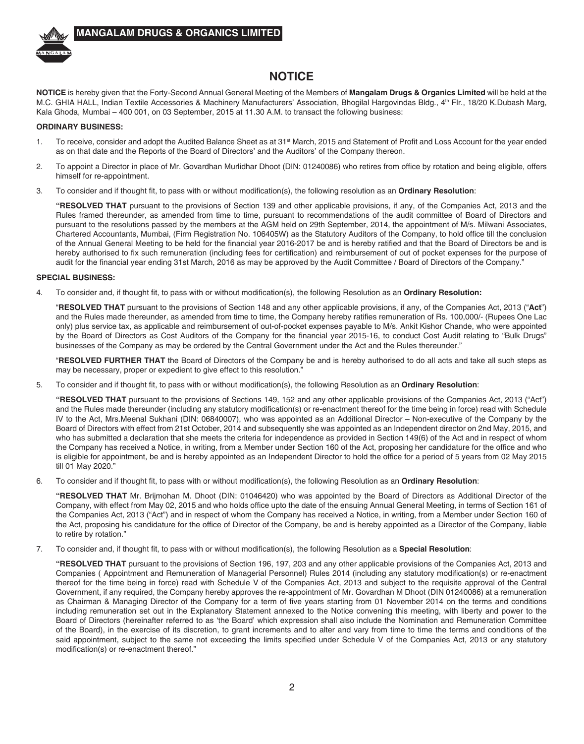# NOTICE

**NOTICE** is hereby given that the Forty-Second Annual General Meeting of the Members of **Mangalam Drugs & Organics Limited** will be held at the M.C. GHIA HALL, Indian Textile Accessories & Machinery Manufacturers' Association, Bhogilal Hargovindas Bldg., 4th Flr., 18/20 K.Dubash Marg, Kala Ghoda, Mumbai – 400 001, on 03 September, 2015 at 11.30 A.M. to transact the following business:

**ORDINARY BUSINESS:**

1. To receive, consider and adopt the Audited Balance Sheet as at 31st March, 2015 and Statement of Profit and Loss Account for the year ended as on that date and the Reports of the Board of Directors' and the Auditors' of the Company thereon.

2. To appoint a Director in place of Mr. Govardhan Murlidhar Dhoot (DIN: 01240086) who retires from office by rotation and being eligible, offers himself for re-appointment.

3. To consider and if thought fit, to pass with or without modification(s), the following resolution as an **Ordinary Resolution**:

   **"RESOLVED THAT** pursuant to the provisions of Section 139 and other applicable provisions, if any, of the Companies Act, 2013 and the Rules framed thereunder, as amended from time to time, pursuant to recommendations of the audit committee of Board of Directors and pursuant to the resolutions passed by the members at the AGM held on 29th September, 2014, the appointment of M/s. Milwani Associates, Chartered Accountants, Mumbai, (Firm Registration No. 106405W) as the Statutory Auditors of the Company, to hold office till the conclusion of the Annual General Meeting to be held for the financial year 2016-2017 be and is hereby ratified and that the Board of Directors be and is hereby authorised to fix such remuneration (including fees for certification) and reimbursement of out of pocket expenses for the purpose of audit for the financial year ending 31st March, 2016 as may be approved by the Audit Committee / Board of Directors of the Company."

**SPECIAL BUSINESS:**

4. To consider and, if thought fit, to pass with or without modification(s), the following Resolution as an **Ordinary Resolution:**

   "**RESOLVED THAT** pursuant to the provisions of Section 148 and any other applicable provisions, if any, of the Companies Act, 2013 ("**Act**") and the Rules made thereunder, as amended from time to time, the Company hereby ratifies remuneration of Rs. 100,000/- (Rupees One Lac only) plus service tax, as applicable and reimbursement of out-of-pocket expenses payable to M/s. Ankit Kishor Chande, who were appointed by the Board of Directors as Cost Auditors of the Company for the financial year 2015-16, to conduct Cost Audit relating to "Bulk Drugs" businesses of the Company as may be ordered by the Central Government under the Act and the Rules thereunder."

   "**RESOLVED FURTHER THAT** the Board of Directors of the Company be and is hereby authorised to do all acts and take all such steps as may be necessary, proper or expedient to give effect to this resolution."

5. To consider and if thought fit, to pass with or without modification(s), the following Resolution as an **Ordinary Resolution**:

   **"RESOLVED THAT** pursuant to the provisions of Sections 149, 152 and any other applicable provisions of the Companies Act, 2013 ("Act") and the Rules made thereunder (including any statutory modification(s) or re-enactment thereof for the time being in force) read with Schedule IV to the Act, Mrs.Meenal Sukhani (DIN: 06840007), who was appointed as an Additional Director – Non-executive of the Company by the Board of Directors with effect from 21st October, 2014 and subsequently she was appointed as an Independent director on 2nd May, 2015, and who has submitted a declaration that she meets the criteria for independence as provided in Section 149(6) of the Act and in respect of whom the Company has received a Notice, in writing, from a Member under Section 160 of the Act, proposing her candidature for the office and who is eligible for appointment, be and is hereby appointed as an Independent Director to hold the office for a period of 5 years from 02 May 2015 till 01 May 2020."

6. To consider and if thought fit, to pass with or without modification(s), the following Resolution as an **Ordinary Resolution**:

   **"RESOLVED THAT** Mr. Brijmohan M. Dhoot (DIN: 01046420) who was appointed by the Board of Directors as Additional Director of the Company, with effect from May 02, 2015 and who holds office upto the date of the ensuing Annual General Meeting, in terms of Section 161 of the Companies Act, 2013 ("Act") and in respect of whom the Company has received a Notice, in writing, from a Member under Section 160 of the Act, proposing his candidature for the office of Director of the Company, be and is hereby appointed as a Director of the Company, liable to retire by rotation."

7. To consider and, if thought fit, to pass with or without modification(s), the following Resolution as a **Special Resolution**:

   **"RESOLVED THAT** pursuant to the provisions of Section 196, 197, 203 and any other applicable provisions of the Companies Act, 2013 and Companies ( Appointment and Remuneration of Managerial Personnel) Rules 2014 (including any statutory modification(s) or re-enactment thereof for the time being in force) read with Schedule V of the Companies Act, 2013 and subject to the requisite approval of the Central Government, if any required, the Company hereby approves the re-appointment of Mr. Govardhan M Dhoot (DIN 01240086) at a remuneration as Chairman & Managing Director of the Company for a term of five years starting from 01 November 2014 on the terms and conditions including remuneration set out in the Explanatory Statement annexed to the Notice convening this meeting, with liberty and power to the Board of Directors (hereinafter referred to as 'the Board' which expression shall also include the Nomination and Remuneration Committee of the Board), in the exercise of its discretion, to grant increments and to alter and vary from time to time the terms and conditions of the said appointment, subject to the same not exceeding the limits specified under Schedule V of the Companies Act, 2013 or any statutory modification(s) or re-enactment thereof."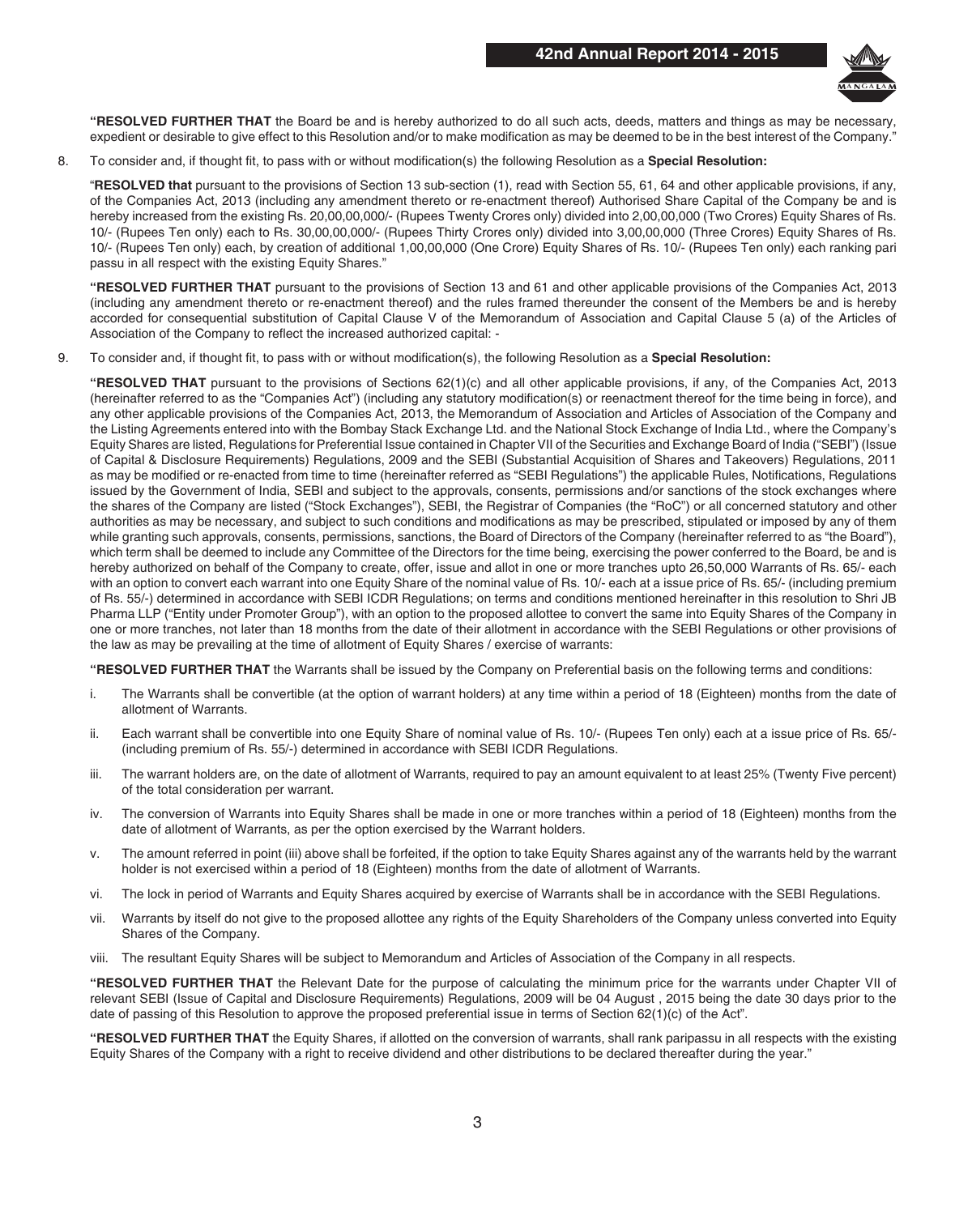"**RESOLVED FURTHER THAT** the Board be and is hereby authorized to do all such acts, deeds, matters and things as may be necessary, expedient or desirable to give effect to this Resolution and/or to make modification as may be deemed to be in the best interest of the Company."

8. To consider and, if thought fit, to pass with or without modification(s) the following Resolution as a **Special Resolution:**

"**RESOLVED that** pursuant to the provisions of Section 13 sub-section (1), read with Section 55, 61, 64 and other applicable provisions, if any, of the Companies Act, 2013 (including any amendment thereto or re-enactment thereof) Authorised Share Capital of the Company be and is hereby increased from the existing Rs. 20,00,00,000/- (Rupees Twenty Crores only) divided into 2,00,00,000 (Two Crores) Equity Shares of Rs. 10/- (Rupees Ten only) each to Rs. 30,00,00,000/- (Rupees Thirty Crores only) divided into 3,00,00,000 (Three Crores) Equity Shares of Rs. 10/- (Rupees Ten only) each, by creation of additional 1,00,00,000 (One Crore) Equity Shares of Rs. 10/- (Rupees Ten only) each ranking pari passu in all respect with the existing Equity Shares."

"**RESOLVED FURTHER THAT** pursuant to the provisions of Section 13 and 61 and other applicable provisions of the Companies Act, 2013 (including any amendment thereto or re-enactment thereof) and the rules framed thereunder the consent of the Members be and is hereby accorded for consequential substitution of Capital Clause V of the Memorandum of Association and Capital Clause 5 (a) of the Articles of Association of the Company to reflect the increased authorized capital: -

9. To consider and, if thought fit, to pass with or without modification(s), the following Resolution as a **Special Resolution:**

"**RESOLVED THAT** pursuant to the provisions of Sections 62(1)(c) and all other applicable provisions, if any, of the Companies Act, 2013 (hereinafter referred to as the "Companies Act") (including any statutory modification(s) or reenactment thereof for the time being in force), and any other applicable provisions of the Companies Act, 2013, the Memorandum of Association and Articles of Association of the Company and the Listing Agreements entered into with the Bombay Stack Exchange Ltd. and the National Stock Exchange of India Ltd., where the Company's Equity Shares are listed, Regulations for Preferential Issue contained in Chapter VII of the Securities and Exchange Board of India ("SEBI") (Issue of Capital & Disclosure Requirements) Regulations, 2009 and the SEBI (Substantial Acquisition of Shares and Takeovers) Regulations, 2011 as may be modified or re-enacted from time to time (hereinafter referred as "SEBI Regulations") the applicable Rules, Notifications, Regulations issued by the Government of India, SEBI and subject to the approvals, consents, permissions and/or sanctions of the stock exchanges where the shares of the Company are listed ("Stock Exchanges"), SEBI, the Registrar of Companies (the "RoC") or all concerned statutory and other authorities as may be necessary, and subject to such conditions and modifications as may be prescribed, stipulated or imposed by any of them while granting such approvals, consents, permissions, sanctions, the Board of Directors of the Company (hereinafter referred to as "the Board"), which term shall be deemed to include any Committee of the Directors for the time being, exercising the power conferred to the Board, be and is hereby authorized on behalf of the Company to create, offer, issue and allot in one or more tranches upto 26,50,000 Warrants of Rs. 65/- each with an option to convert each warrant into one Equity Share of the nominal value of Rs. 10/- each at a issue price of Rs. 65/- (including premium of Rs. 55/-) determined in accordance with SEBI ICDR Regulations; on terms and conditions mentioned hereinafter in this resolution to Shri JB Pharma LLP ("Entity under Promoter Group"), with an option to the proposed allottee to convert the same into Equity Shares of the Company in one or more tranches, not later than 18 months from the date of their allotment in accordance with the SEBI Regulations or other provisions of the law as may be prevailing at the time of allotment of Equity Shares / exercise of warrants:

"**RESOLVED FURTHER THAT** the Warrants shall be issued by the Company on Preferential basis on the following terms and conditions:

i. The Warrants shall be convertible (at the option of warrant holders) at any time within a period of 18 (Eighteen) months from the date of allotment of Warrants.

ii. Each warrant shall be convertible into one Equity Share of nominal value of Rs. 10/- (Rupees Ten only) each at a issue price of Rs. 65/- (including premium of Rs. 55/-) determined in accordance with SEBI ICDR Regulations.

iii. The warrant holders are, on the date of allotment of Warrants, required to pay an amount equivalent to at least 25% (Twenty Five percent) of the total consideration per warrant.

iv. The conversion of Warrants into Equity Shares shall be made in one or more tranches within a period of 18 (Eighteen) months from the date of allotment of Warrants, as per the option exercised by the Warrant holders.

v. The amount referred in point (iii) above shall be forfeited, if the option to take Equity Shares against any of the warrants held by the warrant holder is not exercised within a period of 18 (Eighteen) months from the date of allotment of Warrants.

vi. The lock in period of Warrants and Equity Shares acquired by exercise of Warrants shall be in accordance with the SEBI Regulations.

vii. Warrants by itself do not give to the proposed allottee any rights of the Equity Shareholders of the Company unless converted into Equity Shares of the Company.

viii. The resultant Equity Shares will be subject to Memorandum and Articles of Association of the Company in all respects.

"**RESOLVED FURTHER THAT** the Relevant Date for the purpose of calculating the minimum price for the warrants under Chapter VII of relevant SEBI (Issue of Capital and Disclosure Requirements) Regulations, 2009 will be 04 August , 2015 being the date 30 days prior to the date of passing of this Resolution to approve the proposed preferential issue in terms of Section 62(1)(c) of the Act".

"**RESOLVED FURTHER THAT** the Equity Shares, if allotted on the conversion of warrants, shall rank paripassu in all respects with the existing Equity Shares of the Company with a right to receive dividend and other distributions to be declared thereafter during the year."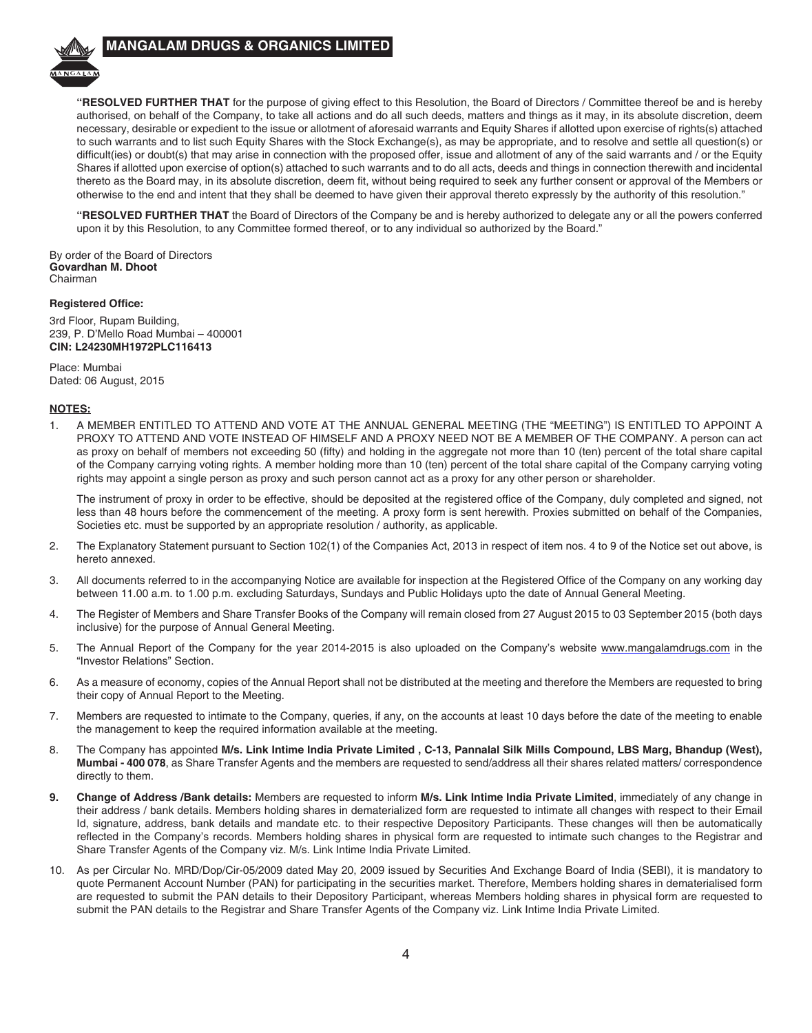**"RESOLVED FURTHER THAT** for the purpose of giving effect to this Resolution, the Board of Directors / Committee thereof be and is hereby authorised, on behalf of the Company, to take all actions and do all such deeds, matters and things as it may, in its absolute discretion, deem necessary, desirable or expedient to the issue or allotment of aforesaid warrants and Equity Shares if allotted upon exercise of rights(s) attached to such warrants and to list such Equity Shares with the Stock Exchange(s), as may be appropriate, and to resolve and settle all question(s) or difficult(ies) or doubt(s) that may arise in connection with the proposed offer, issue and allotment of any of the said warrants and / or the Equity Shares if allotted upon exercise of option(s) attached to such warrants and to do all acts, deeds and things in connection therewith and incidental thereto as the Board may, in its absolute discretion, deem fit, without being required to seek any further consent or approval of the Members or otherwise to the end and intent that they shall be deemed to have given their approval thereto expressly by the authority of this resolution."

**"RESOLVED FURTHER THAT** the Board of Directors of the Company be and is hereby authorized to delegate any or all the powers conferred upon it by this Resolution, to any Committee formed thereof, or to any individual so authorized by the Board."

By order of the Board of Directors
**Govardhan M. Dhoot**
Chairman

**Registered Office:**

3rd Floor, Rupam Building,
239, P. D'Mello Road Mumbai – 400001
**CIN: L24230MH1972PLC116413**

Place: Mumbai
Dated: 06 August, 2015

**NOTES:**

1. A MEMBER ENTITLED TO ATTEND AND VOTE AT THE ANNUAL GENERAL MEETING (THE "MEETING") IS ENTITLED TO APPOINT A PROXY TO ATTEND AND VOTE INSTEAD OF HIMSELF AND A PROXY NEED NOT BE A MEMBER OF THE COMPANY. A person can act as proxy on behalf of members not exceeding 50 (fifty) and holding in the aggregate not more than 10 (ten) percent of the total share capital of the Company carrying voting rights. A member holding more than 10 (ten) percent of the total share capital of the Company carrying voting rights may appoint a single person as proxy and such person cannot act as a proxy for any other person or shareholder.

   The instrument of proxy in order to be effective, should be deposited at the registered office of the Company, duly completed and signed, not less than 48 hours before the commencement of the meeting. A proxy form is sent herewith. Proxies submitted on behalf of the Companies, Societies etc. must be supported by an appropriate resolution / authority, as applicable.

2. The Explanatory Statement pursuant to Section 102(1) of the Companies Act, 2013 in respect of item nos. 4 to 9 of the Notice set out above, is hereto annexed.

3. All documents referred to in the accompanying Notice are available for inspection at the Registered Office of the Company on any working day between 11.00 a.m. to 1.00 p.m. excluding Saturdays, Sundays and Public Holidays upto the date of Annual General Meeting.

4. The Register of Members and Share Transfer Books of the Company will remain closed from 27 August 2015 to 03 September 2015 (both days inclusive) for the purpose of Annual General Meeting.

5. The Annual Report of the Company for the year 2014-2015 is also uploaded on the Company's website www.mangalamdrugs.com in the "Investor Relations" Section.

6. As a measure of economy, copies of the Annual Report shall not be distributed at the meeting and therefore the Members are requested to bring their copy of Annual Report to the Meeting.

7. Members are requested to intimate to the Company, queries, if any, on the accounts at least 10 days before the date of the meeting to enable the management to keep the required information available at the meeting.

8. The Company has appointed **M/s. Link Intime India Private Limited , C-13, Pannalal Silk Mills Compound, LBS Marg, Bhandup (West), Mumbai - 400 078**, as Share Transfer Agents and the members are requested to send/address all their shares related matters/ correspondence directly to them.

9. **Change of Address /Bank details:** Members are requested to inform **M/s. Link Intime India Private Limited**, immediately of any change in their address / bank details. Members holding shares in dematerialized form are requested to intimate all changes with respect to their Email Id, signature, address, bank details and mandate etc. to their respective Depository Participants. These changes will then be automatically reflected in the Company's records. Members holding shares in physical form are requested to intimate such changes to the Registrar and Share Transfer Agents of the Company viz. M/s. Link Intime India Private Limited.

10. As per Circular No. MRD/Dop/Cir-05/2009 dated May 20, 2009 issued by Securities And Exchange Board of India (SEBI), it is mandatory to quote Permanent Account Number (PAN) for participating in the securities market. Therefore, Members holding shares in dematerialised form are requested to submit the PAN details to their Depository Participant, whereas Members holding shares in physical form are requested to submit the PAN details to the Registrar and Share Transfer Agents of the Company viz. Link Intime India Private Limited.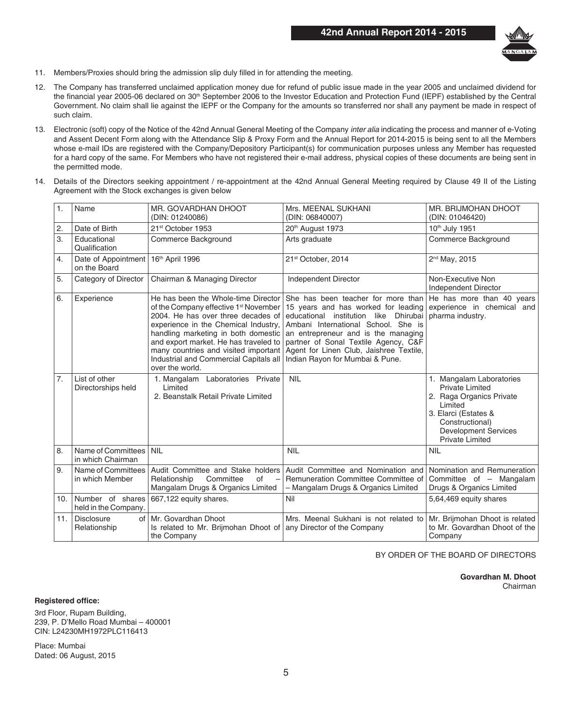11. Members/Proxies should bring the admission slip duly filled in for attending the meeting.

12. The Company has transferred unclaimed application money due for refund of public issue made in the year 2005 and unclaimed dividend for the financial year 2005-06 declared on 30th September 2006 to the Investor Education and Protection Fund (IEPF) established by the Central Government. No claim shall lie against the IEPF or the Company for the amounts so transferred nor shall any payment be made in respect of such claim.

13. Electronic (soft) copy of the Notice of the 42nd Annual General Meeting of the Company *inter alia* indicating the process and manner of e-Voting and Assent Decent Form along with the Attendance Slip & Proxy Form and the Annual Report for 2014-2015 is being sent to all the Members whose e-mail IDs are registered with the Company/Depository Participant(s) for communication purposes unless any Member has requested for a hard copy of the same. For Members who have not registered their e-mail address, physical copies of these documents are being sent in the permitted mode.

14. Details of the Directors seeking appointment / re-appointment at the 42nd Annual General Meeting required by Clause 49 II of the Listing Agreement with the Stock exchanges is given below

| 1. | Name | MR. GOVARDHAN DHOOT (DIN: 01240086) | Mrs. MEENAL SUKHANI (DIN: 06840007) | MR. BRIJMOHAN DHOOT (DIN: 01046420) |
|---|---|---|---|---|
| 2. | Date of Birth | 21st October 1953 | 20th August 1973 | 10th July 1951 |
| 3. | Educational Qualification | Commerce Background | Arts graduate | Commerce Background |
| 4. | Date of Appointment on the Board | 16th April 1996 | 21st October, 2014 | 2nd May, 2015 |
| 5. | Category of Director | Chairman & Managing Director | Independent Director | Non-Executive Non Independent Director |
| 6. | Experience | He has been the Whole-time Director of the Company effective 1st November 2004. He has over three decades of experience in the Chemical Industry, handling marketing in both domestic and export market. He has traveled to many countries and visited important Industrial and Commercial Capitals all over the world. | She has been teacher for more than 15 years and has worked for leading educational institution like Dhirubai Ambani International School. She is an entrepreneur and is the managing partner of Sonal Textile Agency, C&F Agent for Linen Club, Jaishree Textile, Indian Rayon for Mumbai & Pune. | He has more than 40 years experience in chemical and pharma industry. |
| 7. | List of other Directorships held | 1. Mangalam Laboratories Private Limited<br>2. Beanstalk Retail Private Limited | NIL | 1. Mangalam Laboratories Private Limited<br>2. Raga Organics Private Limited<br>3. Elarci (Estates & Constructional) Development Services Private Limited |
| 8. | Name of Committees in which Chairman | NIL | NIL | NIL |
| 9. | Name of Committees in which Member | Audit Committee and Stake holders Relationship Committee of – Mangalam Drugs & Organics Limited | Audit Committee and Nomination and Remuneration Committee Committee of – Mangalam Drugs & Organics Limited | Nomination and Remuneration Committee of – Mangalam Drugs & Organics Limited |
| 10. | Number of shares held in the Company. | 667,122 equity shares. | Nil | 5,64,469 equity shares |
| 11. | Disclosure of Relationship | Mr. Govardhan Dhoot Is related to Mr. Brijmohan Dhoot of the Company | Mrs. Meenal Sukhani is not related to any Director of the Company | Mr. Brijmohan Dhoot is related to Mr. Govardhan Dhoot of the Company |

BY ORDER OF THE BOARD OF DIRECTORS

**Govardhan M. Dhoot**
Chairman

**Registered office:**

3rd Floor, Rupam Building,
239, P. D'Mello Road Mumbai – 400001
CIN: L24230MH1972PLC116413

Place: Mumbai
Dated: 06 August, 2015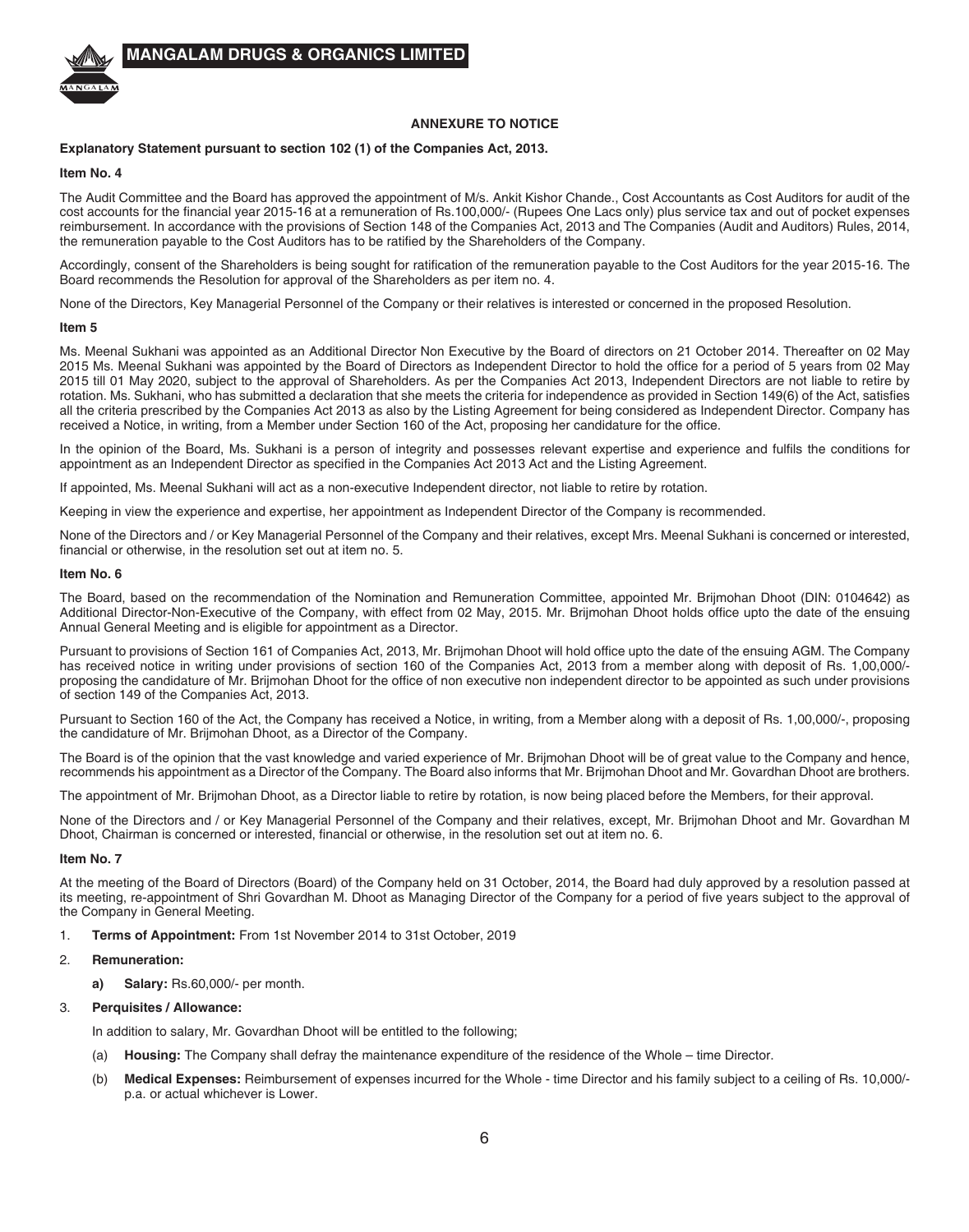## ANNEXURE TO NOTICE

**Explanatory Statement pursuant to section 102 (1) of the Companies Act, 2013.**

**Item No. 4**

The Audit Committee and the Board has approved the appointment of M/s. Ankit Kishor Chande., Cost Accountants as Cost Auditors for audit of the cost accounts for the financial year 2015-16 at a remuneration of Rs.100,000/- (Rupees One Lacs only) plus service tax and out of pocket expenses reimbursement. In accordance with the provisions of Section 148 of the Companies Act, 2013 and The Companies (Audit and Auditors) Rules, 2014, the remuneration payable to the Cost Auditors has to be ratified by the Shareholders of the Company.

Accordingly, consent of the Shareholders is being sought for ratification of the remuneration payable to the Cost Auditors for the year 2015-16. The Board recommends the Resolution for approval of the Shareholders as per item no. 4.

None of the Directors, Key Managerial Personnel of the Company or their relatives is interested or concerned in the proposed Resolution.

**Item 5**

Ms. Meenal Sukhani was appointed as an Additional Director Non Executive by the Board of directors on 21 October 2014. Thereafter on 02 May 2015 Ms. Meenal Sukhani was appointed by the Board of Directors as Independent Director to hold the office for a period of 5 years from 02 May 2015 till 01 May 2020, subject to the approval of Shareholders. As per the Companies Act 2013, Independent Directors are not liable to retire by rotation. Ms. Sukhani, who has submitted a declaration that she meets the criteria for independence as provided in Section 149(6) of the Act, satisfies all the criteria prescribed by the Companies Act 2013 as also by the Listing Agreement for being considered as Independent Director. Company has received a Notice, in writing, from a Member under Section 160 of the Act, proposing her candidature for the office.

In the opinion of the Board, Ms. Sukhani is a person of integrity and possesses relevant expertise and experience and fulfils the conditions for appointment as an Independent Director as specified in the Companies Act 2013 Act and the Listing Agreement.

If appointed, Ms. Meenal Sukhani will act as a non-executive Independent director, not liable to retire by rotation.

Keeping in view the experience and expertise, her appointment as Independent Director of the Company is recommended.

None of the Directors and / or Key Managerial Personnel of the Company and their relatives, except Mrs. Meenal Sukhani is concerned or interested, financial or otherwise, in the resolution set out at item no. 5.

**Item No. 6**

The Board, based on the recommendation of the Nomination and Remuneration Committee, appointed Mr. Brijmohan Dhoot (DIN: 0104642) as Additional Director-Non-Executive of the Company, with effect from 02 May, 2015. Mr. Brijmohan Dhoot holds office upto the date of the ensuing Annual General Meeting and is eligible for appointment as a Director.

Pursuant to provisions of Section 161 of Companies Act, 2013, Mr. Brijmohan Dhoot will hold office upto the date of the ensuing AGM. The Company has received notice in writing under provisions of section 160 of the Companies Act, 2013 from a member along with deposit of Rs. 1,00,000/- proposing the candidature of Mr. Brijmohan Dhoot for the office of non executive non independent director to be appointed as such under provisions of section 149 of the Companies Act, 2013.

Pursuant to Section 160 of the Act, the Company has received a Notice, in writing, from a Member along with a deposit of Rs. 1,00,000/-, proposing the candidature of Mr. Brijmohan Dhoot, as a Director of the Company.

The Board is of the opinion that the vast knowledge and varied experience of Mr. Brijmohan Dhoot will be of great value to the Company and hence, recommends his appointment as a Director of the Company. The Board also informs that Mr. Brijmohan Dhoot and Mr. Govardhan Dhoot are brothers.

The appointment of Mr. Brijmohan Dhoot, as a Director liable to retire by rotation, is now being placed before the Members, for their approval.

None of the Directors and / or Key Managerial Personnel of the Company and their relatives, except, Mr. Brijmohan Dhoot and Mr. Govardhan M Dhoot, Chairman is concerned or interested, financial or otherwise, in the resolution set out at item no. 6.

**Item No. 7**

At the meeting of the Board of Directors (Board) of the Company held on 31 October, 2014, the Board had duly approved by a resolution passed at its meeting, re-appointment of Shri Govardhan M. Dhoot as Managing Director of the Company for a period of five years subject to the approval of the Company in General Meeting.

1. **Terms of Appointment:** From 1st November 2014 to 31st October, 2019
2. **Remuneration:**
   - **a) Salary:** Rs.60,000/- per month.
3. **Perquisites / Allowance:**

   In addition to salary, Mr. Govardhan Dhoot will be entitled to the following;

   (a) **Housing:** The Company shall defray the maintenance expenditure of the residence of the Whole – time Director.

   (b) **Medical Expenses:** Reimbursement of expenses incurred for the Whole - time Director and his family subject to a ceiling of Rs. 10,000/- p.a. or actual whichever is Lower.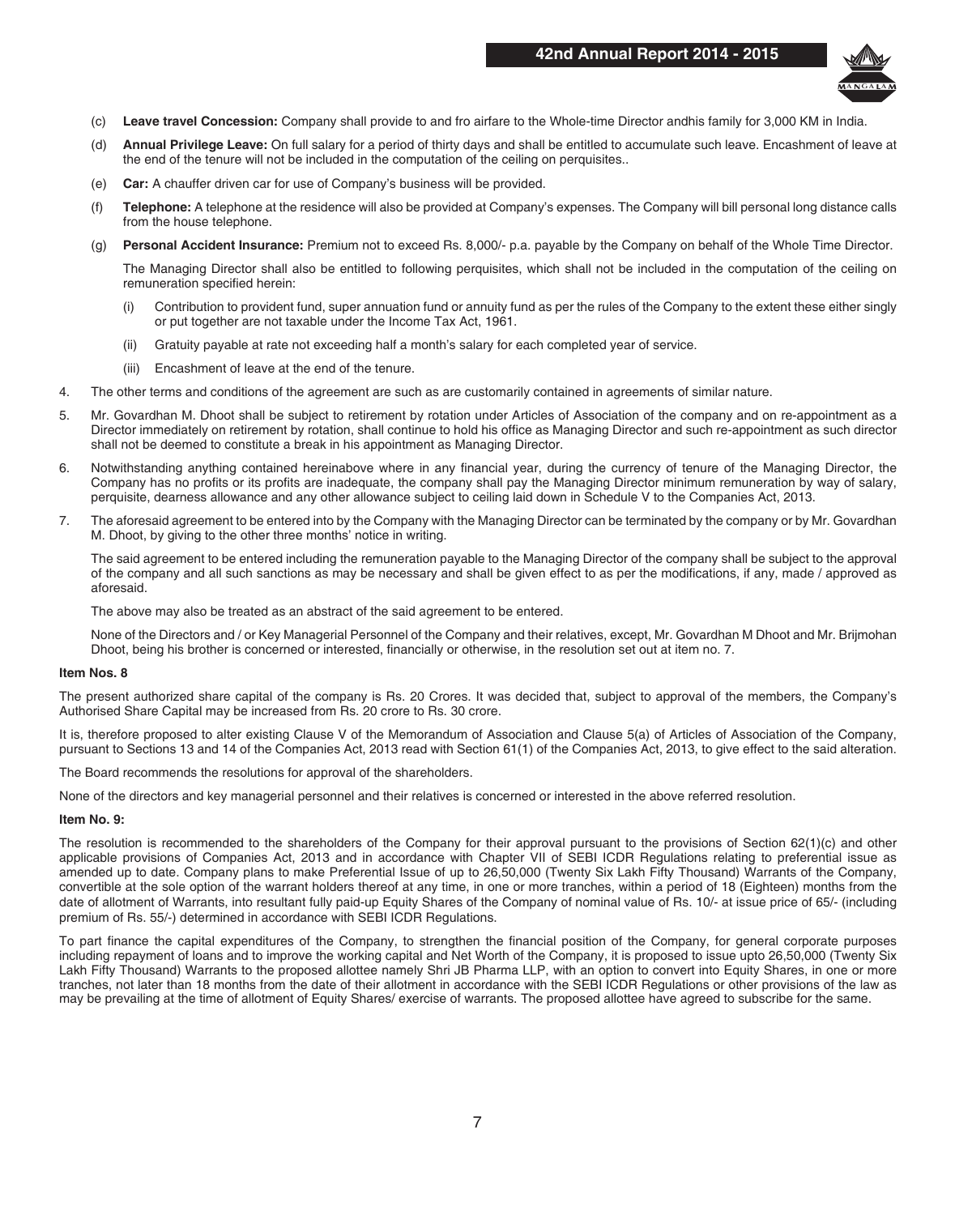(c) **Leave travel Concession:** Company shall provide to and fro airfare to the Whole-time Director andhis family for 3,000 KM in India.

(d) **Annual Privilege Leave:** On full salary for a period of thirty days and shall be entitled to accumulate such leave. Encashment of leave at the end of the tenure will not be included in the computation of the ceiling on perquisites..

(e) **Car:** A chauffer driven car for use of Company's business will be provided.

(f) **Telephone:** A telephone at the residence will also be provided at Company's expenses. The Company will bill personal long distance calls from the house telephone.

(g) **Personal Accident Insurance:** Premium not to exceed Rs. 8,000/- p.a. payable by the Company on behalf of the Whole Time Director.

The Managing Director shall also be entitled to following perquisites, which shall not be included in the computation of the ceiling on remuneration specified herein:

(i) Contribution to provident fund, super annuation fund or annuity fund as per the rules of the Company to the extent these either singly or put together are not taxable under the Income Tax Act, 1961.

(ii) Gratuity payable at rate not exceeding half a month's salary for each completed year of service.

(iii) Encashment of leave at the end of the tenure.

4. The other terms and conditions of the agreement are such as are customarily contained in agreements of similar nature.

5. Mr. Govardhan M. Dhoot shall be subject to retirement by rotation under Articles of Association of the company and on re-appointment as a Director immediately on retirement by rotation, shall continue to hold his office as Managing Director and such re-appointment as such director shall not be deemed to constitute a break in his appointment as Managing Director.

6. Notwithstanding anything contained hereinabove where in any financial year, during the currency of tenure of the Managing Director, the Company has no profits or its profits are inadequate, the company shall pay the Managing Director minimum remuneration by way of salary, perquisite, dearness allowance and any other allowance subject to ceiling laid down in Schedule V to the Companies Act, 2013.

7. The aforesaid agreement to be entered into by the Company with the Managing Director can be terminated by the company or by Mr. Govardhan M. Dhoot, by giving to the other three months' notice in writing.

The said agreement to be entered including the remuneration payable to the Managing Director of the company shall be subject to the approval of the company and all such sanctions as may be necessary and shall be given effect to as per the modifications, if any, made / approved as aforesaid.

The above may also be treated as an abstract of the said agreement to be entered.

None of the Directors and / or Key Managerial Personnel of the Company and their relatives, except, Mr. Govardhan M Dhoot and Mr. Brijmohan Dhoot, being his brother is concerned or interested, financially or otherwise, in the resolution set out at item no. 7.

**Item Nos. 8**

The present authorized share capital of the company is Rs. 20 Crores. It was decided that, subject to approval of the members, the Company's Authorised Share Capital may be increased from Rs. 20 crore to Rs. 30 crore.

It is, therefore proposed to alter existing Clause V of the Memorandum of Association and Clause 5(a) of Articles of Association of the Company, pursuant to Sections 13 and 14 of the Companies Act, 2013 read with Section 61(1) of the Companies Act, 2013, to give effect to the said alteration.

The Board recommends the resolutions for approval of the shareholders.

None of the directors and key managerial personnel and their relatives is concerned or interested in the above referred resolution.

**Item No. 9:**

The resolution is recommended to the shareholders of the Company for their approval pursuant to the provisions of Section 62(1)(c) and other applicable provisions of Companies Act, 2013 and in accordance with Chapter VII of SEBI ICDR Regulations relating to preferential issue as amended up to date. Company plans to make Preferential Issue of up to 26,50,000 (Twenty Six Lakh Fifty Thousand) Warrants of the Company, convertible at the sole option of the warrant holders thereof at any time, in one or more tranches, within a period of 18 (Eighteen) months from the date of allotment of Warrants, into resultant fully paid-up Equity Shares of the Company of nominal value of Rs. 10/- at issue price of 65/- (including premium of Rs. 55/-) determined in accordance with SEBI ICDR Regulations.

To part finance the capital expenditures of the Company, to strengthen the financial position of the Company, for general corporate purposes including repayment of loans and to improve the working capital and Net Worth of the Company, it is proposed to issue upto 26,50,000 (Twenty Six Lakh Fifty Thousand) Warrants to the proposed allottee namely Shri JB Pharma LLP, with an option to convert into Equity Shares, in one or more tranches, not later than 18 months from the date of their allotment in accordance with the SEBI ICDR Regulations or other provisions of the law as may be prevailing at the time of allotment of Equity Shares/ exercise of warrants. The proposed allottee have agreed to subscribe for the same.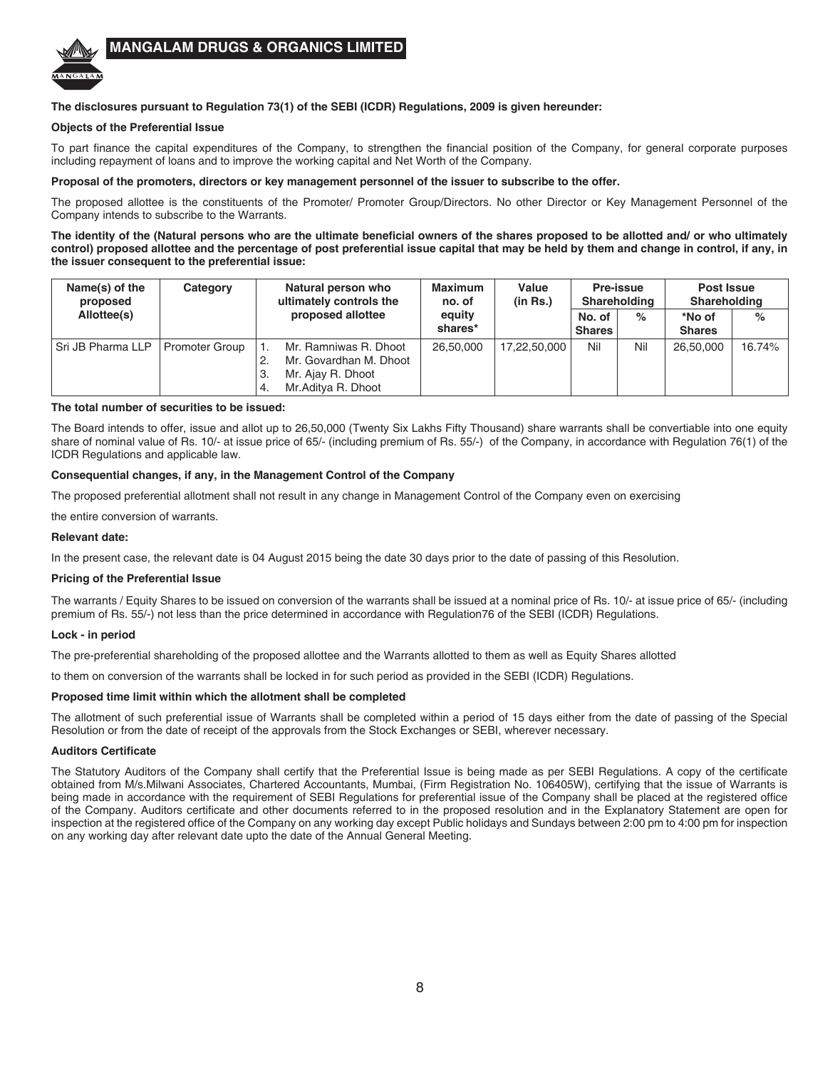**The disclosures pursuant to Regulation 73(1) of the SEBI (ICDR) Regulations, 2009 is given hereunder:**

**Objects of the Preferential Issue**

To part finance the capital expenditures of the Company, to strengthen the financial position of the Company, for general corporate purposes including repayment of loans and to improve the working capital and Net Worth of the Company.

**Proposal of the promoters, directors or key management personnel of the issuer to subscribe to the offer.**

The proposed allottee is the constituents of the Promoter/ Promoter Group/Directors. No other Director or Key Management Personnel of the Company intends to subscribe to the Warrants.

**The identity of the (Natural persons who are the ultimate beneficial owners of the shares proposed to be allotted and/ or who ultimately control) proposed allottee and the percentage of post preferential issue capital that may be held by them and change in control, if any, in the issuer consequent to the preferential issue:**

| Name(s) of the proposed Allottee(s) | Category | Natural person who ultimately controls the proposed allottee | Maximum no. of equity shares* | Value (in Rs.) | Pre-issue Shareholding | | Post Issue Shareholding | |
|---|---|---|---|---|---|---|---|---|
| | | | | | No. of Shares | % | *No of Shares | % |
| Sri JB Pharma LLP | Promoter Group | 1. Mr. Ramniwas R. Dhoot<br>2. Mr. Govardhan M. Dhoot<br>3. Mr. Ajay R. Dhoot<br>4. Mr.Aditya R. Dhoot | 26,50,000 | 17,22,50,000 | Nil | Nil | 26,50,000 | 16.74% |

**The total number of securities to be issued:**

The Board intends to offer, issue and allot up to 26,50,000 (Twenty Six Lakhs Fifty Thousand) share warrants shall be convertiable into one equity share of nominal value of Rs. 10/- at issue price of 65/- (including premium of Rs. 55/-) of the Company, in accordance with Regulation 76(1) of the ICDR Regulations and applicable law.

**Consequential changes, if any, in the Management Control of the Company**

The proposed preferential allotment shall not result in any change in Management Control of the Company even on exercising

the entire conversion of warrants.

**Relevant date:**

In the present case, the relevant date is 04 August 2015 being the date 30 days prior to the date of passing of this Resolution.

**Pricing of the Preferential Issue**

The warrants / Equity Shares to be issued on conversion of the warrants shall be issued at a nominal price of Rs. 10/- at issue price of 65/- (including premium of Rs. 55/-) not less than the price determined in accordance with Regulation76 of the SEBI (ICDR) Regulations.

**Lock - in period**

The pre-preferential shareholding of the proposed allottee and the Warrants allotted to them as well as Equity Shares allotted

to them on conversion of the warrants shall be locked in for such period as provided in the SEBI (ICDR) Regulations.

**Proposed time limit within which the allotment shall be completed**

The allotment of such preferential issue of Warrants shall be completed within a period of 15 days either from the date of passing of the Special Resolution or from the date of receipt of the approvals from the Stock Exchanges or SEBI, wherever necessary.

**Auditors Certificate**

The Statutory Auditors of the Company shall certify that the Preferential Issue is being made as per SEBI Regulations. A copy of the certificate obtained from M/s.Milwani Associates, Chartered Accountants, Mumbai, (Firm Registration No. 106405W), certifying that the issue of Warrants is being made in accordance with the requirement of SEBI Regulations for preferential issue of the Company shall be placed at the registered office of the Company. Auditors certificate and other documents referred to in the proposed resolution and in the Explanatory Statement are open for inspection at the registered office of the Company on any working day except Public holidays and Sundays between 2:00 pm to 4:00 pm for inspection on any working day after relevant date upto the date of the Annual General Meeting.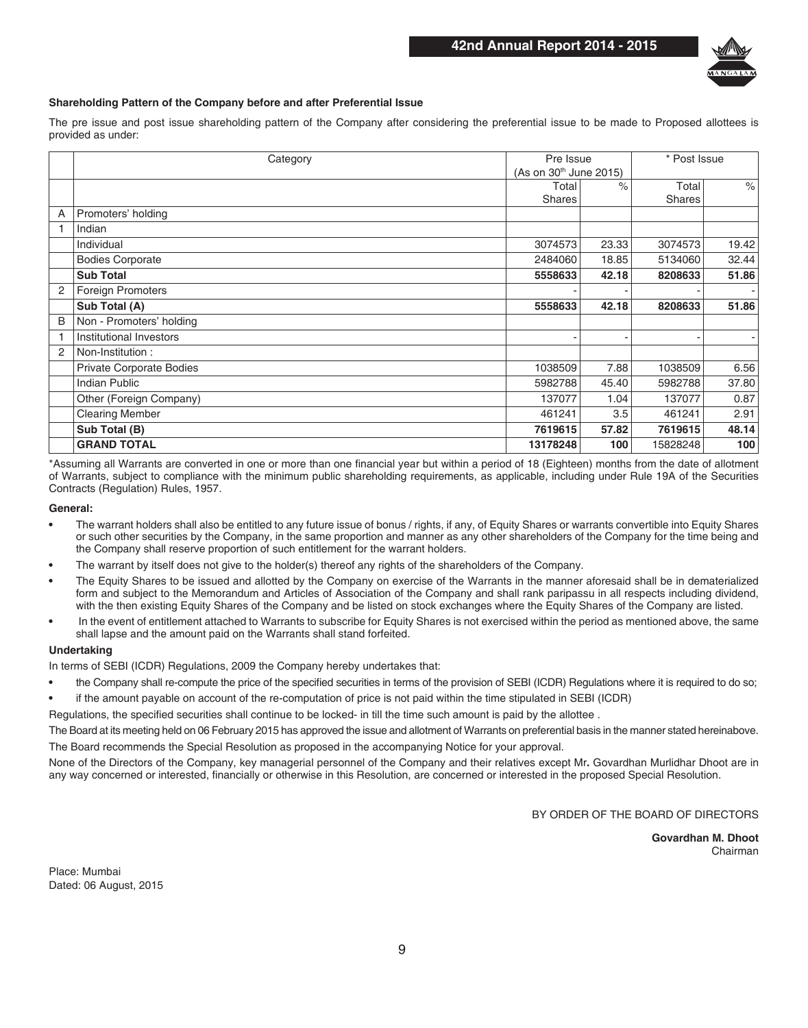**Shareholding Pattern of the Company before and after Preferential Issue**

The pre issue and post issue shareholding pattern of the Company after considering the preferential issue to be made to Proposed allottees is provided as under:

| | Category | Pre Issue (As on 30th June 2015) | | * Post Issue | |
|---|---|---|---|---|---|
| | | Total Shares | % | Total Shares | % |
| A | Promoters' holding | | | | |
| 1 | Indian | | | | |
| | Individual | 3074573 | 23.33 | 3074573 | 19.42 |
| | Bodies Corporate | 2484060 | 18.85 | 5134060 | 32.44 |
| | **Sub Total** | **5558633** | **42.18** | **8208633** | **51.86** |
| 2 | Foreign Promoters | - | - | - | - |
| | **Sub Total (A)** | **5558633** | **42.18** | **8208633** | **51.86** |
| B | Non - Promoters' holding | | | | |
| 1 | Institutional Investors | - | - | - | - |
| 2 | Non-Institution : | | | | |
| | Private Corporate Bodies | 1038509 | 7.88 | 1038509 | 6.56 |
| | Indian Public | 5982788 | 45.40 | 5982788 | 37.80 |
| | Other (Foreign Company) | 137077 | 1.04 | 137077 | 0.87 |
| | Clearing Member | 461241 | 3.5 | 461241 | 2.91 |
| | **Sub Total (B)** | **7619615** | **57.82** | **7619615** | **48.14** |
| | **GRAND TOTAL** | **13178248** | **100** | 15828248 | **100** |

*Assuming all Warrants are converted in one or more than one financial year but within a period of 18 (Eighteen) months from the date of allotment of Warrants, subject to compliance with the minimum public shareholding requirements, as applicable, including under Rule 19A of the Securities Contracts (Regulation) Rules, 1957.

**General:**

- The warrant holders shall also be entitled to any future issue of bonus / rights, if any, of Equity Shares or warrants convertible into Equity Shares or such other securities by the Company, in the same proportion and manner as any other shareholders of the Company for the time being and the Company shall reserve proportion of such entitlement for the warrant holders.
- The warrant by itself does not give to the holder(s) thereof any rights of the shareholders of the Company.
- The Equity Shares to be issued and allotted by the Company on exercise of the Warrants in the manner aforesaid shall be in dematerialized form and subject to the Memorandum and Articles of Association of the Company and shall rank paripassu in all respects including dividend, with the then existing Equity Shares of the Company and be listed on stock exchanges where the Equity Shares of the Company are listed.
- In the event of entitlement attached to Warrants to subscribe for Equity Shares is not exercised within the period as mentioned above, the same shall lapse and the amount paid on the Warrants shall stand forfeited.

**Undertaking**

In terms of SEBI (ICDR) Regulations, 2009 the Company hereby undertakes that:

- the Company shall re-compute the price of the specified securities in terms of the provision of SEBI (ICDR) Regulations where it is required to do so;
- if the amount payable on account of the re-computation of price is not paid within the time stipulated in SEBI (ICDR)

Regulations, the specified securities shall continue to be locked- in till the time such amount is paid by the allottee .

The Board at its meeting held on 06 February 2015 has approved the issue and allotment of Warrants on preferential basis in the manner stated hereinabove.

The Board recommends the Special Resolution as proposed in the accompanying Notice for your approval.

None of the Directors of the Company, key managerial personnel of the Company and their relatives except Mr**.** Govardhan Murlidhar Dhoot are in any way concerned or interested, financially or otherwise in this Resolution, are concerned or interested in the proposed Special Resolution.

BY ORDER OF THE BOARD OF DIRECTORS

**Govardhan M. Dhoot**
Chairman

Place: Mumbai
Dated: 06 August, 2015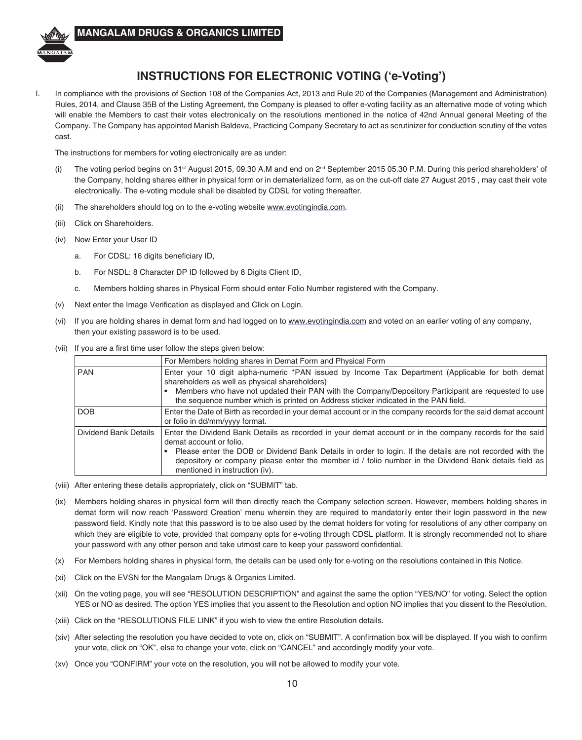# INSTRUCTIONS FOR ELECTRONIC VOTING ('e-Voting')

I. In compliance with the provisions of Section 108 of the Companies Act, 2013 and Rule 20 of the Companies (Management and Administration) Rules, 2014, and Clause 35B of the Listing Agreement, the Company is pleased to offer e-voting facility as an alternative mode of voting which will enable the Members to cast their votes electronically on the resolutions mentioned in the notice of 42nd Annual general Meeting of the Company. The Company has appointed Manish Baldeva, Practicing Company Secretary to act as scrutinizer for conduction scrutiny of the votes cast.

The instructions for members for voting electronically are as under:

(i) The voting period begins on 31st August 2015, 09.30 A.M and end on 2nd September 2015 05.30 P.M. During this period shareholders' of the Company, holding shares either in physical form or in dematerialized form, as on the cut-off date 27 August 2015 , may cast their vote electronically. The e-voting module shall be disabled by CDSL for voting thereafter.

(ii) The shareholders should log on to the e-voting website www.evotingindia.com.

(iii) Click on Shareholders.

(iv) Now Enter your User ID

a. For CDSL: 16 digits beneficiary ID,

b. For NSDL: 8 Character DP ID followed by 8 Digits Client ID,

c. Members holding shares in Physical Form should enter Folio Number registered with the Company.

(v) Next enter the Image Verification as displayed and Click on Login.

(vi) If you are holding shares in demat form and had logged on to www.evotingindia.com and voted on an earlier voting of any company, then your existing password is to be used.

(vii) If you are a first time user follow the steps given below:

| | For Members holding shares in Demat Form and Physical Form |
|---|---|
| PAN | Enter your 10 digit alpha-numeric *PAN issued by Income Tax Department (Applicable for both demat shareholders as well as physical shareholders)<br>• Members who have not updated their PAN with the Company/Depository Participant are requested to use the sequence number which is printed on Address sticker indicated in the PAN field. |
| DOB | Enter the Date of Birth as recorded in your demat account or in the company records for the said demat account or folio in dd/mm/yyyy format. |
| Dividend Bank Details | Enter the Dividend Bank Details as recorded in your demat account or in the company records for the said demat account or folio.<br>• Please enter the DOB or Dividend Bank Details in order to login. If the details are not recorded with the depository or company please enter the member id / folio number in the Dividend Bank details field as mentioned in instruction (iv). |

(viii) After entering these details appropriately, click on "SUBMIT" tab.

(ix) Members holding shares in physical form will then directly reach the Company selection screen. However, members holding shares in demat form will now reach 'Password Creation' menu wherein they are required to mandatorily enter their login password in the new password field. Kindly note that this password is to be also used by the demat holders for voting for resolutions of any other company on which they are eligible to vote, provided that company opts for e-voting through CDSL platform. It is strongly recommended not to share your password with any other person and take utmost care to keep your password confidential.

(x) For Members holding shares in physical form, the details can be used only for e-voting on the resolutions contained in this Notice.

(xi) Click on the EVSN for the Mangalam Drugs & Organics Limited.

(xii) On the voting page, you will see "RESOLUTION DESCRIPTION" and against the same the option "YES/NO" for voting. Select the option YES or NO as desired. The option YES implies that you assent to the Resolution and option NO implies that you dissent to the Resolution.

(xiii) Click on the "RESOLUTIONS FILE LINK" if you wish to view the entire Resolution details.

(xiv) After selecting the resolution you have decided to vote on, click on "SUBMIT". A confirmation box will be displayed. If you wish to confirm your vote, click on "OK", else to change your vote, click on "CANCEL" and accordingly modify your vote.

(xv) Once you "CONFIRM" your vote on the resolution, you will not be allowed to modify your vote.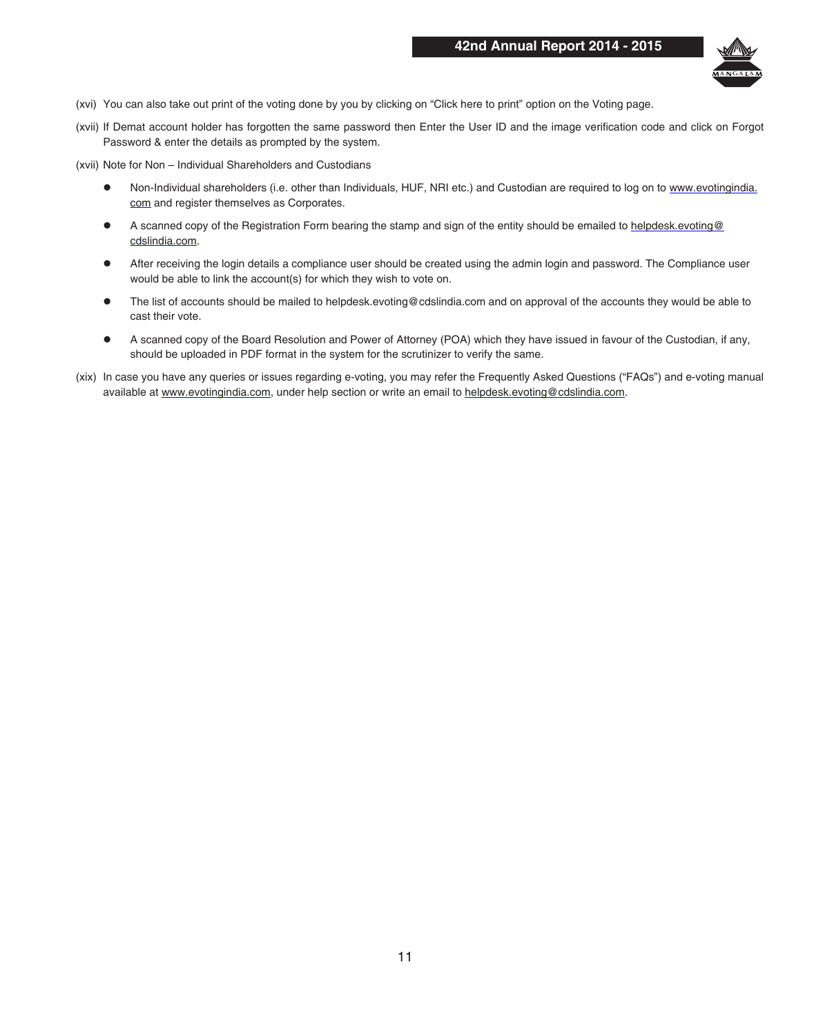(xvi) You can also take out print of the voting done by you by clicking on "Click here to print" option on the Voting page.

(xvii) If Demat account holder has forgotten the same password then Enter the User ID and the image verification code and click on Forgot Password & enter the details as prompted by the system.

(xvii) Note for Non – Individual Shareholders and Custodians

- Non-Individual shareholders (i.e. other than Individuals, HUF, NRI etc.) and Custodian are required to log on to www.evotingindia.com and register themselves as Corporates.
- A scanned copy of the Registration Form bearing the stamp and sign of the entity should be emailed to helpdesk.evoting@cdslindia.com.
- After receiving the login details a compliance user should be created using the admin login and password. The Compliance user would be able to link the account(s) for which they wish to vote on.
- The list of accounts should be mailed to helpdesk.evoting@cdslindia.com and on approval of the accounts they would be able to cast their vote.
- A scanned copy of the Board Resolution and Power of Attorney (POA) which they have issued in favour of the Custodian, if any, should be uploaded in PDF format in the system for the scrutinizer to verify the same.

(xix) In case you have any queries or issues regarding e-voting, you may refer the Frequently Asked Questions ("FAQs") and e-voting manual available at www.evotingindia.com, under help section or write an email to helpdesk.evoting@cdslindia.com.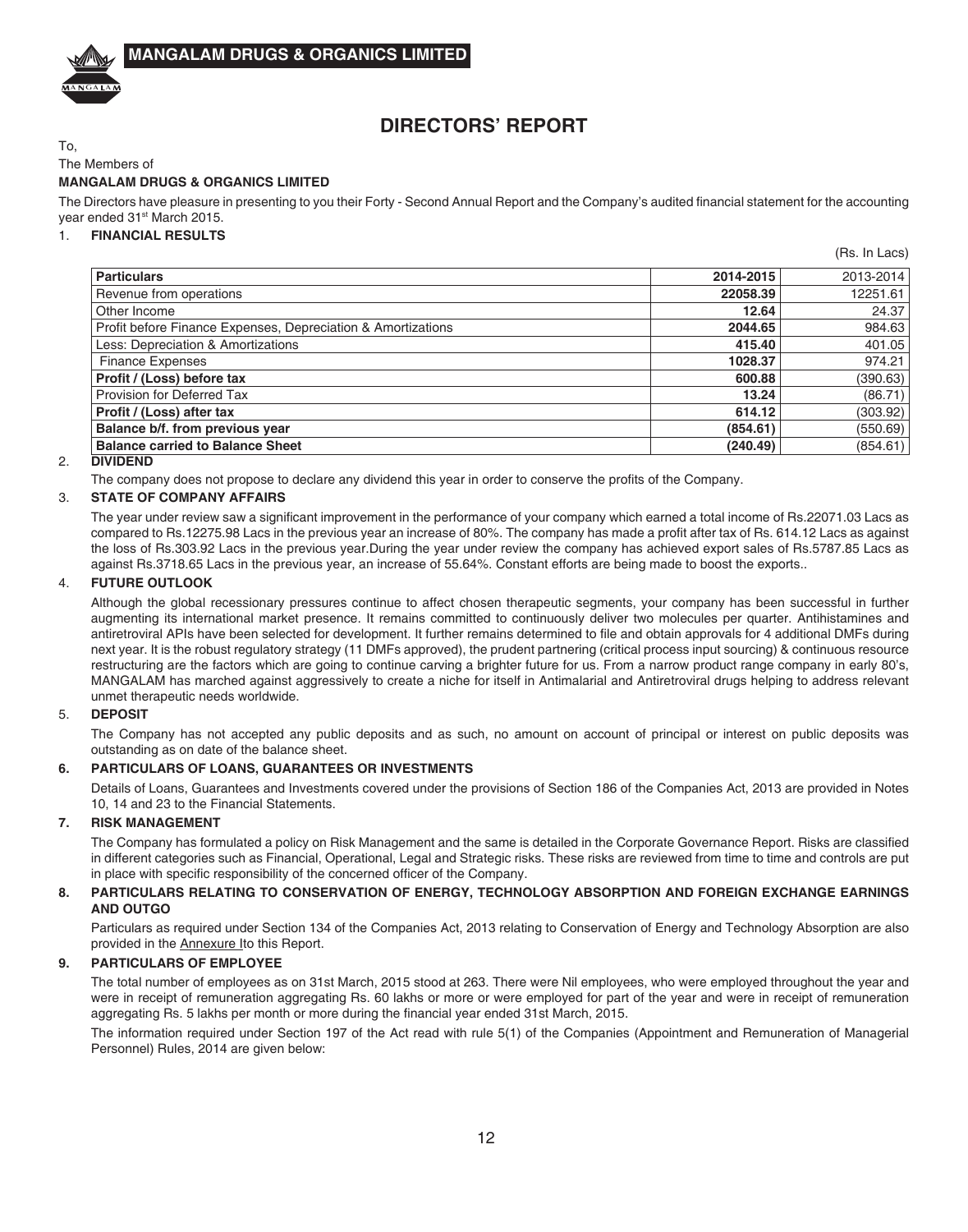# DIRECTORS' REPORT

To,

The Members of

**MANGALAM DRUGS & ORGANICS LIMITED**

The Directors have pleasure in presenting to you their Forty - Second Annual Report and the Company's audited financial statement for the accounting year ended 31st March 2015.

1. **FINANCIAL RESULTS**

(Rs. In Lacs)

| **Particulars** | **2014-2015** | 2013-2014 |
|---|---|---|
| Revenue from operations | **22058.39** | 12251.61 |
| Other Income | **12.64** | 24.37 |
| Profit before Finance Expenses, Depreciation & Amortizations | **2044.65** | 984.63 |
| Less: Depreciation & Amortizations | **415.40** | 401.05 |
| Finance Expenses | **1028.37** | 974.21 |
| **Profit / (Loss) before tax** | **600.88** | (390.63) |
| Provision for Deferred Tax | **13.24** | (86.71) |
| **Profit / (Loss) after tax** | **614.12** | (303.92) |
| **Balance b/f. from previous year** | **(854.61)** | (550.69) |
| **Balance carried to Balance Sheet** | **(240.49)** | (854.61) |

2. **DIVIDEND**

The company does not propose to declare any dividend this year in order to conserve the profits of the Company.

3. **STATE OF COMPANY AFFAIRS**

The year under review saw a significant improvement in the performance of your company which earned a total income of Rs.22071.03 Lacs as compared to Rs.12275.98 Lacs in the previous year an increase of 80%. The company has made a profit after tax of Rs. 614.12 Lacs as against the loss of Rs.303.92 Lacs in the previous year.During the year under review the company has achieved export sales of Rs.5787.85 Lacs as against Rs.3718.65 Lacs in the previous year, an increase of 55.64%. Constant efforts are being made to boost the exports..

4. **FUTURE OUTLOOK**

Although the global recessionary pressures continue to affect chosen therapeutic segments, your company has been successful in further augmenting its international market presence. It remains committed to continuously deliver two molecules per quarter. Antihistamines and antiretroviral APIs have been selected for development. It further remains determined to file and obtain approvals for 4 additional DMFs during next year. It is the robust regulatory strategy (11 DMFs approved), the prudent partnering (critical process input sourcing) & continuous resource restructuring are the factors which are going to continue carving a brighter future for us. From a narrow product range company in early 80's, MANGALAM has marched against aggressively to create a niche for itself in Antimalarial and Antiretroviral drugs helping to address relevant unmet therapeutic needs worldwide.

5. **DEPOSIT**

The Company has not accepted any public deposits and as such, no amount on account of principal or interest on public deposits was outstanding as on date of the balance sheet.

6. **PARTICULARS OF LOANS, GUARANTEES OR INVESTMENTS**

Details of Loans, Guarantees and Investments covered under the provisions of Section 186 of the Companies Act, 2013 are provided in Notes 10, 14 and 23 to the Financial Statements.

7. **RISK MANAGEMENT**

The Company has formulated a policy on Risk Management and the same is detailed in the Corporate Governance Report. Risks are classified in different categories such as Financial, Operational, Legal and Strategic risks. These risks are reviewed from time to time and controls are put in place with specific responsibility of the concerned officer of the Company.

8. **PARTICULARS RELATING TO CONSERVATION OF ENERGY, TECHNOLOGY ABSORPTION AND FOREIGN EXCHANGE EARNINGS AND OUTGO**

Particulars as required under Section 134 of the Companies Act, 2013 relating to Conservation of Energy and Technology Absorption are also provided in the Annexure Ito this Report.

9. **PARTICULARS OF EMPLOYEE**

The total number of employees as on 31st March, 2015 stood at 263. There were Nil employees, who were employed throughout the year and were in receipt of remuneration aggregating Rs. 60 lakhs or more or were employed for part of the year and were in receipt of remuneration aggregating Rs. 5 lakhs per month or more during the financial year ended 31st March, 2015.

The information required under Section 197 of the Act read with rule 5(1) of the Companies (Appointment and Remuneration of Managerial Personnel) Rules, 2014 are given below: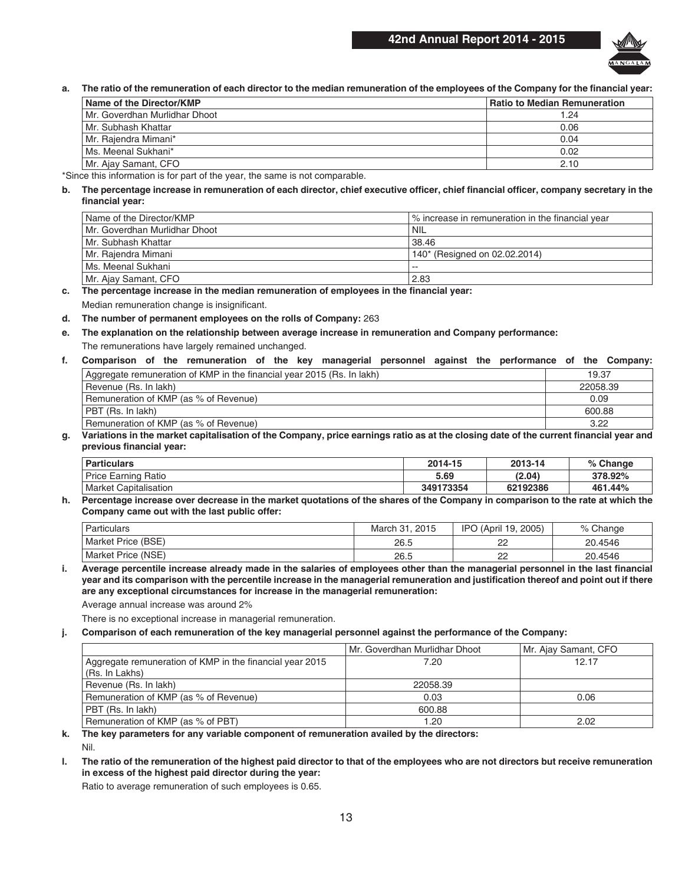**a. The ratio of the remuneration of each director to the median remuneration of the employees of the Company for the financial year:**

| Name of the Director/KMP | Ratio to Median Remuneration |
|---|---|
| Mr. Goverdhan Murlidhar Dhoot | 1.24 |
| Mr. Subhash Khattar | 0.06 |
| Mr. Rajendra Mimani* | 0.04 |
| Ms. Meenal Sukhani* | 0.02 |
| Mr. Ajay Samant, CFO | 2.10 |

*Since this information is for part of the year, the same is not comparable.

**b. The percentage increase in remuneration of each director, chief executive officer, chief financial officer, company secretary in the financial year:**

| Name of the Director/KMP | % increase in remuneration in the financial year |
|---|---|
| Mr. Goverdhan Murlidhar Dhoot | NIL |
| Mr. Subhash Khattar | 38.46 |
| Mr. Rajendra Mimani | 140* (Resigned on 02.02.2014) |
| Ms. Meenal Sukhani | -- |
| Mr. Ajay Samant, CFO | 2.83 |

**c. The percentage increase in the median remuneration of employees in the financial year:**

Median remuneration change is insignificant.

**d. The number of permanent employees on the rolls of Company:** 263

**e. The explanation on the relationship between average increase in remuneration and Company performance:**

The remunerations have largely remained unchanged.

**f. Comparison of the remuneration of the key managerial personnel against the performance of the Company:**

| | |
|---|---|
| Aggregate remuneration of KMP in the financial year 2015 (Rs. In lakh) | 19.37 |
| Revenue (Rs. In lakh) | 22058.39 |
| Remuneration of KMP (as % of Revenue) | 0.09 |
| PBT (Rs. In lakh) | 600.88 |
| Remuneration of KMP (as % of Revenue) | 3.22 |

**g. Variations in the market capitalisation of the Company, price earnings ratio as at the closing date of the current financial year and previous financial year:**

| Particulars | 2014-15 | 2013-14 | % Change |
|---|---|---|---|
| Price Earning Ratio | **5.69** | **(2.04)** | **378.92%** |
| Market Capitalisation | **349173354** | **62192386** | **461.44%** |

**h. Percentage increase over decrease in the market quotations of the shares of the Company in comparison to the rate at which the Company came out with the last public offer:**

| Particulars | March 31, 2015 | IPO (April 19, 2005) | % Change |
|---|---|---|---|
| Market Price (BSE) | 26.5 | 22 | 20.4546 |
| Market Price (NSE) | 26.5 | 22 | 20.4546 |

**i. Average percentile increase already made in the salaries of employees other than the managerial personnel in the last financial year and its comparison with the percentile increase in the managerial remuneration and justification thereof and point out if there are any exceptional circumstances for increase in the managerial remuneration:**

Average annual increase was around 2%

There is no exceptional increase in managerial remuneration.

**j. Comparison of each remuneration of the key managerial personnel against the performance of the Company:**

| | Mr. Goverdhan Murlidhar Dhoot | Mr. Ajay Samant, CFO |
|---|---|---|
| Aggregate remuneration of KMP in the financial year 2015 (Rs. In Lakhs) | 7.20 | 12.17 |
| Revenue (Rs. In lakh) | 22058.39 | |
| Remuneration of KMP (as % of Revenue) | 0.03 | 0.06 |
| PBT (Rs. In lakh) | 600.88 | |
| Remuneration of KMP (as % of PBT) | 1.20 | 2.02 |

**k. The key parameters for any variable component of remuneration availed by the directors:**

Nil.

**l. The ratio of the remuneration of the highest paid director to that of the employees who are not directors but receive remuneration in excess of the highest paid director during the year:**

Ratio to average remuneration of such employees is 0.65.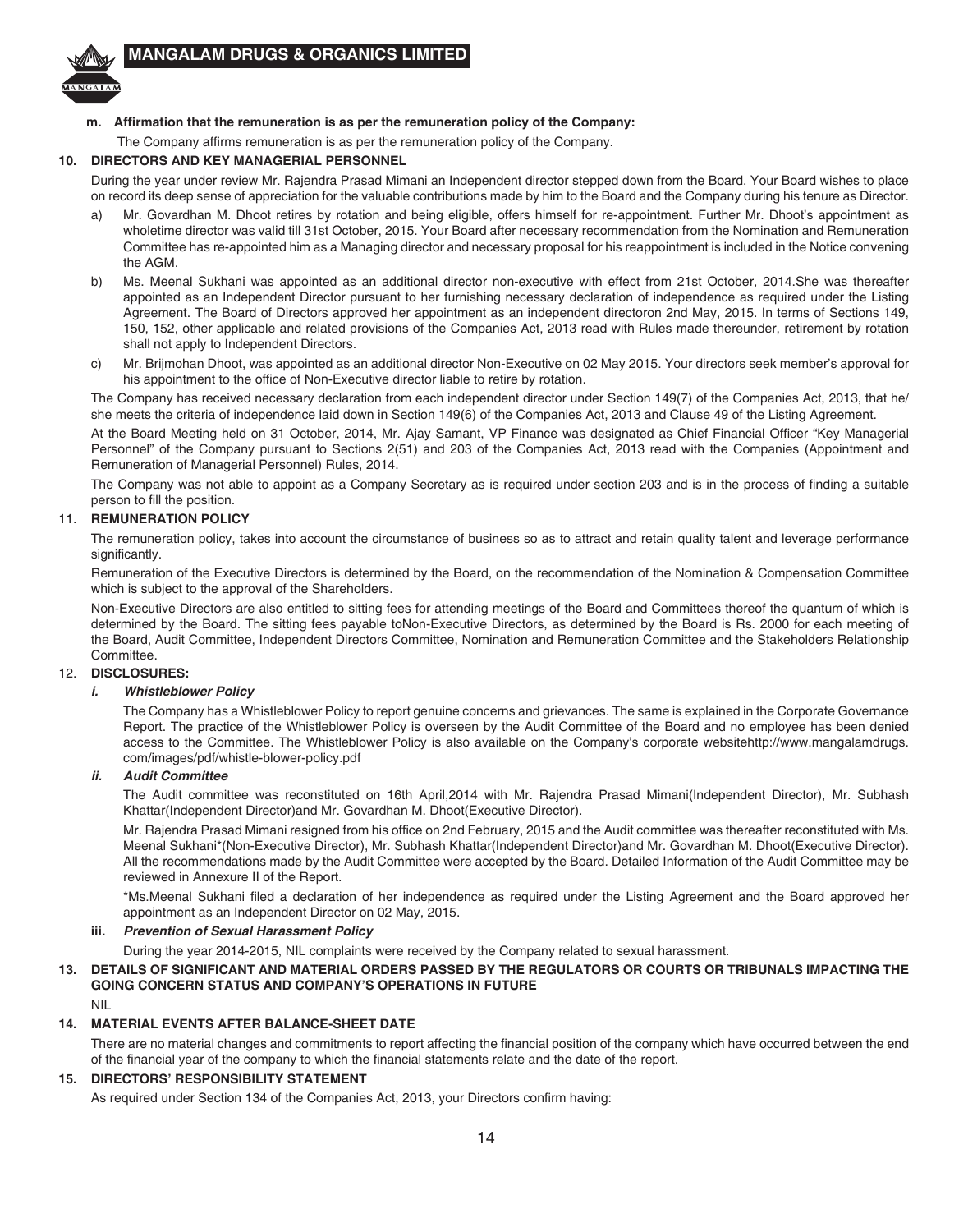**m. Affirmation that the remuneration is as per the remuneration policy of the Company:**

The Company affirms remuneration is as per the remuneration policy of the Company.

## 10. DIRECTORS AND KEY MANAGERIAL PERSONNEL

During the year under review Mr. Rajendra Prasad Mimani an Independent director stepped down from the Board. Your Board wishes to place on record its deep sense of appreciation for the valuable contributions made by him to the Board and the Company during his tenure as Director.

a) Mr. Govardhan M. Dhoot retires by rotation and being eligible, offers himself for re-appointment. Further Mr. Dhoot's appointment as wholetime director was valid till 31st October, 2015. Your Board after necessary recommendation from the Nomination and Remuneration Committee has re-appointed him as a Managing director and necessary proposal for his reappointment is included in the Notice convening the AGM.

b) Ms. Meenal Sukhani was appointed as an additional director non-executive with effect from 21st October, 2014.She was thereafter appointed as an Independent Director pursuant to her furnishing necessary declaration of independence as required under the Listing Agreement. The Board of Directors approved her appointment as an independent directoron 2nd May, 2015. In terms of Sections 149, 150, 152, other applicable and related provisions of the Companies Act, 2013 read with Rules made thereunder, retirement by rotation shall not apply to Independent Directors.

c) Mr. Brijmohan Dhoot, was appointed as an additional director Non-Executive on 02 May 2015. Your directors seek member's approval for his appointment to the office of Non-Executive director liable to retire by rotation.

The Company has received necessary declaration from each independent director under Section 149(7) of the Companies Act, 2013, that he/she meets the criteria of independence laid down in Section 149(6) of the Companies Act, 2013 and Clause 49 of the Listing Agreement.

At the Board Meeting held on 31 October, 2014, Mr. Ajay Samant, VP Finance was designated as Chief Financial Officer "Key Managerial Personnel" of the Company pursuant to Sections 2(51) and 203 of the Companies Act, 2013 read with the Companies (Appointment and Remuneration of Managerial Personnel) Rules, 2014.

The Company was not able to appoint as a Company Secretary as is required under section 203 and is in the process of finding a suitable person to fill the position.

## 11. REMUNERATION POLICY

The remuneration policy, takes into account the circumstance of business so as to attract and retain quality talent and leverage performance significantly.

Remuneration of the Executive Directors is determined by the Board, on the recommendation of the Nomination & Compensation Committee which is subject to the approval of the Shareholders.

Non-Executive Directors are also entitled to sitting fees for attending meetings of the Board and Committees thereof the quantum of which is determined by the Board. The sitting fees payable toNon-Executive Directors, as determined by the Board is Rs. 2000 for each meeting of the Board, Audit Committee, Independent Directors Committee, Nomination and Remuneration Committee and the Stakeholders Relationship Committee.

## 12. DISCLOSURES:

### *i. Whistleblower Policy*

The Company has a Whistleblower Policy to report genuine concerns and grievances. The same is explained in the Corporate Governance Report. The practice of the Whistleblower Policy is overseen by the Audit Committee of the Board and no employee has been denied access to the Committee. The Whistleblower Policy is also available on the Company's corporate websitehttp://www.mangalamdrugs.com/images/pdf/whistle-blower-policy.pdf

### *ii. Audit Committee*

The Audit committee was reconstituted on 16th April,2014 with Mr. Rajendra Prasad Mimani(Independent Director), Mr. Subhash Khattar(Independent Director)and Mr. Govardhan M. Dhoot(Executive Director).

Mr. Rajendra Prasad Mimani resigned from his office on 2nd February, 2015 and the Audit committee was thereafter reconstituted with Ms. Meenal Sukhani*(Non-Executive Director), Mr. Subhash Khattar(Independent Director)and Mr. Govardhan M. Dhoot(Executive Director). All the recommendations made by the Audit Committee were accepted by the Board. Detailed Information of the Audit Committee may be reviewed in Annexure II of the Report.

*Ms.Meenal Sukhani filed a declaration of her independence as required under the Listing Agreement and the Board approved her appointment as an Independent Director on 02 May, 2015.

### iii. *Prevention of Sexual Harassment Policy*

During the year 2014-2015, NIL complaints were received by the Company related to sexual harassment.

## 13. DETAILS OF SIGNIFICANT AND MATERIAL ORDERS PASSED BY THE REGULATORS OR COURTS OR TRIBUNALS IMPACTING THE GOING CONCERN STATUS AND COMPANY'S OPERATIONS IN FUTURE

NIL

## 14. MATERIAL EVENTS AFTER BALANCE-SHEET DATE

There are no material changes and commitments to report affecting the financial position of the company which have occurred between the end of the financial year of the company to which the financial statements relate and the date of the report.

## 15. DIRECTORS' RESPONSIBILITY STATEMENT

As required under Section 134 of the Companies Act, 2013, your Directors confirm having: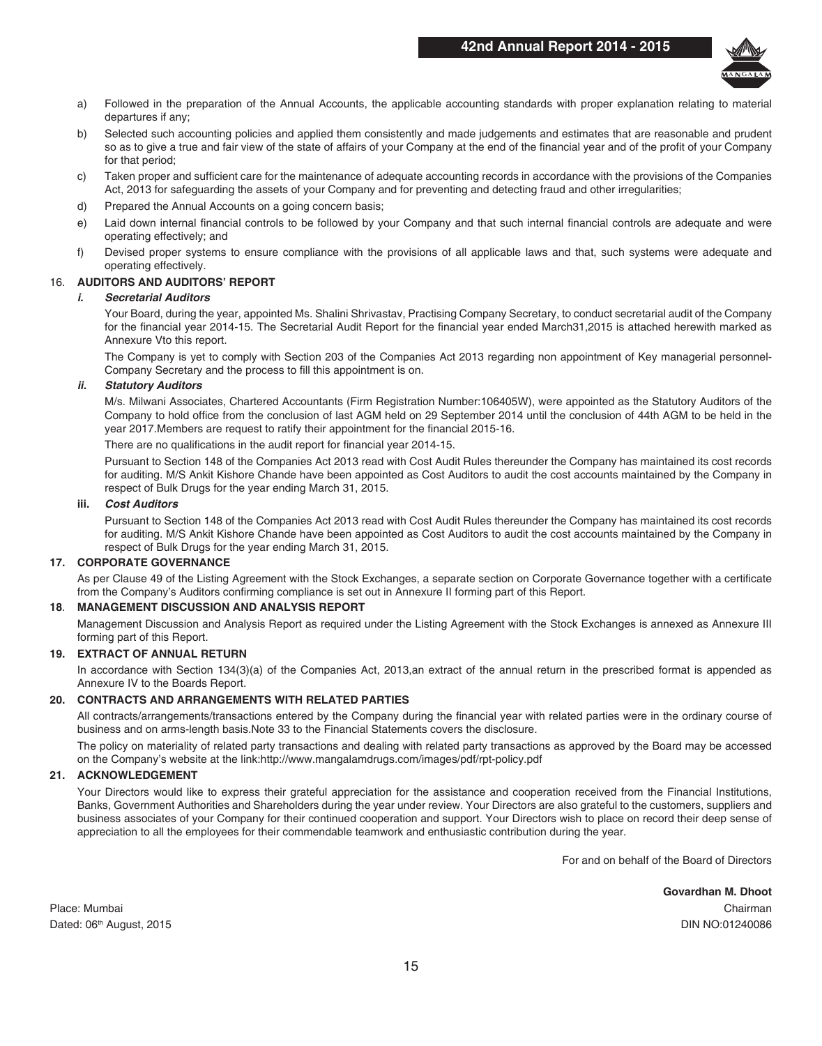a) Followed in the preparation of the Annual Accounts, the applicable accounting standards with proper explanation relating to material departures if any;

b) Selected such accounting policies and applied them consistently and made judgements and estimates that are reasonable and prudent so as to give a true and fair view of the state of affairs of your Company at the end of the financial year and of the profit of your Company for that period;

c) Taken proper and sufficient care for the maintenance of adequate accounting records in accordance with the provisions of the Companies Act, 2013 for safeguarding the assets of your Company and for preventing and detecting fraud and other irregularities;

d) Prepared the Annual Accounts on a going concern basis;

e) Laid down internal financial controls to be followed by your Company and that such internal financial controls are adequate and were operating effectively; and

f) Devised proper systems to ensure compliance with the provisions of all applicable laws and that, such systems were adequate and operating effectively.

## 16. AUDITORS AND AUDITORS' REPORT

### *i. Secretarial Auditors*

Your Board, during the year, appointed Ms. Shalini Shrivastav, Practising Company Secretary, to conduct secretarial audit of the Company for the financial year 2014-15. The Secretarial Audit Report for the financial year ended March31,2015 is attached herewith marked as Annexure Vto this report.

The Company is yet to comply with Section 203 of the Companies Act 2013 regarding non appointment of Key managerial personnel-Company Secretary and the process to fill this appointment is on.

### *ii. Statutory Auditors*

M/s. Milwani Associates, Chartered Accountants (Firm Registration Number:106405W), were appointed as the Statutory Auditors of the Company to hold office from the conclusion of last AGM held on 29 September 2014 until the conclusion of 44th AGM to be held in the year 2017.Members are request to ratify their appointment for the financial 2015-16.

There are no qualifications in the audit report for financial year 2014-15.

Pursuant to Section 148 of the Companies Act 2013 read with Cost Audit Rules thereunder the Company has maintained its cost records for auditing. M/S Ankit Kishore Chande have been appointed as Cost Auditors to audit the cost accounts maintained by the Company in respect of Bulk Drugs for the year ending March 31, 2015.

### iii. *Cost Auditors*

Pursuant to Section 148 of the Companies Act 2013 read with Cost Audit Rules thereunder the Company has maintained its cost records for auditing. M/S Ankit Kishore Chande have been appointed as Cost Auditors to audit the cost accounts maintained by the Company in respect of Bulk Drugs for the year ending March 31, 2015.

## 17. CORPORATE GOVERNANCE

As per Clause 49 of the Listing Agreement with the Stock Exchanges, a separate section on Corporate Governance together with a certificate from the Company's Auditors confirming compliance is set out in Annexure II forming part of this Report.

## 18. MANAGEMENT DISCUSSION AND ANALYSIS REPORT

Management Discussion and Analysis Report as required under the Listing Agreement with the Stock Exchanges is annexed as Annexure III forming part of this Report.

## 19. EXTRACT OF ANNUAL RETURN

In accordance with Section 134(3)(a) of the Companies Act, 2013,an extract of the annual return in the prescribed format is appended as Annexure IV to the Boards Report.

## 20. CONTRACTS AND ARRANGEMENTS WITH RELATED PARTIES

All contracts/arrangements/transactions entered by the Company during the financial year with related parties were in the ordinary course of business and on arms-length basis.Note 33 to the Financial Statements covers the disclosure.

The policy on materiality of related party transactions and dealing with related party transactions as approved by the Board may be accessed on the Company's website at the link:http://www.mangalamdrugs.com/images/pdf/rpt-policy.pdf

## 21. ACKNOWLEDGEMENT

Your Directors would like to express their grateful appreciation for the assistance and cooperation received from the Financial Institutions, Banks, Government Authorities and Shareholders during the year under review. Your Directors are also grateful to the customers, suppliers and business associates of your Company for their continued cooperation and support. Your Directors wish to place on record their deep sense of appreciation to all the employees for their commendable teamwork and enthusiastic contribution during the year.

For and on behalf of the Board of Directors

**Govardhan M. Dhoot**
Chairman
DIN NO:01240086

Place: Mumbai
Dated: 06th August, 2015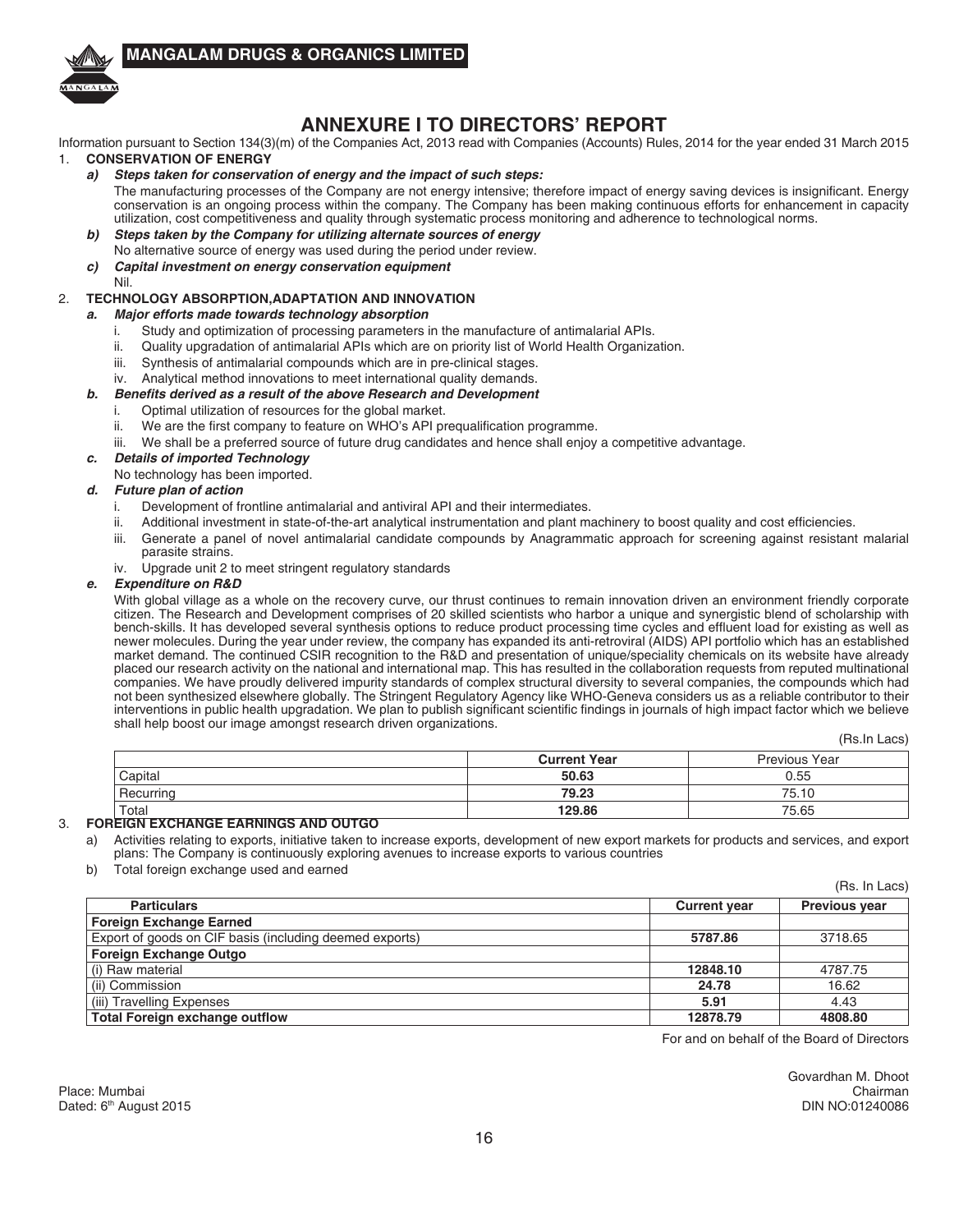# ANNEXURE I TO DIRECTORS' REPORT

Information pursuant to Section 134(3)(m) of the Companies Act, 2013 read with Companies (Accounts) Rules, 2014 for the year ended 31 March 2015

1. **CONSERVATION OF ENERGY**

   ***a) Steps taken for conservation of energy and the impact of such steps:***

   The manufacturing processes of the Company are not energy intensive; therefore impact of energy saving devices is insignificant. Energy conservation is an ongoing process within the company. The Company has been making continuous efforts for enhancement in capacity utilization, cost competitiveness and quality through systematic process monitoring and adherence to technological norms.

   ***b) Steps taken by the Company for utilizing alternate sources of energy***

   No alternative source of energy was used during the period under review.

   ***c) Capital investment on energy conservation equipment***

   Nil.

2. **TECHNOLOGY ABSORPTION,ADAPTATION AND INNOVATION**

   ***a. Major efforts made towards technology absorption***

   i. Study and optimization of processing parameters in the manufacture of antimalarial APIs.
   ii. Quality upgradation of antimalarial APIs which are on priority list of World Health Organization.
   iii. Synthesis of antimalarial compounds which are in pre-clinical stages.
   iv. Analytical method innovations to meet international quality demands.

   ***b. Benefits derived as a result of the above Research and Development***

   i. Optimal utilization of resources for the global market.
   ii. We are the first company to feature on WHO's API prequalification programme.
   iii. We shall be a preferred source of future drug candidates and hence shall enjoy a competitive advantage.

   ***c. Details of imported Technology***

   No technology has been imported.

   ***d. Future plan of action***

   i. Development of frontline antimalarial and antiviral API and their intermediates.
   ii. Additional investment in state-of-the-art analytical instrumentation and plant machinery to boost quality and cost efficiencies.
   iii. Generate a panel of novel antimalarial candidate compounds by Anagrammatic approach for screening against resistant malarial parasite strains.
   iv. Upgrade unit 2 to meet stringent regulatory standards

   ***e. Expenditure on R&D***

   With global village as a whole on the recovery curve, our thrust continues to remain innovation driven an environment friendly corporate citizen. The Research and Development comprises of 20 skilled scientists who harbor a unique and synergistic blend of scholarship with bench-skills. It has developed several synthesis options to reduce product processing time cycles and effluent load for existing as well as newer molecules. During the year under review, the company has expanded its anti-retroviral (AIDS) API portfolio which has an established market demand. The continued CSIR recognition to the R&D and presentation of unique/speciality chemicals on its website have already placed our research activity on the national and international map. This has resulted in the collaboration requests from reputed multinational companies. We have proudly delivered impurity standards of complex structural diversity to several companies, the compounds which had not been synthesized elsewhere globally. The Stringent Regulatory Agency like WHO-Geneva considers us as a reliable contributor to their interventions in public health upgradation. We plan to publish significant scientific findings in journals of high impact factor which we believe shall help boost our image amongst research driven organizations.

   (Rs.In Lacs)

   | | **Current Year** | Previous Year |
   |---|---|---|
   | Capital | **50.63** | 0.55 |
   | Recurring | **79.23** | 75.10 |
   | Total | **129.86** | 75.65 |

3. **FOREIGN EXCHANGE EARNINGS AND OUTGO**

   a) Activities relating to exports, initiative taken to increase exports, development of new export markets for products and services, and export plans: The Company is continuously exploring avenues to increase exports to various countries

   b) Total foreign exchange used and earned

   (Rs. In Lacs)

   | **Particulars** | **Current year** | **Previous year** |
   |---|---|---|
   | **Foreign Exchange Earned** | | |
   | Export of goods on CIF basis (including deemed exports) | **5787.86** | 3718.65 |
   | **Foreign Exchange Outgo** | | |
   | (i) Raw material | **12848.10** | 4787.75 |
   | (ii) Commission | **24.78** | 16.62 |
   | (iii) Travelling Expenses | **5.91** | 4.43 |
   | **Total Foreign exchange outflow** | **12878.79** | **4808.80** |

For and on behalf of the Board of Directors

Place: Mumbai
Dated: 6th August 2015

Govardhan M. Dhoot
Chairman
DIN NO:01240086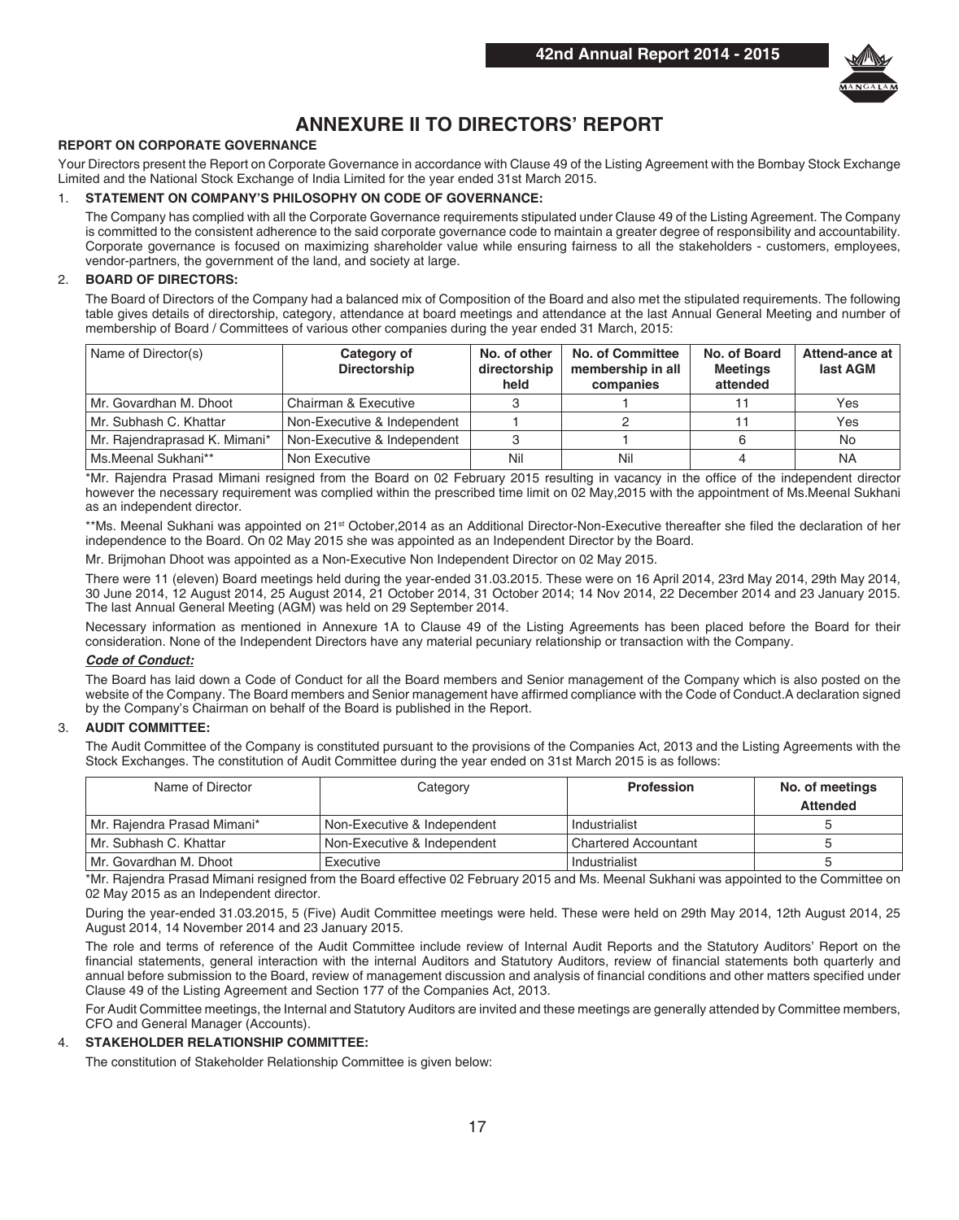# ANNEXURE II TO DIRECTORS' REPORT

**REPORT ON CORPORATE GOVERNANCE**

Your Directors present the Report on Corporate Governance in accordance with Clause 49 of the Listing Agreement with the Bombay Stock Exchange Limited and the National Stock Exchange of India Limited for the year ended 31st March 2015.

## 1. STATEMENT ON COMPANY'S PHILOSOPHY ON CODE OF GOVERNANCE:

The Company has complied with all the Corporate Governance requirements stipulated under Clause 49 of the Listing Agreement. The Company is committed to the consistent adherence to the said corporate governance code to maintain a greater degree of responsibility and accountability. Corporate governance is focused on maximizing shareholder value while ensuring fairness to all the stakeholders - customers, employees, vendor-partners, the government of the land, and society at large.

## 2. BOARD OF DIRECTORS:

The Board of Directors of the Company had a balanced mix of Composition of the Board and also met the stipulated requirements. The following table gives details of directorship, category, attendance at board meetings and attendance at the last Annual General Meeting and number of membership of Board / Committees of various other companies during the year ended 31 March, 2015:

| Name of Director(s) | Category of Directorship | No. of other directorship held | No. of Committee membership in all companies | No. of Board Meetings attended | Attend-ance at last AGM |
|---|---|---|---|---|---|
| Mr. Govardhan M. Dhoot | Chairman & Executive | 3 | 1 | 11 | Yes |
| Mr. Subhash C. Khattar | Non-Executive & Independent | 1 | 2 | 11 | Yes |
| Mr. Rajendraprasad K. Mimani* | Non-Executive & Independent | 3 | 1 | 6 | No |
| Ms.Meenal Sukhani** | Non Executive | Nil | Nil | 4 | NA |

*Mr. Rajendra Prasad Mimani resigned from the Board on 02 February 2015 resulting in vacancy in the office of the independent director however the necessary requirement was complied within the prescribed time limit on 02 May,2015 with the appointment of Ms.Meenal Sukhani as an independent director.

**Ms. Meenal Sukhani was appointed on 21st October,2014 as an Additional Director-Non-Executive thereafter she filed the declaration of her independence to the Board. On 02 May 2015 she was appointed as an Independent Director by the Board.

Mr. Brijmohan Dhoot was appointed as a Non-Executive Non Independent Director on 02 May 2015.

There were 11 (eleven) Board meetings held during the year-ended 31.03.2015. These were on 16 April 2014, 23rd May 2014, 29th May 2014, 30 June 2014, 12 August 2014, 25 August 2014, 21 October 2014, 31 October 2014; 14 Nov 2014, 22 December 2014 and 23 January 2015. The last Annual General Meeting (AGM) was held on 29 September 2014.

Necessary information as mentioned in Annexure 1A to Clause 49 of the Listing Agreements has been placed before the Board for their consideration. None of the Independent Directors have any material pecuniary relationship or transaction with the Company.

***Code of Conduct:***

The Board has laid down a Code of Conduct for all the Board members and Senior management of the Company which is also posted on the website of the Company. The Board members and Senior management have affirmed compliance with the Code of Conduct.A declaration signed by the Company's Chairman on behalf of the Board is published in the Report.

## 3. AUDIT COMMITTEE:

The Audit Committee of the Company is constituted pursuant to the provisions of the Companies Act, 2013 and the Listing Agreements with the Stock Exchanges. The constitution of Audit Committee during the year ended on 31st March 2015 is as follows:

| Name of Director | Category | Profession | No. of meetings Attended |
|---|---|---|---|
| Mr. Rajendra Prasad Mimani* | Non-Executive & Independent | Industrialist | 5 |
| Mr. Subhash C. Khattar | Non-Executive & Independent | Chartered Accountant | 5 |
| Mr. Govardhan M. Dhoot | Executive | Industrialist | 5 |

*Mr. Rajendra Prasad Mimani resigned from the Board effective 02 February 2015 and Ms. Meenal Sukhani was appointed to the Committee on 02 May 2015 as an Independent director.

During the year-ended 31.03.2015, 5 (Five) Audit Committee meetings were held. These were held on 29th May 2014, 12th August 2014, 25 August 2014, 14 November 2014 and 23 January 2015.

The role and terms of reference of the Audit Committee include review of Internal Audit Reports and the Statutory Auditors' Report on the financial statements, general interaction with the internal Auditors and Statutory Auditors, review of financial statements both quarterly and annual before submission to the Board, review of management discussion and analysis of financial conditions and other matters specified under Clause 49 of the Listing Agreement and Section 177 of the Companies Act, 2013.

For Audit Committee meetings, the Internal and Statutory Auditors are invited and these meetings are generally attended by Committee members, CFO and General Manager (Accounts).

## 4. STAKEHOLDER RELATIONSHIP COMMITTEE:

The constitution of Stakeholder Relationship Committee is given below: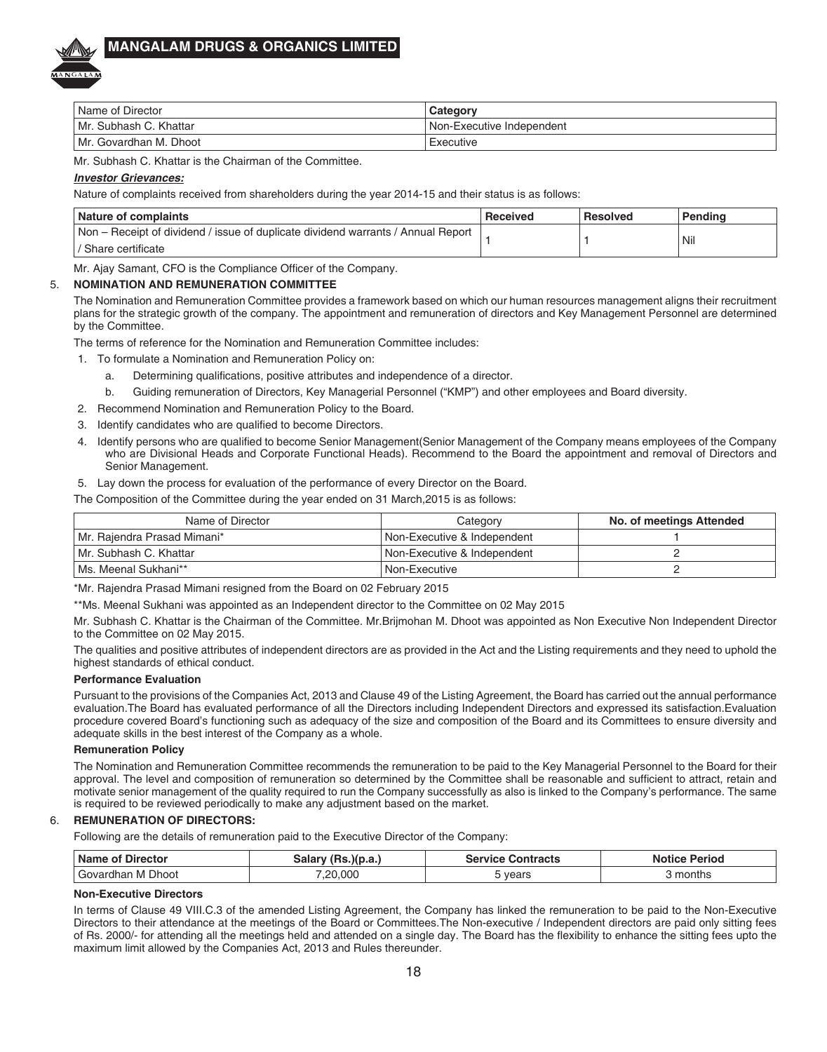| Name of Director | Category |
|---|---|
| Mr. Subhash C. Khattar | Non-Executive Independent |
| Mr. Govardhan M. Dhoot | Executive |

Mr. Subhash C. Khattar is the Chairman of the Committee.

***Investor Grievances:***

Nature of complaints received from shareholders during the year 2014-15 and their status is as follows:

| Nature of complaints | Received | Resolved | Pending |
|---|---|---|---|
| Non – Receipt of dividend / issue of duplicate dividend warrants / Annual Report / Share certificate | 1 | 1 | Nil |

Mr. Ajay Samant, CFO is the Compliance Officer of the Company.

## 5. NOMINATION AND REMUNERATION COMMITTEE

The Nomination and Remuneration Committee provides a framework based on which our human resources management aligns their recruitment plans for the strategic growth of the company. The appointment and remuneration of directors and Key Management Personnel are determined by the Committee.

The terms of reference for the Nomination and Remuneration Committee includes:

1. To formulate a Nomination and Remuneration Policy on:
   a. Determining qualifications, positive attributes and independence of a director.
   b. Guiding remuneration of Directors, Key Managerial Personnel ("KMP") and other employees and Board diversity.
2. Recommend Nomination and Remuneration Policy to the Board.
3. Identify candidates who are qualified to become Directors.
4. Identify persons who are qualified to become Senior Management(Senior Management of the Company means employees of the Company who are Divisional Heads and Corporate Functional Heads). Recommend to the Board the appointment and removal of Directors and Senior Management.
5. Lay down the process for evaluation of the performance of every Director on the Board.

The Composition of the Committee during the year ended on 31 March,2015 is as follows:

| Name of Director | Category | No. of meetings Attended |
|---|---|---|
| Mr. Rajendra Prasad Mimani* | Non-Executive & Independent | 1 |
| Mr. Subhash C. Khattar | Non-Executive & Independent | 2 |
| Ms. Meenal Sukhani** | Non-Executive | 2 |

*Mr. Rajendra Prasad Mimani resigned from the Board on 02 February 2015

**Ms. Meenal Sukhani was appointed as an Independent director to the Committee on 02 May 2015

Mr. Subhash C. Khattar is the Chairman of the Committee. Mr.Brijmohan M. Dhoot was appointed as Non Executive Non Independent Director to the Committee on 02 May 2015.

The qualities and positive attributes of independent directors are as provided in the Act and the Listing requirements and they need to uphold the highest standards of ethical conduct.

**Performance Evaluation**

Pursuant to the provisions of the Companies Act, 2013 and Clause 49 of the Listing Agreement, the Board has carried out the annual performance evaluation.The Board has evaluated performance of all the Directors including Independent Directors and expressed its satisfaction.Evaluation procedure covered Board's functioning such as adequacy of the size and composition of the Board and its Committees to ensure diversity and adequate skills in the best interest of the Company as a whole.

**Remuneration Policy**

The Nomination and Remuneration Committee recommends the remuneration to be paid to the Key Managerial Personnel to the Board for their approval. The level and composition of remuneration so determined by the Committee shall be reasonable and sufficient to attract, retain and motivate senior management of the quality required to run the Company successfully as also is linked to the Company's performance. The same is required to be reviewed periodically to make any adjustment based on the market.

## 6. REMUNERATION OF DIRECTORS:

Following are the details of remuneration paid to the Executive Director of the Company:

| Name of Director | Salary (Rs.)(p.a.) | Service Contracts | Notice Period |
|---|---|---|---|
| Govardhan M Dhoot | 7,20,000 | 5 years | 3 months |

**Non-Executive Directors**

In terms of Clause 49 VIII.C.3 of the amended Listing Agreement, the Company has linked the remuneration to be paid to the Non-Executive Directors to their attendance at the meetings of the Board or Committees.The Non-executive / Independent directors are paid only sitting fees of Rs. 2000/- for attending all the meetings held and attended on a single day. The Board has the flexibility to enhance the sitting fees upto the maximum limit allowed by the Companies Act, 2013 and Rules thereunder.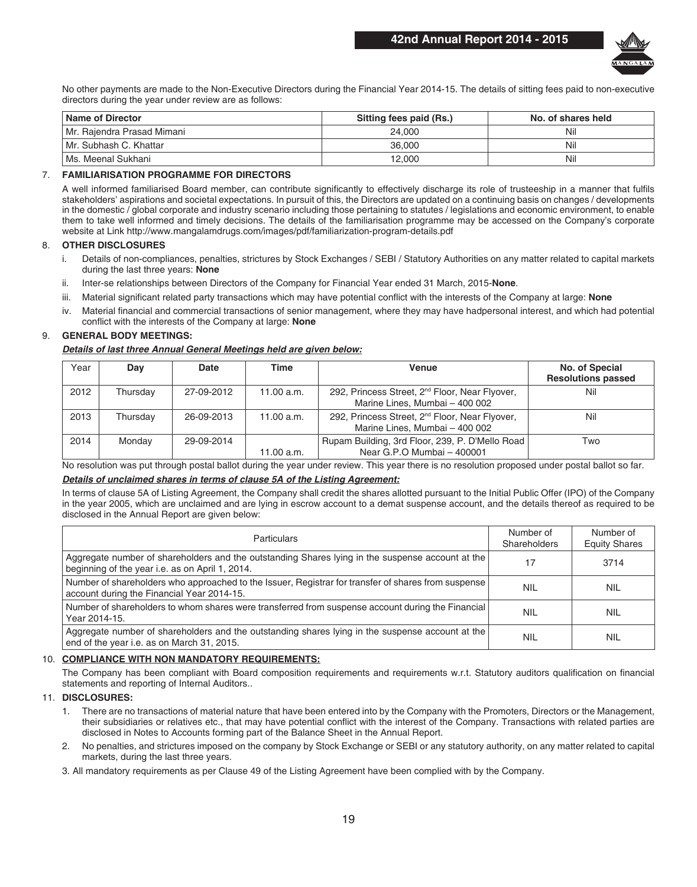No other payments are made to the Non-Executive Directors during the Financial Year 2014-15. The details of sitting fees paid to non-executive directors during the year under review are as follows:

| Name of Director | Sitting fees paid (Rs.) | No. of shares held |
|---|---|---|
| Mr. Rajendra Prasad Mimani | 24,000 | Nil |
| Mr. Subhash C. Khattar | 36,000 | Nil |
| Ms. Meenal Sukhani | 12,000 | Nil |

## 7. FAMILIARISATION PROGRAMME FOR DIRECTORS

A well informed familiarised Board member, can contribute significantly to effectively discharge its role of trusteeship in a manner that fulfils stakeholders' aspirations and societal expectations. In pursuit of this, the Directors are updated on a continuing basis on changes / developments in the domestic / global corporate and industry scenario including those pertaining to statutes / legislations and economic environment, to enable them to take well informed and timely decisions. The details of the familiarisation programme may be accessed on the Company's corporate website at Link http://www.mangalamdrugs.com/images/pdf/familiarization-program-details.pdf

## 8. OTHER DISCLOSURES

i. Details of non-compliances, penalties, strictures by Stock Exchanges / SEBI / Statutory Authorities on any matter related to capital markets during the last three years: **None**

ii. Inter-se relationships between Directors of the Company for Financial Year ended 31 March, 2015-**None**.

iii. Material significant related party transactions which may have potential conflict with the interests of the Company at large: **None**

iv. Material financial and commercial transactions of senior management, where they may have hadpersonal interest, and which had potential conflict with the interests of the Company at large: **None**

## 9. GENERAL BODY MEETINGS:

***Details of last three Annual General Meetings held are given below:***

| Year | Day | Date | Time | Venue | No. of Special Resolutions passed |
|---|---|---|---|---|---|
| 2012 | Thursday | 27-09-2012 | 11.00 a.m. | 292, Princess Street, 2nd Floor, Near Flyover, Marine Lines, Mumbai – 400 002 | Nil |
| 2013 | Thursday | 26-09-2013 | 11.00 a.m. | 292, Princess Street, 2nd Floor, Near Flyover, Marine Lines, Mumbai – 400 002 | Nil |
| 2014 | Monday | 29-09-2014 | 11.00 a.m. | Rupam Building, 3rd Floor, 239, P. D'Mello Road Near G.P.O Mumbai – 400001 | Two |

No resolution was put through postal ballot during the year under review. This year there is no resolution proposed under postal ballot so far.

***Details of unclaimed shares in terms of clause 5A of the Listing Agreement:***

In terms of clause 5A of Listing Agreement, the Company shall credit the shares allotted pursuant to the Initial Public Offer (IPO) of the Company in the year 2005, which are unclaimed and are lying in escrow account to a demat suspense account, and the details thereof as required to be disclosed in the Annual Report are given below:

| Particulars | Number of Shareholders | Number of Equity Shares |
|---|---|---|
| Aggregate number of shareholders and the outstanding Shares lying in the suspense account at the beginning of the year i.e. as on April 1, 2014. | 17 | 3714 |
| Number of shareholders who approached to the Issuer, Registrar for transfer of shares from suspense account during the Financial Year 2014-15. | NIL | NIL |
| Number of shareholders to whom shares were transferred from suspense account during the Financial Year 2014-15. | NIL | NIL |
| Aggregate number of shareholders and the outstanding shares lying in the suspense account at the end of the year i.e. as on March 31, 2015. | NIL | NIL |

## 10. COMPLIANCE WITH NON MANDATORY REQUIREMENTS:

The Company has been compliant with Board composition requirements and requirements w.r.t. Statutory auditors qualification on financial statements and reporting of Internal Auditors..

## 11. DISCLOSURES:

1. There are no transactions of material nature that have been entered into by the Company with the Promoters, Directors or the Management, their subsidiaries or relatives etc., that may have potential conflict with the interest of the Company. Transactions with related parties are disclosed in Notes to Accounts forming part of the Balance Sheet in the Annual Report.

2. No penalties, and strictures imposed on the company by Stock Exchange or SEBI or any statutory authority, on any matter related to capital markets, during the last three years.

3. All mandatory requirements as per Clause 49 of the Listing Agreement have been complied with by the Company.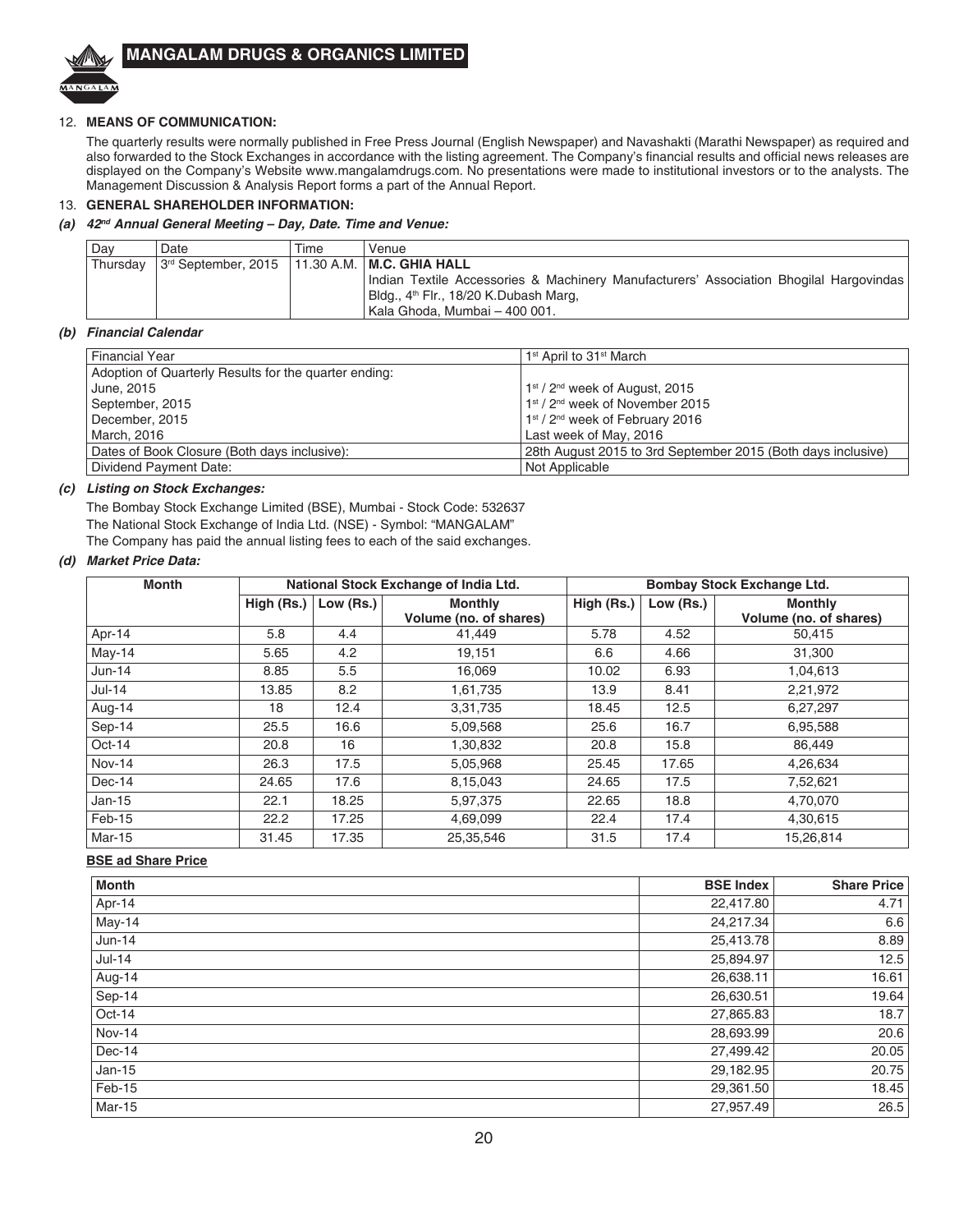## 12. MEANS OF COMMUNICATION:

The quarterly results were normally published in Free Press Journal (English Newspaper) and Navashakti (Marathi Newspaper) as required and also forwarded to the Stock Exchanges in accordance with the listing agreement. The Company's financial results and official news releases are displayed on the Company's Website www.mangalamdrugs.com. No presentations were made to institutional investors or to the analysts. The Management Discussion & Analysis Report forms a part of the Annual Report.

## 13. GENERAL SHAREHOLDER INFORMATION:

### *(a) 42nd Annual General Meeting – Day, Date. Time and Venue:*

| Day | Date | Time | Venue |
|---|---|---|---|
| Thursday | 3rd September, 2015 | 11.30 A.M. | **M.C. GHIA HALL**<br>Indian Textile Accessories & Machinery Manufacturers' Association Bhogilal Hargovindas Bldg., 4th Flr., 18/20 K.Dubash Marg, Kala Ghoda, Mumbai – 400 001. |

### *(b) Financial Calendar*

| Financial Year | 1st April to 31st March |
|---|---|
| Adoption of Quarterly Results for the quarter ending: | |
| June, 2015 | 1st / 2nd week of August, 2015 |
| September, 2015 | 1st / 2nd week of November 2015 |
| December, 2015 | 1st / 2nd week of February 2016 |
| March, 2016 | Last week of May, 2016 |
| Dates of Book Closure (Both days inclusive): | 28th August 2015 to 3rd September 2015 (Both days inclusive) |
| Dividend Payment Date: | Not Applicable |

### *(c) Listing on Stock Exchanges:*

The Bombay Stock Exchange Limited (BSE), Mumbai - Stock Code: 532637

The National Stock Exchange of India Ltd. (NSE) - Symbol: "MANGALAM"

The Company has paid the annual listing fees to each of the said exchanges.

### *(d) Market Price Data:*

| Month | National Stock Exchange of India Ltd. | | | Bombay Stock Exchange Ltd. | | |
|---|---|---|---|---|---|---|
| | High (Rs.) | Low (Rs.) | Monthly Volume (no. of shares) | High (Rs.) | Low (Rs.) | Monthly Volume (no. of shares) |
| Apr-14 | 5.8 | 4.4 | 41,449 | 5.78 | 4.52 | 50,415 |
| May-14 | 5.65 | 4.2 | 19,151 | 6.6 | 4.66 | 31,300 |
| Jun-14 | 8.85 | 5.5 | 16,069 | 10.02 | 6.93 | 1,04,613 |
| Jul-14 | 13.85 | 8.2 | 1,61,735 | 13.9 | 8.41 | 2,21,972 |
| Aug-14 | 18 | 12.4 | 3,31,735 | 18.45 | 12.5 | 6,27,297 |
| Sep-14 | 25.5 | 16.6 | 5,09,568 | 25.6 | 16.7 | 6,95,588 |
| Oct-14 | 20.8 | 16 | 1,30,832 | 20.8 | 15.8 | 86,449 |
| Nov-14 | 26.3 | 17.5 | 5,05,968 | 25.45 | 17.65 | 4,26,634 |
| Dec-14 | 24.65 | 17.6 | 8,15,043 | 24.65 | 17.5 | 7,52,621 |
| Jan-15 | 22.1 | 18.25 | 5,97,375 | 22.65 | 18.8 | 4,70,070 |
| Feb-15 | 22.2 | 17.25 | 4,69,099 | 22.4 | 17.4 | 4,30,615 |
| Mar-15 | 31.45 | 17.35 | 25,35,546 | 31.5 | 17.4 | 15,26,814 |

**BSE ad Share Price**

| Month | BSE Index | Share Price |
|---|---|---|
| Apr-14 | 22,417.80 | 4.71 |
| May-14 | 24,217.34 | 6.6 |
| Jun-14 | 25,413.78 | 8.89 |
| Jul-14 | 25,894.97 | 12.5 |
| Aug-14 | 26,638.11 | 16.61 |
| Sep-14 | 26,630.51 | 19.64 |
| Oct-14 | 27,865.83 | 18.7 |
| Nov-14 | 28,693.99 | 20.6 |
| Dec-14 | 27,499.42 | 20.05 |
| Jan-15 | 29,182.95 | 20.75 |
| Feb-15 | 29,361.50 | 18.45 |
| Mar-15 | 27,957.49 | 26.5 |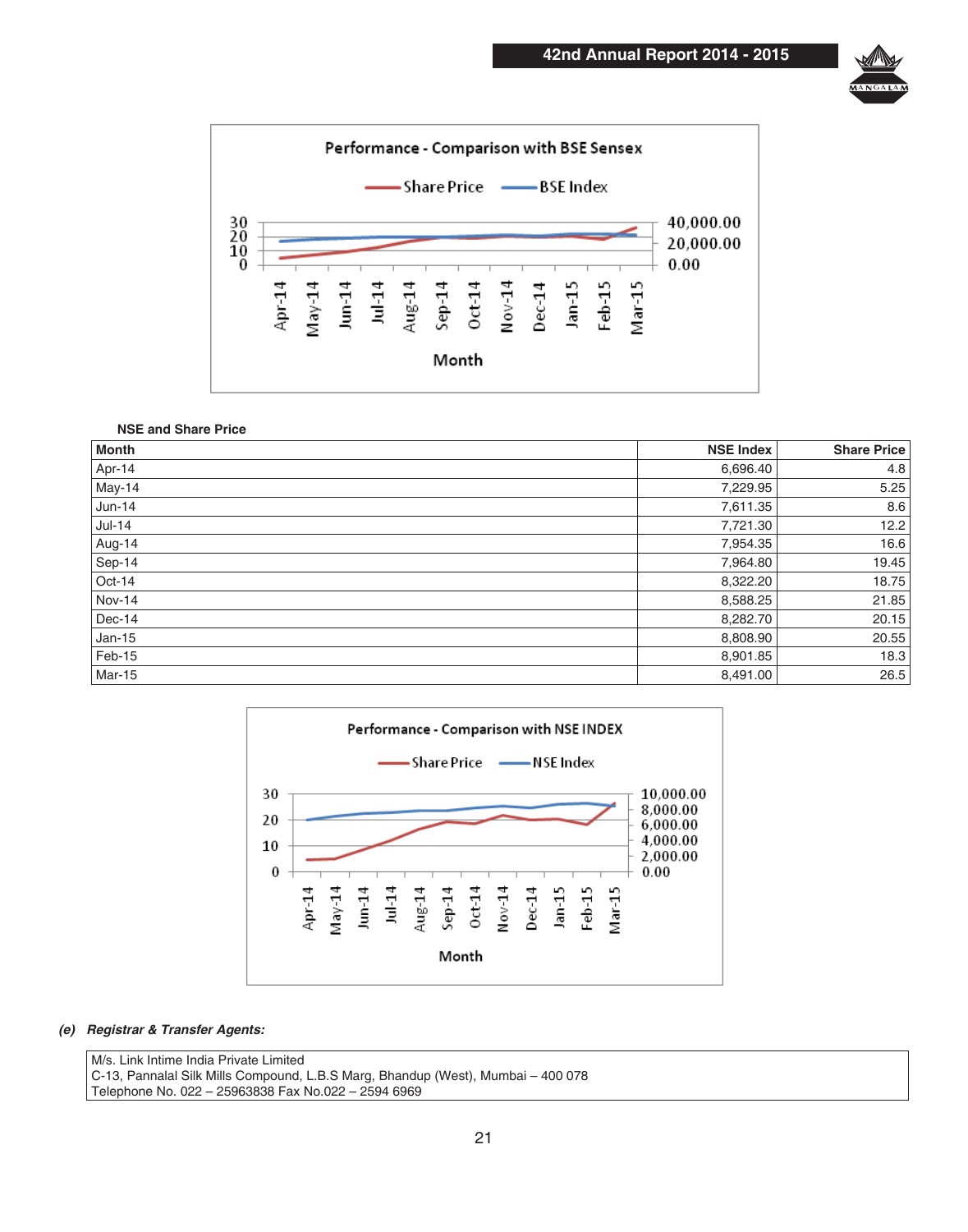Performance - Comparison with BSE Sensex

NSE and Share Price

| Month | NSE Index | Share Price |
|---|---|---|
| Apr-14 | 6,696.40 | 4.8 |
| May-14 | 7,229.95 | 5.25 |
| Jun-14 | 7,611.35 | 8.6 |
| Jul-14 | 7,721.30 | 12.2 |
| Aug-14 | 7,954.35 | 16.6 |
| Sep-14 | 7,964.80 | 19.45 |
| Oct-14 | 8,322.20 | 18.75 |
| Nov-14 | 8,588.25 | 21.85 |
| Dec-14 | 8,282.70 | 20.15 |
| Jan-15 | 8,808.90 | 20.55 |
| Feb-15 | 8,901.85 | 18.3 |
| Mar-15 | 8,491.00 | 26.5 |

Performance - Comparison with NSE INDEX

***(e) Registrar & Transfer Agents:***

| M/s. Link Intime India Private Limited<br>C-13, Pannalal Silk Mills Compound, L.B.S Marg, Bhandup (West), Mumbai – 400 078<br>Telephone No. 022 – 25963838 Fax No.022 – 2594 6969 |
|---|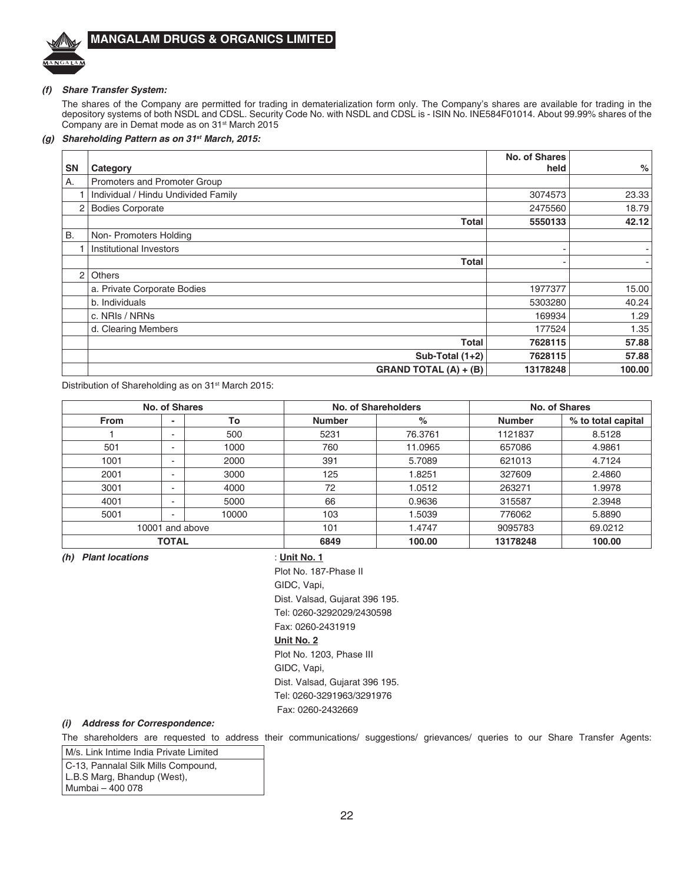***(f) Share Transfer System:***

The shares of the Company are permitted for trading in dematerialization form only. The Company's shares are available for trading in the depository systems of both NSDL and CDSL. Security Code No. with NSDL and CDSL is - ISIN No. INE584F01014. About 99.99% shares of the Company are in Demat mode as on 31st March 2015

***(g) Shareholding Pattern as on 31st March, 2015:***

| SN | Category | No. of Shares held | % |
|---|---|---|---|
| A. | Promoters and Promoter Group | | |
| 1 | Individual / Hindu Undivided Family | 3074573 | 23.33 |
| 2 | Bodies Corporate | 2475560 | 18.79 |
| | **Total** | **5550133** | **42.12** |
| B. | Non- Promoters Holding | | |
| 1 | Institutional Investors | - | - |
| | **Total** | - | - |
| 2 | Others | | |
| | a. Private Corporate Bodies | 1977377 | 15.00 |
| | b. Individuals | 5303280 | 40.24 |
| | c. NRIs / NRNs | 169934 | 1.29 |
| | d. Clearing Members | 177524 | 1.35 |
| | **Total** | **7628115** | **57.88** |
| | **Sub-Total (1+2)** | **7628115** | **57.88** |
| | **GRAND TOTAL (A) + (B)** | **13178248** | **100.00** |

Distribution of Shareholding as on 31st March 2015:

| No. of Shares | | | No. of Shareholders | | No. of Shares | |
|---|---|---|---|---|---|---|
| **From** | **-** | **To** | **Number** | **%** | **Number** | **% to total capital** |
| 1 | - | 500 | 5231 | 76.3761 | 1121837 | 8.5128 |
| 501 | - | 1000 | 760 | 11.0965 | 657086 | 4.9861 |
| 1001 | - | 2000 | 391 | 5.7089 | 621013 | 4.7124 |
| 2001 | - | 3000 | 125 | 1.8251 | 327609 | 2.4860 |
| 3001 | - | 4000 | 72 | 1.0512 | 263271 | 1.9978 |
| 4001 | - | 5000 | 66 | 0.9636 | 315587 | 2.3948 |
| 5001 | - | 10000 | 103 | 1.5039 | 776062 | 5.8890 |
| 10001 and above | | | 101 | 1.4747 | 9095783 | 69.0212 |
| **TOTAL** | | | **6849** | **100.00** | **13178248** | **100.00** |

***(h) Plant locations*** : **Unit No. 1**

Plot No. 187-Phase II
GIDC, Vapi,
Dist. Valsad, Gujarat 396 195.
Tel: 0260-3292029/2430598
Fax: 0260-2431919

**Unit No. 2**

Plot No. 1203, Phase III
GIDC, Vapi,
Dist. Valsad, Gujarat 396 195.
Tel: 0260-3291963/3291976
Fax: 0260-2432669

***(i) Address for Correspondence:***

The shareholders are requested to address their communications/ suggestions/ grievances/ queries to our Share Transfer Agents:

| M/s. Link Intime India Private Limited |
|---|
| C-13, Pannalal Silk Mills Compound, L.B.S Marg, Bhandup (West), Mumbai – 400 078 |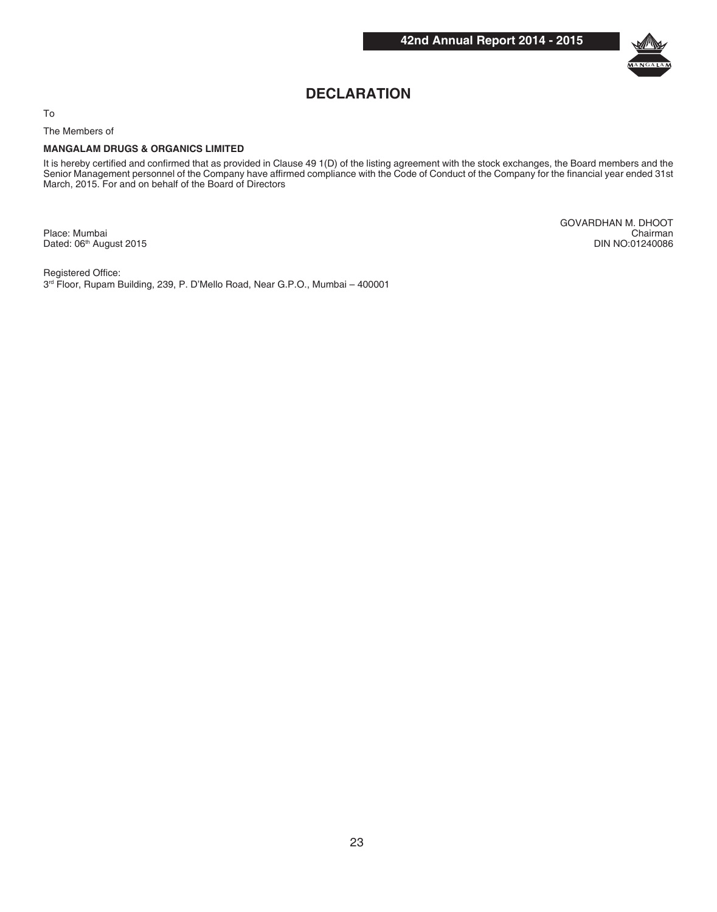# DECLARATION

To

The Members of

**MANGALAM DRUGS & ORGANICS LIMITED**

It is hereby certified and confirmed that as provided in Clause 49 1(D) of the listing agreement with the stock exchanges, the Board members and the Senior Management personnel of the Company have affirmed compliance with the Code of Conduct of the Company for the financial year ended 31st March, 2015. For and on behalf of the Board of Directors

GOVARDHAN M. DHOOT
Chairman
DIN NO:01240086

Place: Mumbai
Dated: 06th August 2015

Registered Office:
3rd Floor, Rupam Building, 239, P. D'Mello Road, Near G.P.O., Mumbai – 400001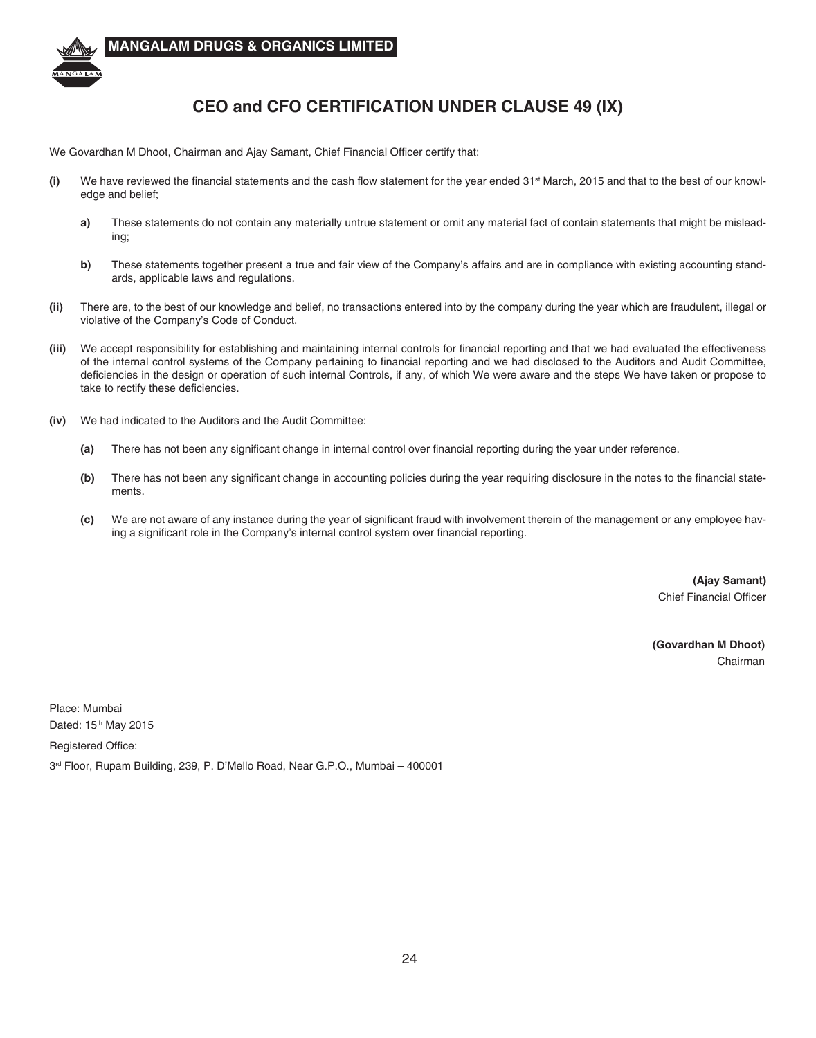# CEO and CFO CERTIFICATION UNDER CLAUSE 49 (IX)

We Govardhan M Dhoot, Chairman and Ajay Samant, Chief Financial Officer certify that:

**(i)** We have reviewed the financial statements and the cash flow statement for the year ended 31st March, 2015 and that to the best of our knowledge and belief;

> **a)** These statements do not contain any materially untrue statement or omit any material fact of contain statements that might be misleading;
>
> **b)** These statements together present a true and fair view of the Company's affairs and are in compliance with existing accounting standards, applicable laws and regulations.

**(ii)** There are, to the best of our knowledge and belief, no transactions entered into by the company during the year which are fraudulent, illegal or violative of the Company's Code of Conduct.

**(iii)** We accept responsibility for establishing and maintaining internal controls for financial reporting and that we had evaluated the effectiveness of the internal control systems of the Company pertaining to financial reporting and we had disclosed to the Auditors and Audit Committee, deficiencies in the design or operation of such internal Controls, if any, of which We were aware and the steps We have taken or propose to take to rectify these deficiencies.

**(iv)** We had indicated to the Auditors and the Audit Committee:

> **(a)** There has not been any significant change in internal control over financial reporting during the year under reference.
>
> **(b)** There has not been any significant change in accounting policies during the year requiring disclosure in the notes to the financial statements.
>
> **(c)** We are not aware of any instance during the year of significant fraud with involvement therein of the management or any employee having a significant role in the Company's internal control system over financial reporting.

**(Ajay Samant)**
Chief Financial Officer

**(Govardhan M Dhoot)**
Chairman

Place: Mumbai
Dated: 15th May 2015

Registered Office:

3rd Floor, Rupam Building, 239, P. D'Mello Road, Near G.P.O., Mumbai – 400001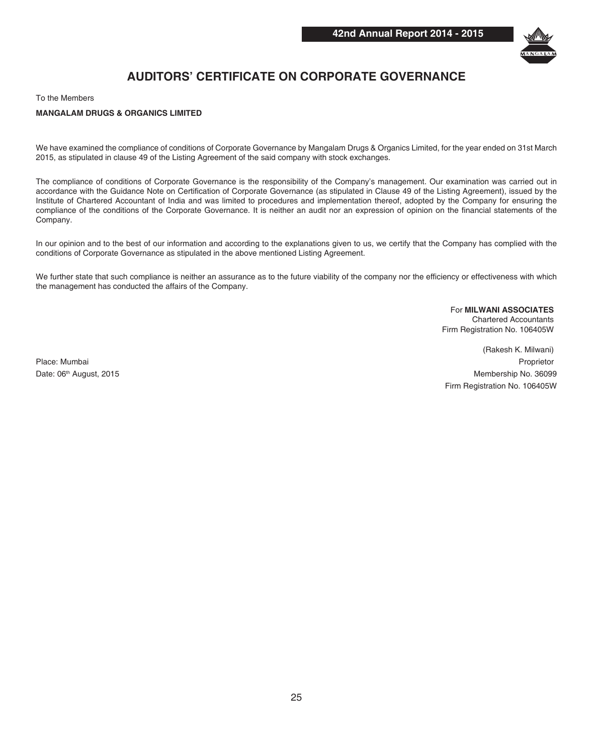# AUDITORS' CERTIFICATE ON CORPORATE GOVERNANCE

To the Members

**MANGALAM DRUGS & ORGANICS LIMITED**

We have examined the compliance of conditions of Corporate Governance by Mangalam Drugs & Organics Limited, for the year ended on 31st March 2015, as stipulated in clause 49 of the Listing Agreement of the said company with stock exchanges.

The compliance of conditions of Corporate Governance is the responsibility of the Company's management. Our examination was carried out in accordance with the Guidance Note on Certification of Corporate Governance (as stipulated in Clause 49 of the Listing Agreement), issued by the Institute of Chartered Accountant of India and was limited to procedures and implementation thereof, adopted by the Company for ensuring the compliance of the conditions of the Corporate Governance. It is neither an audit nor an expression of opinion on the financial statements of the Company.

In our opinion and to the best of our information and according to the explanations given to us, we certify that the Company has complied with the conditions of Corporate Governance as stipulated in the above mentioned Listing Agreement.

We further state that such compliance is neither an assurance as to the future viability of the company nor the efficiency or effectiveness with which the management has conducted the affairs of the Company.

For **MILWANI ASSOCIATES**
Chartered Accountants
Firm Registration No. 106405W

(Rakesh K. Milwani)
Proprietor
Membership No. 36099
Firm Registration No. 106405W

Place: Mumbai
Date: 06th August, 2015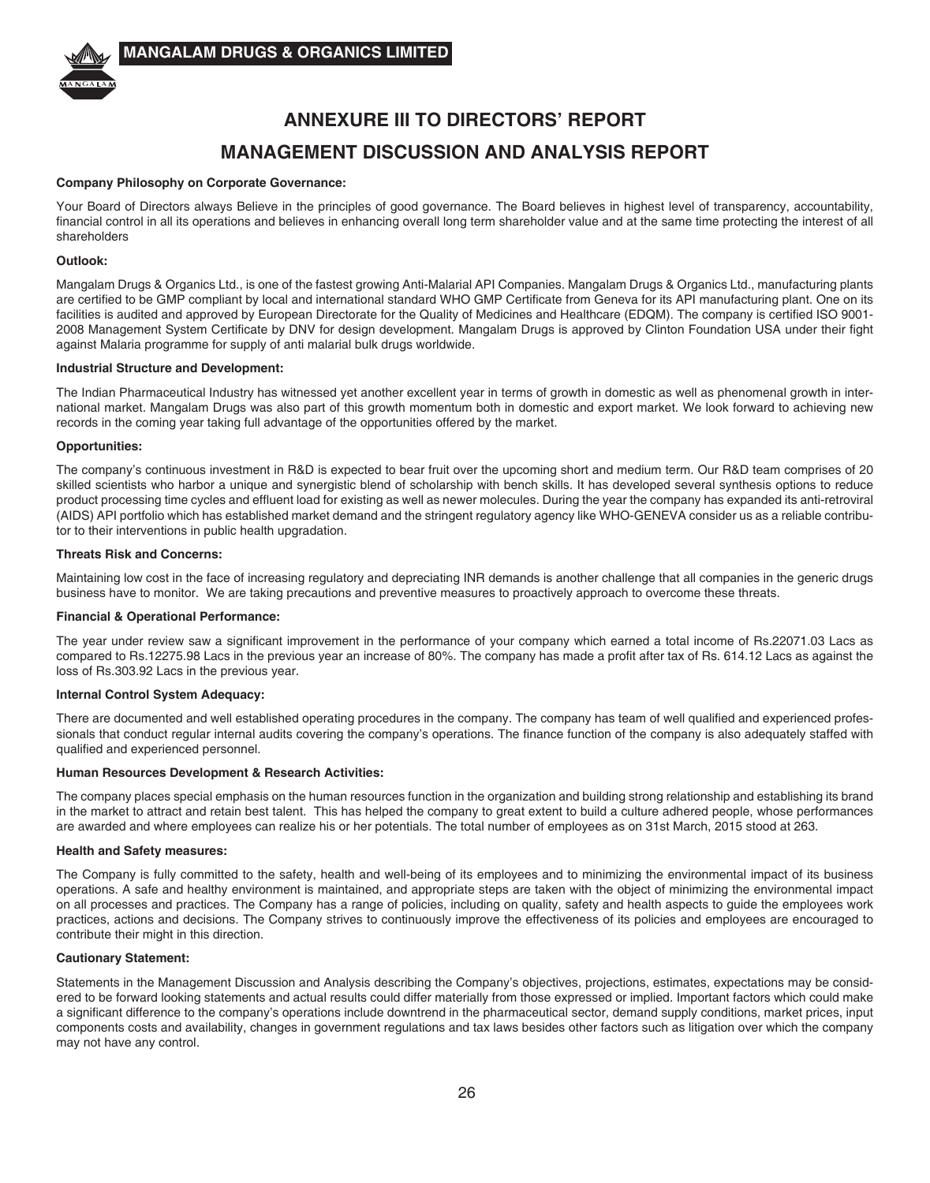# ANNEXURE III TO DIRECTORS' REPORT

# MANAGEMENT DISCUSSION AND ANALYSIS REPORT

**Company Philosophy on Corporate Governance:**

Your Board of Directors always Believe in the principles of good governance. The Board believes in highest level of transparency, accountability, financial control in all its operations and believes in enhancing overall long term shareholder value and at the same time protecting the interest of all shareholders

**Outlook:**

Mangalam Drugs & Organics Ltd., is one of the fastest growing Anti-Malarial API Companies. Mangalam Drugs & Organics Ltd., manufacturing plants are certified to be GMP compliant by local and international standard WHO GMP Certificate from Geneva for its API manufacturing plant. One on its facilities is audited and approved by European Directorate for the Quality of Medicines and Healthcare (EDQM). The company is certified ISO 9001-2008 Management System Certificate by DNV for design development. Mangalam Drugs is approved by Clinton Foundation USA under their fight against Malaria programme for supply of anti malarial bulk drugs worldwide.

**Industrial Structure and Development:**

The Indian Pharmaceutical Industry has witnessed yet another excellent year in terms of growth in domestic as well as phenomenal growth in international market. Mangalam Drugs was also part of this growth momentum both in domestic and export market. We look forward to achieving new records in the coming year taking full advantage of the opportunities offered by the market.

**Opportunities:**

The company's continuous investment in R&D is expected to bear fruit over the upcoming short and medium term. Our R&D team comprises of 20 skilled scientists who harbor a unique and synergistic blend of scholarship with bench skills. It has developed several synthesis options to reduce product processing time cycles and effluent load for existing as well as newer molecules. During the year the company has expanded its anti-retroviral (AIDS) API portfolio which has established market demand and the stringent regulatory agency like WHO-GENEVA consider us as a reliable contributor to their interventions in public health upgradation.

**Threats Risk and Concerns:**

Maintaining low cost in the face of increasing regulatory and depreciating INR demands is another challenge that all companies in the generic drugs business have to monitor. We are taking precautions and preventive measures to proactively approach to overcome these threats.

**Financial & Operational Performance:**

The year under review saw a significant improvement in the performance of your company which earned a total income of Rs.22071.03 Lacs as compared to Rs.12275.98 Lacs in the previous year an increase of 80%. The company has made a profit after tax of Rs. 614.12 Lacs as against the loss of Rs.303.92 Lacs in the previous year.

**Internal Control System Adequacy:**

There are documented and well established operating procedures in the company. The company has team of well qualified and experienced professionals that conduct regular internal audits covering the company's operations. The finance function of the company is also adequately staffed with qualified and experienced personnel.

**Human Resources Development & Research Activities:**

The company places special emphasis on the human resources function in the organization and building strong relationship and establishing its brand in the market to attract and retain best talent. This has helped the company to great extent to build a culture adhered people, whose performances are awarded and where employees can realize his or her potentials. The total number of employees as on 31st March, 2015 stood at 263.

**Health and Safety measures:**

The Company is fully committed to the safety, health and well-being of its employees and to minimizing the environmental impact of its business operations. A safe and healthy environment is maintained, and appropriate steps are taken with the object of minimizing the environmental impact on all processes and practices. The Company has a range of policies, including on quality, safety and health aspects to guide the employees work practices, actions and decisions. The Company strives to continuously improve the effectiveness of its policies and employees are encouraged to contribute their might in this direction.

**Cautionary Statement:**

Statements in the Management Discussion and Analysis describing the Company's objectives, projections, estimates, expectations may be considered to be forward looking statements and actual results could differ materially from those expressed or implied. Important factors which could make a significant difference to the company's operations include downtrend in the pharmaceutical sector, demand supply conditions, market prices, input components costs and availability, changes in government regulations and tax laws besides other factors such as litigation over which the company may not have any control.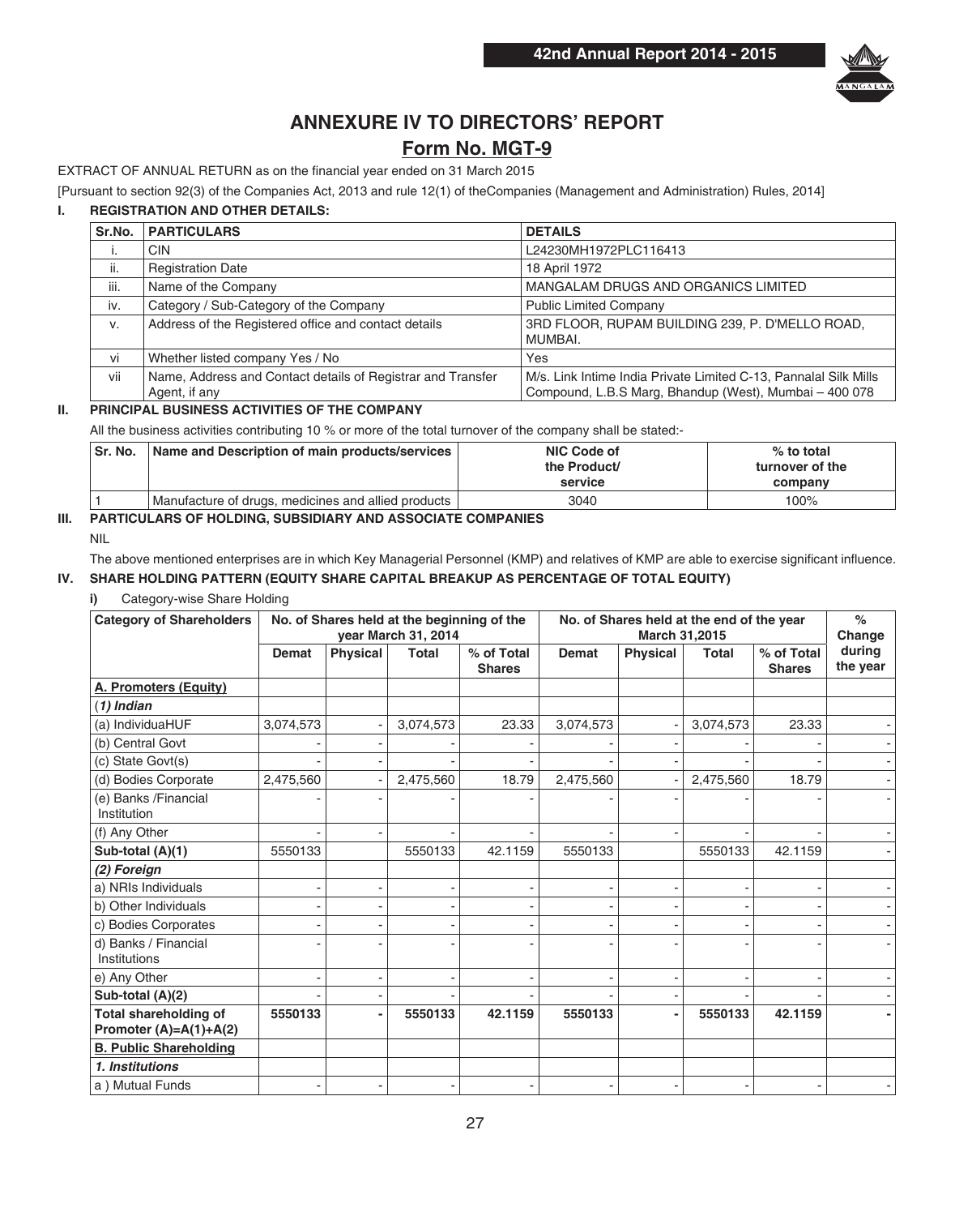# ANNEXURE IV TO DIRECTORS' REPORT

## Form No. MGT-9

EXTRACT OF ANNUAL RETURN as on the financial year ended on 31 March 2015

[Pursuant to section 92(3) of the Companies Act, 2013 and rule 12(1) of theCompanies (Management and Administration) Rules, 2014]

### I. REGISTRATION AND OTHER DETAILS:

| Sr.No. | PARTICULARS | DETAILS |
|---|---|---|
| i. | CIN | L24230MH1972PLC116413 |
| ii. | Registration Date | 18 April 1972 |
| iii. | Name of the Company | MANGALAM DRUGS AND ORGANICS LIMITED |
| iv. | Category / Sub-Category of the Company | Public Limited Company |
| v. | Address of the Registered office and contact details | 3RD FLOOR, RUPAM BUILDING 239, P. D'MELLO ROAD, MUMBAI. |
| vi | Whether listed company Yes / No | Yes |
| vii | Name, Address and Contact details of Registrar and Transfer Agent, if any | M/s. Link Intime India Private Limited C-13, Pannalal Silk Mills Compound, L.B.S Marg, Bhandup (West), Mumbai – 400 078 |

### II. PRINCIPAL BUSINESS ACTIVITIES OF THE COMPANY

All the business activities contributing 10 % or more of the total turnover of the company shall be stated:-

| Sr. No. | Name and Description of main products/services | NIC Code of the Product/ service | % to total turnover of the company |
|---|---|---|---|
| 1 | Manufacture of drugs, medicines and allied products | 3040 | 100% |

### III. PARTICULARS OF HOLDING, SUBSIDIARY AND ASSOCIATE COMPANIES

NIL

The above mentioned enterprises are in which Key Managerial Personnel (KMP) and relatives of KMP are able to exercise significant influence.

### IV. SHARE HOLDING PATTERN (EQUITY SHARE CAPITAL BREAKUP AS PERCENTAGE OF TOTAL EQUITY)

**i)** Category-wise Share Holding

| Category of Shareholders | No. of Shares held at the beginning of the year March 31, 2014 | | | | No. of Shares held at the end of the year March 31,2015 | | | | % Change during the year |
|---|---|---|---|---|---|---|---|---|---|
| | Demat | Physical | Total | % of Total Shares | Demat | Physical | Total | % of Total Shares | |
| **A. Promoters (Equity)** | | | | | | | | | |
| ***(1) Indian*** | | | | | | | | | |
| (a) IndividuaHUF | 3,074,573 | - | 3,074,573 | 23.33 | 3,074,573 | - | 3,074,573 | 23.33 | - |
| (b) Central Govt | - | - | - | - | - | - | - | - | - |
| (c) State Govt(s) | - | - | - | - | - | - | - | - | - |
| (d) Bodies Corporate | 2,475,560 | - | 2,475,560 | 18.79 | 2,475,560 | - | 2,475,560 | 18.79 | - |
| (e) Banks /Financial Institution | - | - | - | - | - | - | - | - | - |
| (f) Any Other | - | - | - | - | - | - | - | - | - |
| **Sub-total (A)(1)** | 5550133 | | 5550133 | 42.1159 | 5550133 | | 5550133 | 42.1159 | - |
| ***(2) Foreign*** | | | | | | | | | |
| a) NRIs Individuals | - | - | - | - | - | - | - | - | - |
| b) Other Individuals | - | - | - | - | - | - | - | - | - |
| c) Bodies Corporates | - | - | - | - | - | - | - | - | - |
| d) Banks / Financial Institutions | - | - | - | - | - | - | - | - | - |
| e) Any Other | - | - | - | - | - | - | - | - | - |
| **Sub-total (A)(2)** | - | - | - | - | - | - | - | - | - |
| **Total shareholding of Promoter (A)=A(1)+A(2)** | **5550133** | **-** | **5550133** | **42.1159** | **5550133** | **-** | **5550133** | **42.1159** | **-** |
| **B. Public Shareholding** | | | | | | | | | |
| ***1. Institutions*** | | | | | | | | | |
| a ) Mutual Funds | - | - | - | - | - | - | - | - | - |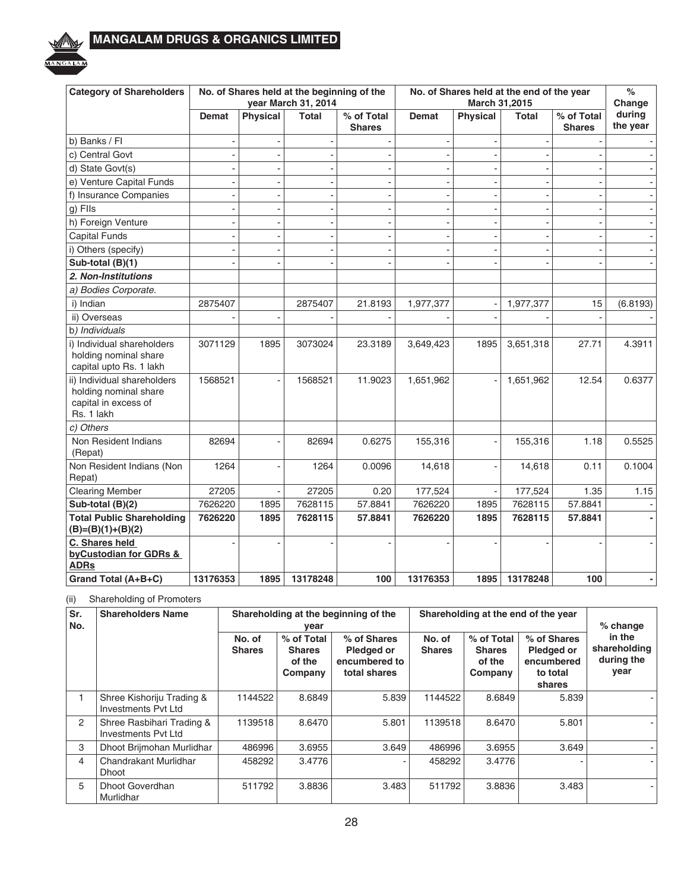| Category of Shareholders | No. of Shares held at the beginning of the year March 31, 2014 | | | | No. of Shares held at the end of the year March 31,2015 | | | | % Change during the year |
|---|---|---|---|---|---|---|---|---|---|
| | Demat | Physical | Total | % of Total Shares | Demat | Physical | Total | % of Total Shares | |
| b) Banks / FI | - | - | - | - | - | - | - | - | - |
| c) Central Govt | - | - | - | - | - | - | - | - | - |
| d) State Govt(s) | - | - | - | - | - | - | - | - | - |
| e) Venture Capital Funds | - | - | - | - | - | - | - | - | - |
| f) Insurance Companies | - | - | - | - | - | - | - | - | - |
| g) FIIs | - | - | - | - | - | - | - | - | - |
| h) Foreign Venture | - | - | - | - | - | - | - | - | - |
| Capital Funds | - | - | - | - | - | - | - | - | - |
| i) Others (specify) | - | - | - | - | - | - | - | - | - |
| **Sub-total (B)(1)** | - | - | - | - | - | - | - | - | - |
| ***2. Non-Institutions*** | | | | | | | | | |
| *a) Bodies Corporate.* | | | | | | | | | |
| i) Indian | 2875407 | | 2875407 | 21.8193 | 1,977,377 | - | 1,977,377 | 15 | (6.8193) |
| ii) Overseas | - | - | - | - | - | - | - | - | - |
| b*) Individuals* | | | | | | | | | |
| i) Individual shareholders holding nominal share capital upto Rs. 1 lakh | 3071129 | 1895 | 3073024 | 23.3189 | 3,649,423 | 1895 | 3,651,318 | 27.71 | 4.3911 |
| ii) Individual shareholders holding nominal share capital in excess of Rs. 1 lakh | 1568521 | - | 1568521 | 11.9023 | 1,651,962 | - | 1,651,962 | 12.54 | 0.6377 |
| *c) Others* | | | | | | | | | |
| Non Resident Indians (Repat) | 82694 | - | 82694 | 0.6275 | 155,316 | - | 155,316 | 1.18 | 0.5525 |
| Non Resident Indians (Non Repat) | 1264 | - | 1264 | 0.0096 | 14,618 | - | 14,618 | 0.11 | 0.1004 |
| Clearing Member | 27205 | - | 27205 | 0.20 | 177,524 | - | 177,524 | 1.35 | 1.15 |
| **Sub-total (B)(2)** | 7626220 | 1895 | 7628115 | 57.8841 | 7626220 | 1895 | 7628115 | 57.8841 | - |
| **Total Public Shareholding (B)=(B)(1)+(B)(2)** | **7626220** | **1895** | **7628115** | **57.8841** | **7626220** | **1895** | **7628115** | **57.8841** | **-** |
| **C. Shares held byCustodian for GDRs & ADRs** | - | - | - | - | - | - | - | - | - |
| **Grand Total (A+B+C)** | **13176353** | **1895** | **13178248** | **100** | **13176353** | **1895** | **13178248** | **100** | **-** |

(ii) Shareholding of Promoters

| Sr. No. | Shareholders Name | Shareholding at the beginning of the year | | | Shareholding at the end of the year | | | % change in the shareholding during the year |
|---|---|---|---|---|---|---|---|---|
| | | No. of Shares | % of Total Shares of the Company | % of Shares Pledged or encumbered to total shares | No. of Shares | % of Total Shares of the Company | % of Shares Pledged or encumbered to total shares | |
| 1 | Shree Kishoriju Trading & Investments Pvt Ltd | 1144522 | 8.6849 | 5.839 | 1144522 | 8.6849 | 5.839 | - |
| 2 | Shree Rasbihari Trading & Investments Pvt Ltd | 1139518 | 8.6470 | 5.801 | 1139518 | 8.6470 | 5.801 | - |
| 3 | Dhoot Brijmohan Murlidhar | 486996 | 3.6955 | 3.649 | 486996 | 3.6955 | 3.649 | - |
| 4 | Chandrakant Murlidhar Dhoot | 458292 | 3.4776 | - | 458292 | 3.4776 | - | - |
| 5 | Dhoot Goverdhan Murlidhar | 511792 | 3.8836 | 3.483 | 511792 | 3.8836 | 3.483 | - |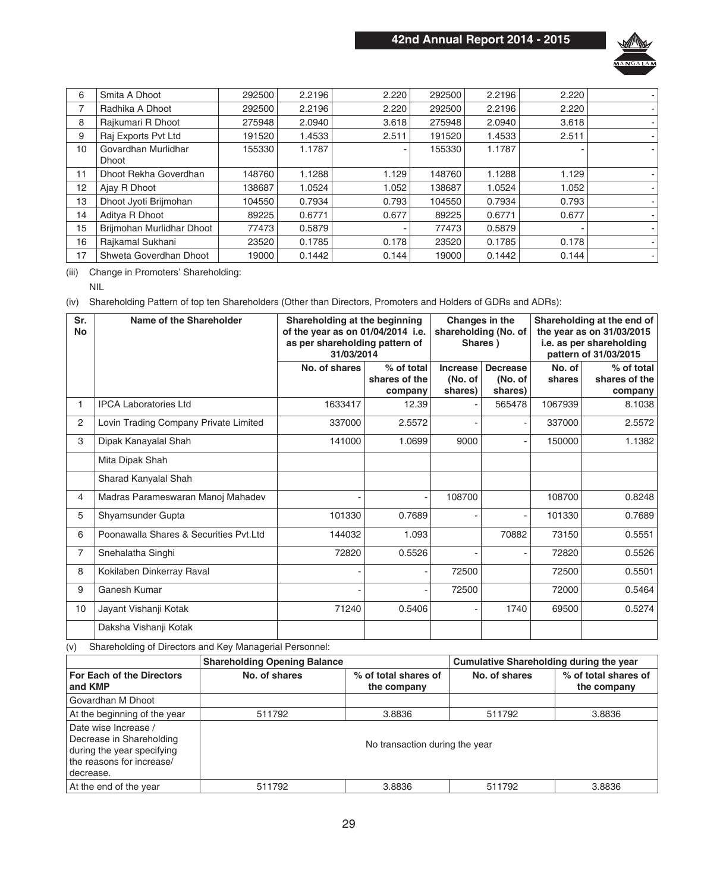| 6 | Smita A Dhoot | 292500 | 2.2196 | 2.220 | 292500 | 2.2196 | 2.220 | - |
|---|---|---|---|---|---|---|---|---|
| 7 | Radhika A Dhoot | 292500 | 2.2196 | 2.220 | 292500 | 2.2196 | 2.220 | - |
| 8 | Rajkumari R Dhoot | 275948 | 2.0940 | 3.618 | 275948 | 2.0940 | 3.618 | - |
| 9 | Raj Exports Pvt Ltd | 191520 | 1.4533 | 2.511 | 191520 | 1.4533 | 2.511 | - |
| 10 | Govardhan Murlidhar Dhoot | 155330 | 1.1787 | - | 155330 | 1.1787 | - | - |
| 11 | Dhoot Rekha Goverdhan | 148760 | 1.1288 | 1.129 | 148760 | 1.1288 | 1.129 | - |
| 12 | Ajay R Dhoot | 138687 | 1.0524 | 1.052 | 138687 | 1.0524 | 1.052 | - |
| 13 | Dhoot Jyoti Brijmohan | 104550 | 0.7934 | 0.793 | 104550 | 0.7934 | 0.793 | - |
| 14 | Aditya R Dhoot | 89225 | 0.6771 | 0.677 | 89225 | 0.6771 | 0.677 | - |
| 15 | Brijmohan Murlidhar Dhoot | 77473 | 0.5879 | - | 77473 | 0.5879 | - | - |
| 16 | Rajkamal Sukhani | 23520 | 0.1785 | 0.178 | 23520 | 0.1785 | 0.178 | - |
| 17 | Shweta Goverdhan Dhoot | 19000 | 0.1442 | 0.144 | 19000 | 0.1442 | 0.144 | - |

(iii) Change in Promoters' Shareholding:

NIL

(iv) Shareholding Pattern of top ten Shareholders (Other than Directors, Promoters and Holders of GDRs and ADRs):

| Sr. No | Name of the Shareholder | Shareholding at the beginning of the year as on 01/04/2014 i.e. as per shareholding pattern of 31/03/2014 | | Changes in the shareholding (No. of Shares ) | | Shareholding at the end of the year as on 31/03/2015 i.e. as per shareholding pattern of 31/03/2015 | |
|---|---|---|---|---|---|---|---|
| | | No. of shares | % of total shares of the company | Increase (No. of shares) | Decrease (No. of shares) | No. of shares | % of total shares of the company |
| 1 | IPCA Laboratories Ltd | 1633417 | 12.39 | - | 565478 | 1067939 | 8.1038 |
| 2 | Lovin Trading Company Private Limited | 337000 | 2.5572 | - | - | 337000 | 2.5572 |
| 3 | Dipak Kanayalal Shah | 141000 | 1.0699 | 9000 | - | 150000 | 1.1382 |
| | Mita Dipak Shah | | | | | | |
| | Sharad Kanyalal Shah | | | | | | |
| 4 | Madras Parameswaran Manoj Mahadev | - | - | 108700 | | 108700 | 0.8248 |
| 5 | Shyamsunder Gupta | 101330 | 0.7689 | - | - | 101330 | 0.7689 |
| 6 | Poonawalla Shares & Securities Pvt.Ltd | 144032 | 1.093 | | 70882 | 73150 | 0.5551 |
| 7 | Snehalatha Singhi | 72820 | 0.5526 | - | - | 72820 | 0.5526 |
| 8 | Kokilaben Dinkerray Raval | - | - | 72500 | | 72500 | 0.5501 |
| 9 | Ganesh Kumar | - | - | 72500 | | 72000 | 0.5464 |
| 10 | Jayant Vishanji Kotak | 71240 | 0.5406 | - | 1740 | 69500 | 0.5274 |
| | Daksha Vishanji Kotak | | | | | | |

(v) Shareholding of Directors and Key Managerial Personnel:

| | Shareholding Opening Balance | | Cumulative Shareholding during the year | |
|---|---|---|---|---|
| For Each of the Directors and KMP | No. of shares | % of total shares of the company | No. of shares | % of total shares of the company |
| Govardhan M Dhoot | | | | |
| At the beginning of the year | 511792 | 3.8836 | 511792 | 3.8836 |
| Date wise Increase / Decrease in Shareholding during the year specifying the reasons for increase/ decrease. | No transaction during the year | | | |
| At the end of the year | 511792 | 3.8836 | 511792 | 3.8836 |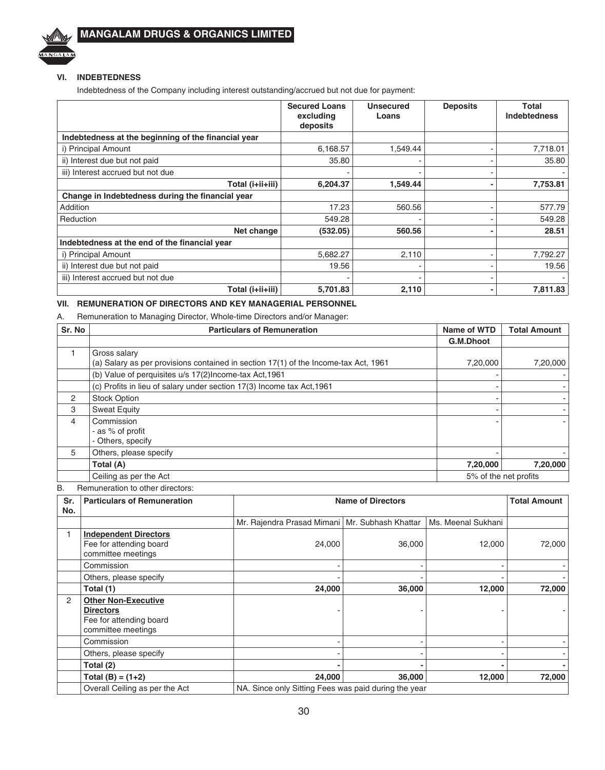### VI. INDEBTEDNESS

Indebtedness of the Company including interest outstanding/accrued but not due for payment:

| | Secured Loans excluding deposits | Unsecured Loans | Deposits | Total Indebtedness |
|---|---|---|---|---|
| **Indebtedness at the beginning of the financial year** | | | | |
| i) Principal Amount | 6,168.57 | 1,549.44 | - | 7,718.01 |
| ii) Interest due but not paid | 35.80 | - | - | 35.80 |
| iii) Interest accrued but not due | - | - | - | - |
| **Total (i+ii+iii)** | **6,204.37** | **1,549.44** | **-** | **7,753.81** |
| **Change in Indebtedness during the financial year** | | | | |
| Addition | 17.23 | 560.56 | - | 577.79 |
| Reduction | 549.28 | - | - | 549.28 |
| **Net change** | **(532.05)** | **560.56** | **-** | **28.51** |
| **Indebtedness at the end of the financial year** | | | | |
| i) Principal Amount | 5,682.27 | 2,110 | - | 7,792.27 |
| ii) Interest due but not paid | 19.56 | - | - | 19.56 |
| iii) Interest accrued but not due | - | - | - | - |
| **Total (i+ii+iii)** | **5,701.83** | **2,110** | **-** | **7,811.83** |

### VII. REMUNERATION OF DIRECTORS AND KEY MANAGERIAL PERSONNEL

A. Remuneration to Managing Director, Whole-time Directors and/or Manager:

| Sr. No | Particulars of Remuneration | Name of WTD | Total Amount |
|---|---|---|---|
| | | **G.M.Dhoot** | |
| 1 | Gross salary<br>(a) Salary as per provisions contained in section 17(1) of the Income-tax Act, 1961 | 7,20,000 | 7,20,000 |
| | (b) Value of perquisites u/s 17(2)Income-tax Act,1961 | - | - |
| | (c) Profits in lieu of salary under section 17(3) Income tax Act,1961 | - | - |
| 2 | Stock Option | - | - |
| 3 | Sweat Equity | - | - |
| 4 | Commission<br>- as % of profit<br>- Others, specify | - | - |
| 5 | Others, please specify | - | - |
| | **Total (A)** | **7,20,000** | **7,20,000** |
| | Ceiling as per the Act | 5% of the net profits | |

B. Remuneration to other directors:

| Sr. No. | Particulars of Remuneration | Name of Directors | | | Total Amount |
|---|---|---|---|---|---|
| | | Mr. Rajendra Prasad Mimani | Mr. Subhash Khattar | Ms. Meenal Sukhani | |
| 1 | **Independent Directors**<br>Fee for attending board committee meetings | 24,000 | 36,000 | 12,000 | 72,000 |
| | Commission | - | - | - | - |
| | Others, please specify | - | - | - | - |
| | **Total (1)** | **24,000** | **36,000** | **12,000** | **72,000** |
| 2 | **Other Non-Executive Directors**<br>Fee for attending board committee meetings | - | - | - | - |
| | Commission | - | - | - | - |
| | Others, please specify | - | - | - | - |
| | **Total (2)** | **-** | **-** | **-** | **-** |
| | **Total (B) = (1+2)** | **24,000** | **36,000** | **12,000** | **72,000** |
| | Overall Ceiling as per the Act | NA. Since only Sitting Fees was paid during the year | | | |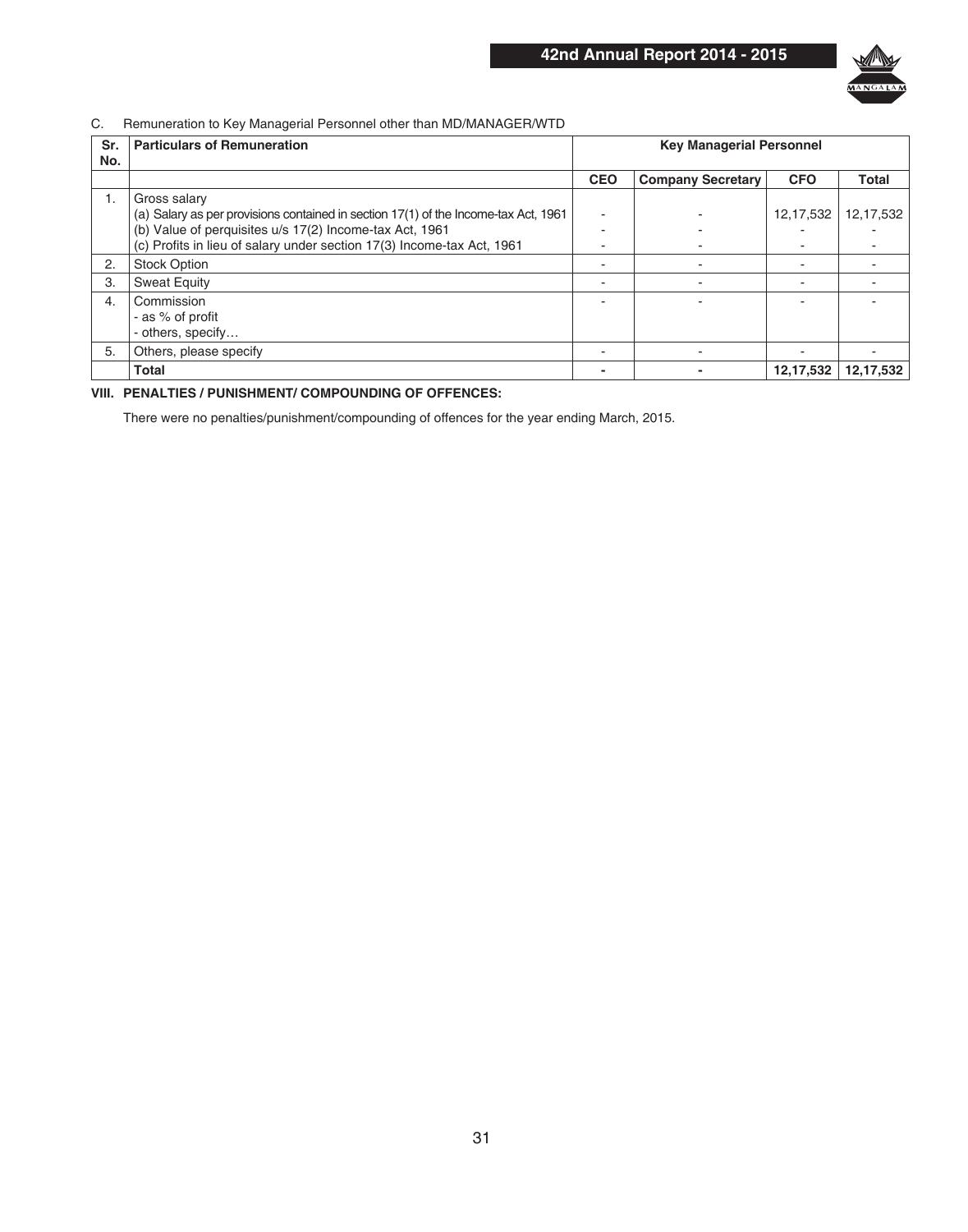C. Remuneration to Key Managerial Personnel other than MD/MANAGER/WTD

| Sr. No. | Particulars of Remuneration | Key Managerial Personnel | | | |
|---|---|---|---|---|---|
| | | CEO | Company Secretary | CFO | Total |
| 1. | Gross salary<br>(a) Salary as per provisions contained in section 17(1) of the Income-tax Act, 1961<br>(b) Value of perquisites u/s 17(2) Income-tax Act, 1961<br>(c) Profits in lieu of salary under section 17(3) Income-tax Act, 1961 | <br>-<br>-<br>- | <br>-<br>-<br>- | <br>12,17,532<br>-<br>- | <br>12,17,532<br>-<br>- |
| 2. | Stock Option | - | - | - | - |
| 3. | Sweat Equity | - | - | - | - |
| 4. | Commission<br>- as % of profit<br>- others, specify… | - | - | - | - |
| 5. | Others, please specify | - | - | - | - |
| | **Total** | **-** | **-** | **12,17,532** | **12,17,532** |

**VIII. PENALTIES / PUNISHMENT/ COMPOUNDING OF OFFENCES:**

There were no penalties/punishment/compounding of offences for the year ending March, 2015.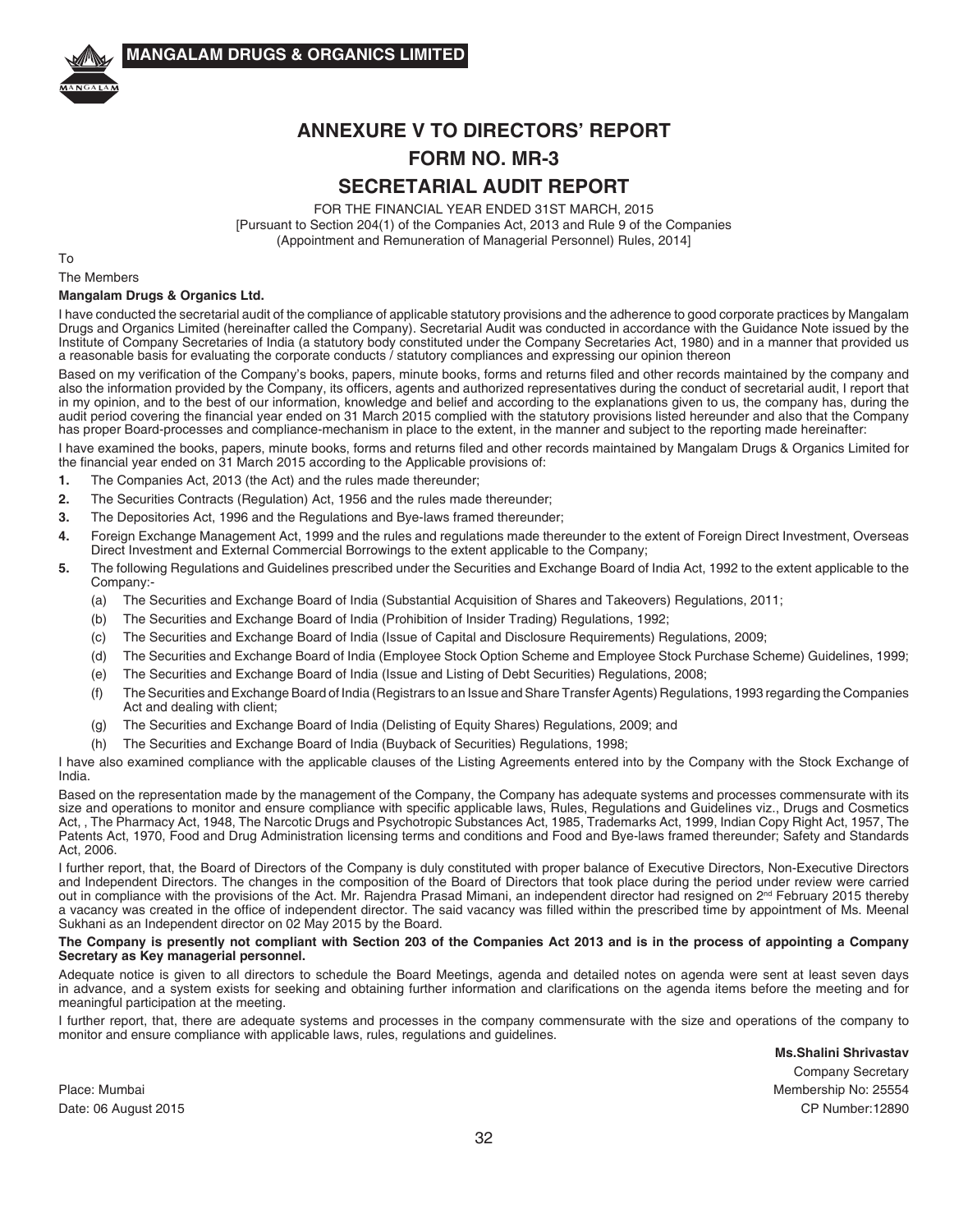# ANNEXURE V TO DIRECTORS' REPORT

## FORM NO. MR-3

## SECRETARIAL AUDIT REPORT

FOR THE FINANCIAL YEAR ENDED 31ST MARCH, 2015
[Pursuant to Section 204(1) of the Companies Act, 2013 and Rule 9 of the Companies (Appointment and Remuneration of Managerial Personnel) Rules, 2014]

To

The Members

**Mangalam Drugs & Organics Ltd.**

I have conducted the secretarial audit of the compliance of applicable statutory provisions and the adherence to good corporate practices by Mangalam Drugs and Organics Limited (hereinafter called the Company). Secretarial Audit was conducted in accordance with the Guidance Note issued by the Institute of Company Secretaries of India (a statutory body constituted under the Company Secretaries Act, 1980) and in a manner that provided us a reasonable basis for evaluating the corporate conducts / statutory compliances and expressing our opinion thereon

Based on my verification of the Company's books, papers, minute books, forms and returns filed and other records maintained by the company and also the information provided by the Company, its officers, agents and authorized representatives during the conduct of secretarial audit, I report that in my opinion, and to the best of our information, knowledge and belief and according to the explanations given to us, the company has, during the audit period covering the financial year ended on 31 March 2015 complied with the statutory provisions listed hereunder and also that the Company has proper Board-processes and compliance-mechanism in place to the extent, in the manner and subject to the reporting made hereinafter:

I have examined the books, papers, minute books, forms and returns filed and other records maintained by Mangalam Drugs & Organics Limited for the financial year ended on 31 March 2015 according to the Applicable provisions of:

1. The Companies Act, 2013 (the Act) and the rules made thereunder;
2. The Securities Contracts (Regulation) Act, 1956 and the rules made thereunder;
3. The Depositories Act, 1996 and the Regulations and Bye-laws framed thereunder;
4. Foreign Exchange Management Act, 1999 and the rules and regulations made thereunder to the extent of Foreign Direct Investment, Overseas Direct Investment and External Commercial Borrowings to the extent applicable to the Company;
5. The following Regulations and Guidelines prescribed under the Securities and Exchange Board of India Act, 1992 to the extent applicable to the Company:-
   - (a) The Securities and Exchange Board of India (Substantial Acquisition of Shares and Takeovers) Regulations, 2011;
   - (b) The Securities and Exchange Board of India (Prohibition of Insider Trading) Regulations, 1992;
   - (c) The Securities and Exchange Board of India (Issue of Capital and Disclosure Requirements) Regulations, 2009;
   - (d) The Securities and Exchange Board of India (Employee Stock Option Scheme and Employee Stock Purchase Scheme) Guidelines, 1999;
   - (e) The Securities and Exchange Board of India (Issue and Listing of Debt Securities) Regulations, 2008;
   - (f) The Securities and Exchange Board of India (Registrars to an Issue and Share Transfer Agents) Regulations, 1993 regarding the Companies Act and dealing with client;
   - (g) The Securities and Exchange Board of India (Delisting of Equity Shares) Regulations, 2009; and
   - (h) The Securities and Exchange Board of India (Buyback of Securities) Regulations, 1998;

I have also examined compliance with the applicable clauses of the Listing Agreements entered into by the Company with the Stock Exchange of India.

Based on the representation made by the management of the Company, the Company has adequate systems and processes commensurate with its size and operations to monitor and ensure compliance with specific applicable laws, Rules, Regulations and Guidelines viz., Drugs and Cosmetics Act, , The Pharmacy Act, 1948, The Narcotic Drugs and Psychotropic Substances Act, 1985, Trademarks Act, 1999, Indian Copy Right Act, 1957, The Patents Act, 1970, Food and Drug Administration licensing terms and conditions and Food and Bye-laws framed thereunder; Safety and Standards Act, 2006.

I further report, that, the Board of Directors of the Company is duly constituted with proper balance of Executive Directors, Non-Executive Directors and Independent Directors. The changes in the composition of the Board of Directors that took place during the period under review were carried out in compliance with the provisions of the Act. Mr. Rajendra Prasad Mimani, an independent director had resigned on 2nd February 2015 thereby a vacancy was created in the office of independent director. The said vacancy was filled within the prescribed time by appointment of Ms. Meenal Sukhani as an Independent director on 02 May 2015 by the Board.

**The Company is presently not compliant with Section 203 of the Companies Act 2013 and is in the process of appointing a Company Secretary as Key managerial personnel.**

Adequate notice is given to all directors to schedule the Board Meetings, agenda and detailed notes on agenda were sent at least seven days in advance, and a system exists for seeking and obtaining further information and clarifications on the agenda items before the meeting and for meaningful participation at the meeting.

I further report, that, there are adequate systems and processes in the company commensurate with the size and operations of the company to monitor and ensure compliance with applicable laws, rules, regulations and guidelines.

**Ms.Shalini Shrivastav**
Company Secretary
Membership No: 25554
CP Number:12890

Place: Mumbai
Date: 06 August 2015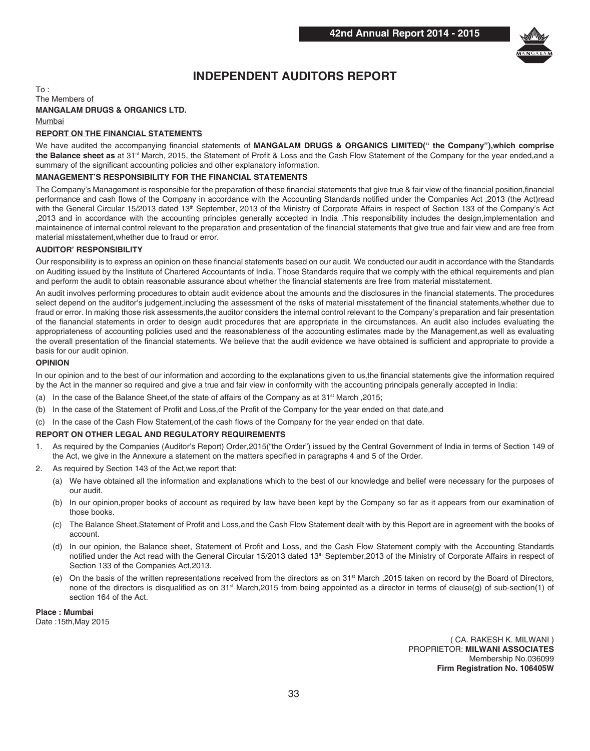# INDEPENDENT AUDITORS REPORT

To :
The Members of
**MANGALAM DRUGS & ORGANICS LTD.**
Mumbai

## REPORT ON THE FINANCIAL STATEMENTS

We have audited the accompanying financial statements of **MANGALAM DRUGS & ORGANICS LIMITED(" the Company"),which comprise the Balance sheet as** at 31st March, 2015, the Statement of Profit & Loss and the Cash Flow Statement of the Company for the year ended,and a summary of the significant accounting policies and other explanatory information.

### MANAGEMENT'S RESPONSIBILITY FOR THE FINANCIAL STATEMENTS

The Company's Management is responsible for the preparation of these financial statements that give true & fair view of the financial position,financial performance and cash flows of the Company in accordance with the Accounting Standards notified under the Companies Act ,2013 (the Act)read with the General Circular 15/2013 dated 13th September, 2013 of the Ministry of Corporate Affairs in respect of Section 133 of the Company's Act ,2013 and in accordance with the accounting principles generally accepted in India .This responsibility includes the design,implementation and maintainence of internal control relevant to the preparation and presentation of the financial statements that give true and fair view and are free from material misstatement,whether due to fraud or error.

### AUDITOR' RESPONSIBILITY

Our responsibility is to express an opinion on these financial statements based on our audit. We conducted our audit in accordance with the Standards on Auditing issued by the Institute of Chartered Accountants of India. Those Standards require that we comply with the ethical requirements and plan and perform the audit to obtain reasonable assurance about whether the financial statements are free from material misstatement.

An audit involves performing procedures to obtain audit evidence about the amounts and the disclosures in the financial statements. The procedures select depend on the auditor's judgement,including the assessment of the risks of material misstatement of the financial statements,whether due to fraud or error. In making those risk assessments,the auditor considers the internal control relevant to the Company's preparation and fair presentation of the fianancial statements in order to design audit procedures that are appropriate in the circumstances. An audit also includes evaluating the appropriateness of accounting policies used and the reasonableness of the accounting estimates made by the Management,as well as evaluating the overall presentation of the financial statements. We believe that the audit evidence we have obtained is sufficient and appropriate to provide a basis for our audit opinion.

### OPINION

In our opinion and to the best of our information and according to the explanations given to us,the financial statements give the information required by the Act in the manner so required and give a true and fair view in conformity with the accounting principals generally accepted in India:

(a) In the case of the Balance Sheet,of the state of affairs of the Company as at 31st March ,2015;

(b) In the case of the Statement of Profit and Loss,of the Profit of the Company for the year ended on that date,and

(c) In the case of the Cash Flow Statement,of the cash flows of the Company for the year ended on that date.

### REPORT ON OTHER LEGAL AND REGULATORY REQUIREMENTS

1. As required by the Companies (Auditor's Report) Order,2015("the Order") issued by the Central Government of India in terms of Section 149 of the Act, we give in the Annexure a statement on the matters specified in paragraphs 4 and 5 of the Order.
2. As required by Section 143 of the Act,we report that:
   (a) We have obtained all the information and explanations which to the best of our knowledge and belief were necessary for the purposes of our audit.
   (b) In our opinion,proper books of account as required by law have been kept by the Company so far as it appears from our examination of those books.
   (c) The Balance Sheet,Statement of Profit and Loss,and the Cash Flow Statement dealt with by this Report are in agreement with the books of account.
   (d) In our opinion, the Balance sheet, Statement of Profit and Loss, and the Cash Flow Statement comply with the Accounting Standards notified under the Act read with the General Circular 15/2013 dated 13th September,2013 of the Ministry of Corporate Affairs in respect of Section 133 of the Companies Act,2013.
   (e) On the basis of the written representations received from the directors as on 31st March ,2015 taken on record by the Board of Directors, none of the directors is disqualified as on 31st March,2015 from being appointed as a director in terms of clause(g) of sub-section(1) of section 164 of the Act.

**Place : Mumbai**
Date :15th,May 2015

( CA. RAKESH K. MILWANI )
PROPRIETOR: **MILWANI ASSOCIATES**
Membership No.036099
**Firm Registration No. 106405W**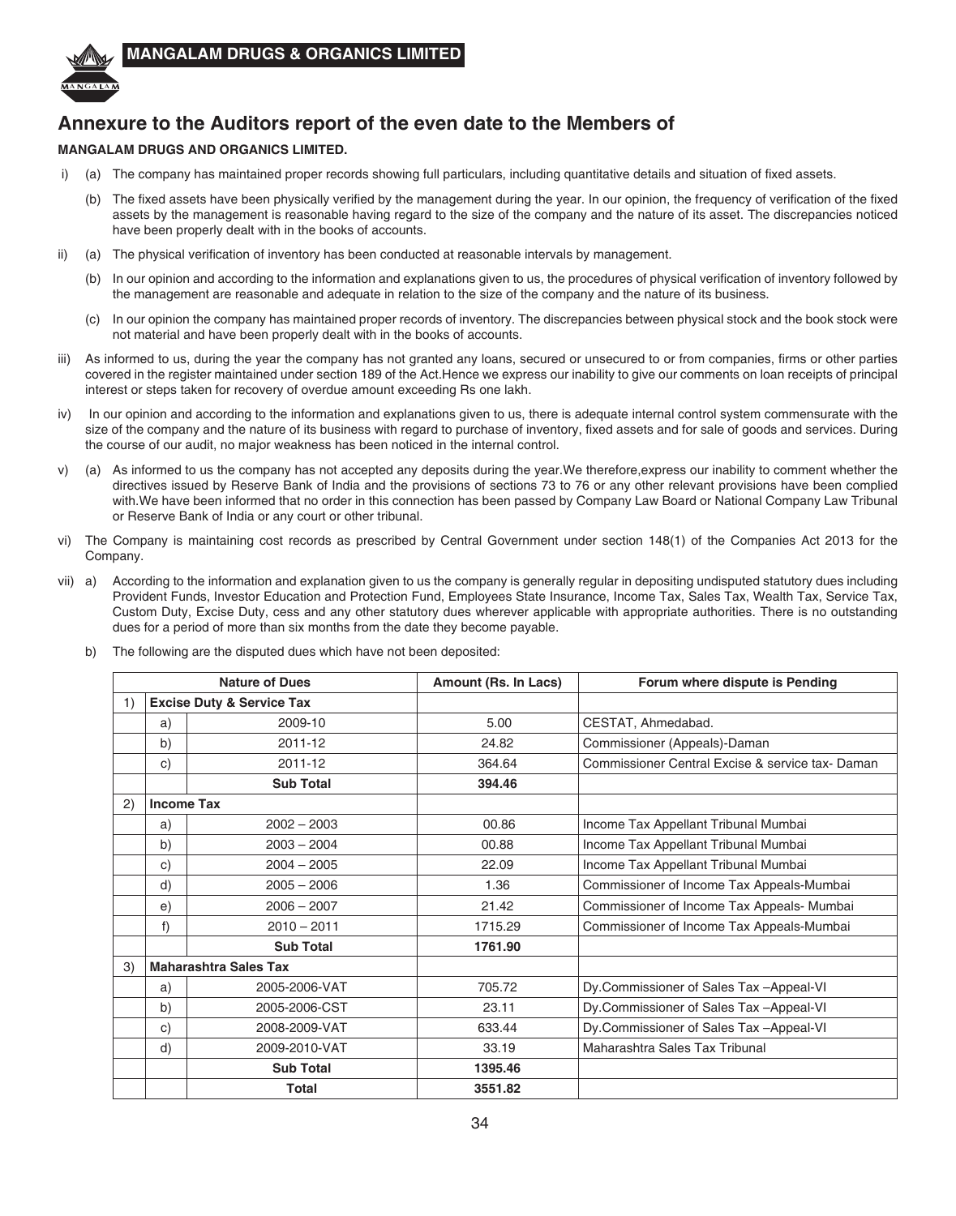## Annexure to the Auditors report of the even date to the Members of

**MANGALAM DRUGS AND ORGANICS LIMITED.**

i) (a) The company has maintained proper records showing full particulars, including quantitative details and situation of fixed assets.

(b) The fixed assets have been physically verified by the management during the year. In our opinion, the frequency of verification of the fixed assets by the management is reasonable having regard to the size of the company and the nature of its asset. The discrepancies noticed have been properly dealt with in the books of accounts.

ii) (a) The physical verification of inventory has been conducted at reasonable intervals by management.

(b) In our opinion and according to the information and explanations given to us, the procedures of physical verification of inventory followed by the management are reasonable and adequate in relation to the size of the company and the nature of its business.

(c) In our opinion the company has maintained proper records of inventory. The discrepancies between physical stock and the book stock were not material and have been properly dealt with in the books of accounts.

iii) As informed to us, during the year the company has not granted any loans, secured or unsecured to or from companies, firms or other parties covered in the register maintained under section 189 of the Act.Hence we express our inability to give our comments on loan receipts of principal interest or steps taken for recovery of overdue amount exceeding Rs one lakh.

iv) In our opinion and according to the information and explanations given to us, there is adequate internal control system commensurate with the size of the company and the nature of its business with regard to purchase of inventory, fixed assets and for sale of goods and services. During the course of our audit, no major weakness has been noticed in the internal control.

v) (a) As informed to us the company has not accepted any deposits during the year.We therefore,express our inability to comment whether the directives issued by Reserve Bank of India and the provisions of sections 73 to 76 or any other relevant provisions have been complied with.We have been informed that no order in this connection has been passed by Company Law Board or National Company Law Tribunal or Reserve Bank of India or any court or other tribunal.

vi) The Company is maintaining cost records as prescribed by Central Government under section 148(1) of the Companies Act 2013 for the Company.

vii) a) According to the information and explanation given to us the company is generally regular in depositing undisputed statutory dues including Provident Funds, Investor Education and Protection Fund, Employees State Insurance, Income Tax, Sales Tax, Wealth Tax, Service Tax, Custom Duty, Excise Duty, cess and any other statutory dues wherever applicable with appropriate authorities. There is no outstanding dues for a period of more than six months from the date they become payable.

b) The following are the disputed dues which have not been deposited:

| | | Nature of Dues | Amount (Rs. In Lacs) | Forum where dispute is Pending |
|---|---|---|---|---|
| 1) | **Excise Duty & Service Tax** | | | |
| | a) | 2009-10 | 5.00 | CESTAT, Ahmedabad. |
| | b) | 2011-12 | 24.82 | Commissioner (Appeals)-Daman |
| | c) | 2011-12 | 364.64 | Commissioner Central Excise & service tax- Daman |
| | | **Sub Total** | **394.46** | |
| 2) | **Income Tax** | | | |
| | a) | 2002 – 2003 | 00.86 | Income Tax Appellant Tribunal Mumbai |
| | b) | 2003 – 2004 | 00.88 | Income Tax Appellant Tribunal Mumbai |
| | c) | 2004 – 2005 | 22.09 | Income Tax Appellant Tribunal Mumbai |
| | d) | 2005 – 2006 | 1.36 | Commissioner of Income Tax Appeals-Mumbai |
| | e) | 2006 – 2007 | 21.42 | Commissioner of Income Tax Appeals- Mumbai |
| | f) | 2010 – 2011 | 1715.29 | Commissioner of Income Tax Appeals-Mumbai |
| | | **Sub Total** | **1761.90** | |
| 3) | **Maharashtra Sales Tax** | | | |
| | a) | 2005-2006-VAT | 705.72 | Dy.Commissioner of Sales Tax –Appeal-VI |
| | b) | 2005-2006-CST | 23.11 | Dy.Commissioner of Sales Tax –Appeal-VI |
| | c) | 2008-2009-VAT | 633.44 | Dy.Commissioner of Sales Tax –Appeal-VI |
| | d) | 2009-2010-VAT | 33.19 | Maharashtra Sales Tax Tribunal |
| | | **Sub Total** | **1395.46** | |
| | | **Total** | **3551.82** | |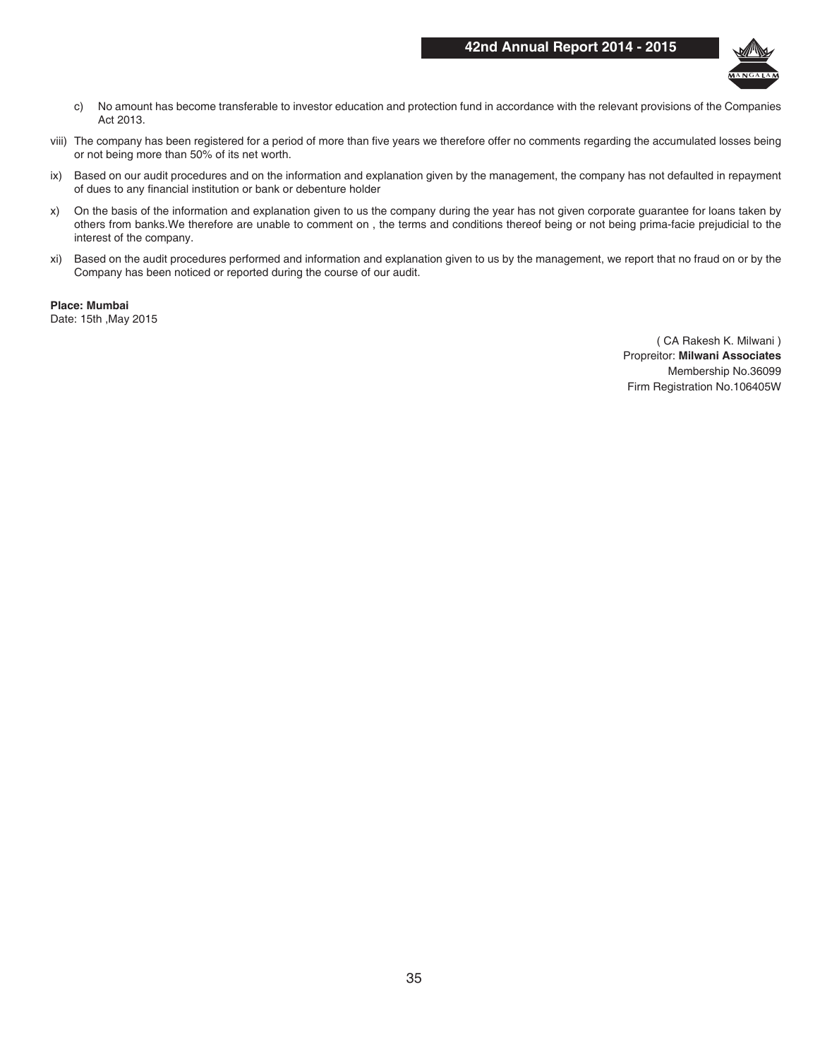c) No amount has become transferable to investor education and protection fund in accordance with the relevant provisions of the Companies Act 2013.

viii) The company has been registered for a period of more than five years we therefore offer no comments regarding the accumulated losses being or not being more than 50% of its net worth.

ix) Based on our audit procedures and on the information and explanation given by the management, the company has not defaulted in repayment of dues to any financial institution or bank or debenture holder

x) On the basis of the information and explanation given to us the company during the year has not given corporate guarantee for loans taken by others from banks.We therefore are unable to comment on , the terms and conditions thereof being or not being prima-facie prejudicial to the interest of the company.

xi) Based on the audit procedures performed and information and explanation given to us by the management, we report that no fraud on or by the Company has been noticed or reported during the course of our audit.

**Place: Mumbai**
Date: 15th ,May 2015

( CA Rakesh K. Milwani )
Propreitor: **Milwani Associates**
Membership No.36099
Firm Registration No.106405W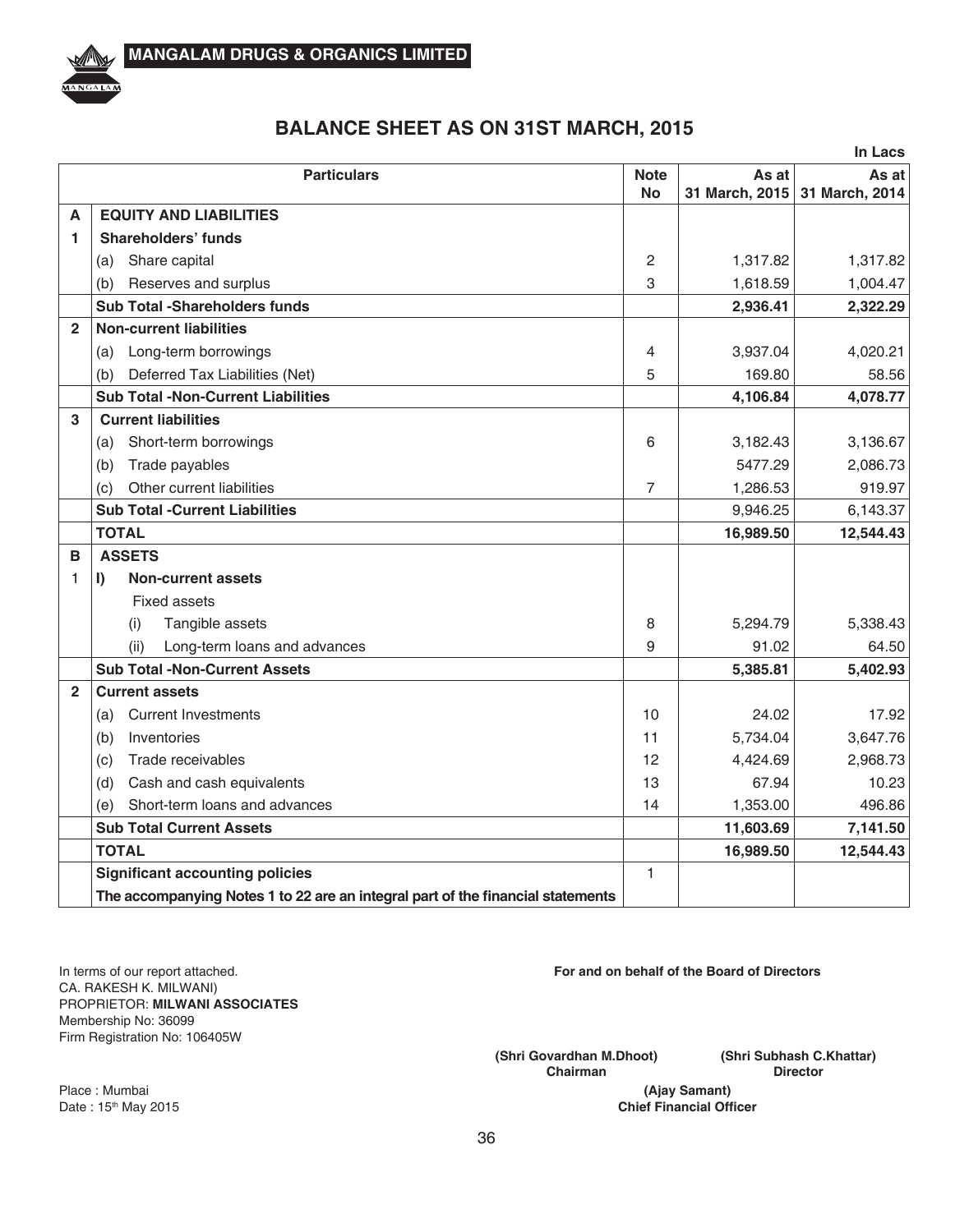**MANGALAM DRUGS & ORGANICS LIMITED**

# BALANCE SHEET AS ON 31ST MARCH, 2015

In Lacs

| | Particulars | Note No | As at 31 March, 2015 | As at 31 March, 2014 |
|---|---|---|---|---|
| **A** | **EQUITY AND LIABILITIES** | | | |
| **1** | **Shareholders' funds** | | | |
| | (a) Share capital | 2 | 1,317.82 | 1,317.82 |
| | (b) Reserves and surplus | 3 | 1,618.59 | 1,004.47 |
| | **Sub Total -Shareholders funds** | | **2,936.41** | **2,322.29** |
| **2** | **Non-current liabilities** | | | |
| | (a) Long-term borrowings | 4 | 3,937.04 | 4,020.21 |
| | (b) Deferred Tax Liabilities (Net) | 5 | 169.80 | 58.56 |
| | **Sub Total -Non-Current Liabilities** | | **4,106.84** | **4,078.77** |
| **3** | **Current liabilities** | | | |
| | (a) Short-term borrowings | 6 | 3,182.43 | 3,136.67 |
| | (b) Trade payables | | 5477.29 | 2,086.73 |
| | (c) Other current liabilities | 7 | 1,286.53 | 919.97 |
| | **Sub Total -Current Liabilities** | | 9,946.25 | 6,143.37 |
| | **TOTAL** | | **16,989.50** | **12,544.43** |
| **B** | **ASSETS** | | | |
| 1 | **I) Non-current assets** | | | |
| | Fixed assets | | | |
| | (i) Tangible assets | 8 | 5,294.79 | 5,338.43 |
| | (ii) Long-term loans and advances | 9 | 91.02 | 64.50 |
| | **Sub Total -Non-Current Assets** | | **5,385.81** | **5,402.93** |
| **2** | **Current assets** | | | |
| | (a) Current Investments | 10 | 24.02 | 17.92 |
| | (b) Inventories | 11 | 5,734.04 | 3,647.76 |
| | (c) Trade receivables | 12 | 4,424.69 | 2,968.73 |
| | (d) Cash and cash equivalents | 13 | 67.94 | 10.23 |
| | (e) Short-term loans and advances | 14 | 1,353.00 | 496.86 |
| | **Sub Total Current Assets** | | **11,603.69** | **7,141.50** |
| | **TOTAL** | | **16,989.50** | **12,544.43** |
| | **Significant accounting policies** | 1 | | |
| | **The accompanying Notes 1 to 22 are an integral part of the financial statements** | | | |

In terms of our report attached.
CA. RAKESH K. MILWANI)
PROPRIETOR: **MILWANI ASSOCIATES**
Membership No: 36099
Firm Registration No: 106405W

Place : Mumbai
Date : 15th May 2015

**For and on behalf of the Board of Directors**

**(Shri Govardhan M.Dhoot)**
**Chairman**

**(Shri Subhash C.Khattar)**
**Director**

**(Ajay Samant)**
**Chief Financial Officer**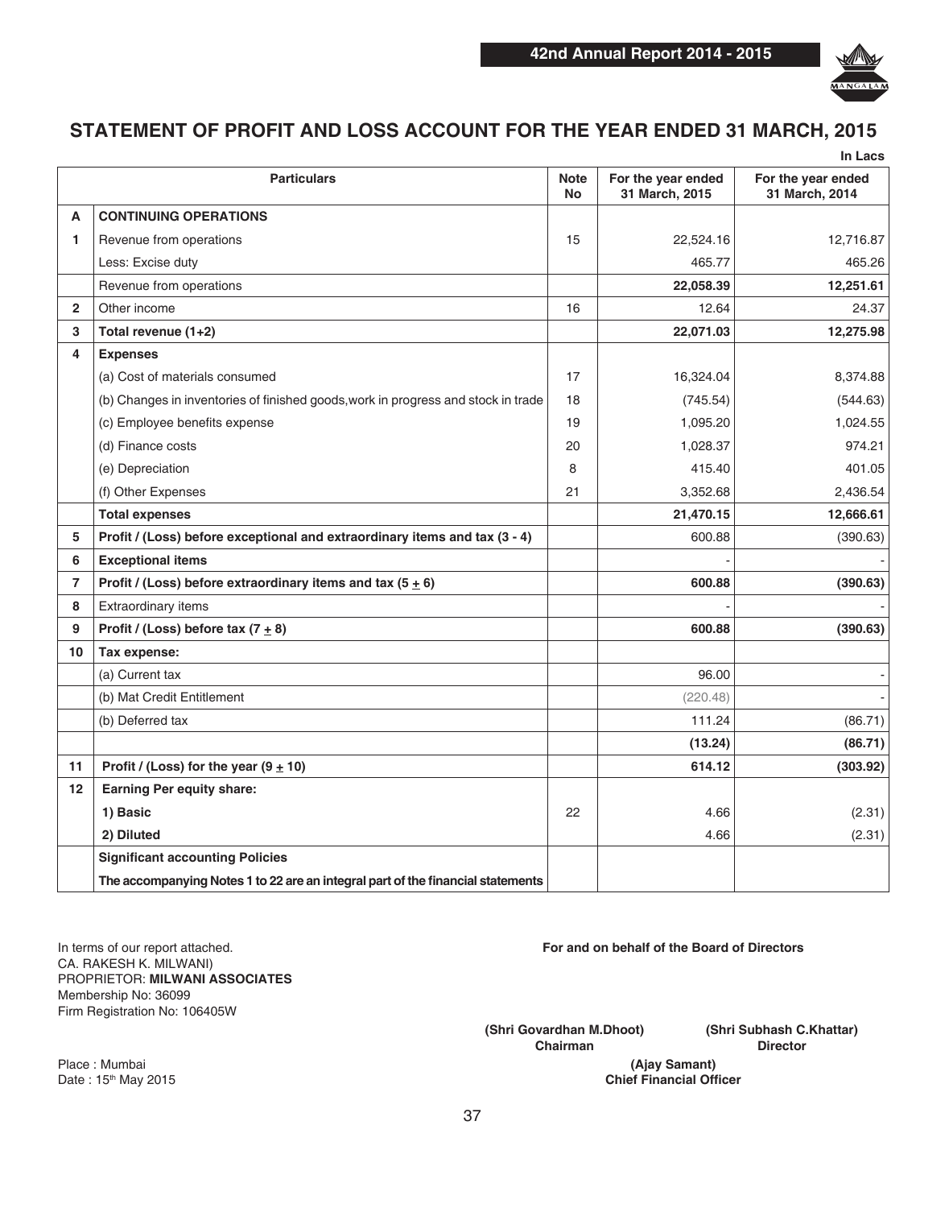# STATEMENT OF PROFIT AND LOSS ACCOUNT FOR THE YEAR ENDED 31 MARCH, 2015

In Lacs

| | Particulars | Note No | For the year ended 31 March, 2015 | For the year ended 31 March, 2014 |
|---|---|---|---|---|
| **A** | **CONTINUING OPERATIONS** | | | |
| **1** | Revenue from operations | 15 | 22,524.16 | 12,716.87 |
| | Less: Excise duty | | 465.77 | 465.26 |
| | Revenue from operations | | **22,058.39** | **12,251.61** |
| **2** | Other income | 16 | 12.64 | 24.37 |
| **3** | **Total revenue (1+2)** | | **22,071.03** | **12,275.98** |
| **4** | **Expenses** | | | |
| | (a) Cost of materials consumed | 17 | 16,324.04 | 8,374.88 |
| | (b) Changes in inventories of finished goods,work in progress and stock in trade | 18 | (745.54) | (544.63) |
| | (c) Employee benefits expense | 19 | 1,095.20 | 1,024.55 |
| | (d) Finance costs | 20 | 1,028.37 | 974.21 |
| | (e) Depreciation | 8 | 415.40 | 401.05 |
| | (f) Other Expenses | 21 | 3,352.68 | 2,436.54 |
| | **Total expenses** | | **21,470.15** | **12,666.61** |
| **5** | **Profit / (Loss) before exceptional and extraordinary items and tax (3 - 4)** | | 600.88 | (390.63) |
| **6** | **Exceptional items** | | - | - |
| **7** | **Profit / (Loss) before extraordinary items and tax (5 ± 6)** | | **600.88** | **(390.63)** |
| **8** | Extraordinary items | | - | - |
| **9** | **Profit / (Loss) before tax (7 ± 8)** | | **600.88** | **(390.63)** |
| **10** | **Tax expense:** | | | |
| | (a) Current tax | | 96.00 | - |
| | (b) Mat Credit Entitlement | | (220.48) | - |
| | (b) Deferred tax | | 111.24 | (86.71) |
| | | | **(13.24)** | **(86.71)** |
| **11** | **Profit / (Loss) for the year (9 ± 10)** | | **614.12** | **(303.92)** |
| **12** | **Earning Per equity share:** | | | |
| | **1) Basic** | 22 | 4.66 | (2.31) |
| | **2) Diluted** | | 4.66 | (2.31) |
| | **Significant accounting Policies** | | | |
| | **The accompanying Notes 1 to 22 are an integral part of the financial statements** | | | |

In terms of our report attached.
CA. RAKESH K. MILWANI)
PROPRIETOR: **MILWANI ASSOCIATES**
Membership No: 36099
Firm Registration No: 106405W

Place : Mumbai
Date : 15th May 2015

**For and on behalf of the Board of Directors**

**(Shri Govardhan M.Dhoot)**
**Chairman**

**(Shri Subhash C.Khattar)**
**Director**

**(Ajay Samant)**
**Chief Financial Officer**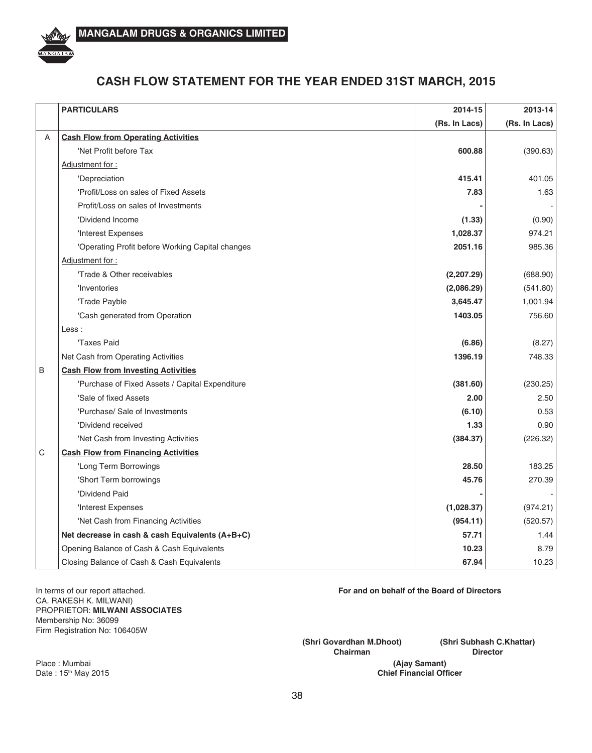**MANGALAM DRUGS & ORGANICS LIMITED**

# CASH FLOW STATEMENT FOR THE YEAR ENDED 31ST MARCH, 2015

| | PARTICULARS | 2014-15 | 2013-14 |
|---|---|---|---|
| | | (Rs. In Lacs) | (Rs. In Lacs) |
| A | **Cash Flow from Operating Activities** | | |
| | 'Net Profit before Tax | **600.88** | (390.63) |
| | Adjustment for : | | |
| | 'Depreciation | **415.41** | 401.05 |
| | 'Profit/Loss on sales of Fixed Assets | **7.83** | 1.63 |
| | Profit/Loss on sales of Investments | **-** | - |
| | 'Dividend Income | **(1.33)** | (0.90) |
| | 'Interest Expenses | **1,028.37** | 974.21 |
| | 'Operating Profit before Working Capital changes | **2051.16** | 985.36 |
| | Adjustment for : | | |
| | 'Trade & Other receivables | **(2,207.29)** | (688.90) |
| | 'Inventories | **(2,086.29)** | (541.80) |
| | 'Trade Payble | **3,645.47** | 1,001.94 |
| | 'Cash generated from Operation | **1403.05** | 756.60 |
| | Less : | | |
| | 'Taxes Paid | **(6.86)** | (8.27) |
| | Net Cash from Operating Activities | **1396.19** | 748.33 |
| B | **Cash Flow from Investing Activities** | | |
| | 'Purchase of Fixed Assets / Capital Expenditure | **(381.60)** | (230.25) |
| | 'Sale of fixed Assets | **2.00** | 2.50 |
| | 'Purchase/ Sale of Investments | **(6.10)** | 0.53 |
| | 'Dividend received | **1.33** | 0.90 |
| | 'Net Cash from Investing Activities | **(384.37)** | (226.32) |
| C | **Cash Flow from Financing Activities** | | |
| | 'Long Term Borrowings | **28.50** | 183.25 |
| | 'Short Term borrowings | **45.76** | 270.39 |
| | 'Dividend Paid | **-** | - |
| | 'Interest Expenses | **(1,028.37)** | (974.21) |
| | 'Net Cash from Financing Activities | **(954.11)** | (520.57) |
| | **Net decrease in cash & cash Equivalents (A+B+C)** | **57.71** | 1.44 |
| | Opening Balance of Cash & Cash Equivalents | **10.23** | 8.79 |
| | Closing Balance of Cash & Cash Equivalents | **67.94** | 10.23 |

In terms of our report attached.
CA. RAKESH K. MILWANI)
PROPRIETOR: **MILWANI ASSOCIATES**
Membership No: 36099
Firm Registration No: 106405W

Place : Mumbai
Date : 15th May 2015

**For and on behalf of the Board of Directors**

**(Shri Govardhan M.Dhoot)**
**Chairman**

**(Shri Subhash C.Khattar)**
**Director**

**(Ajay Samant)**
**Chief Financial Officer**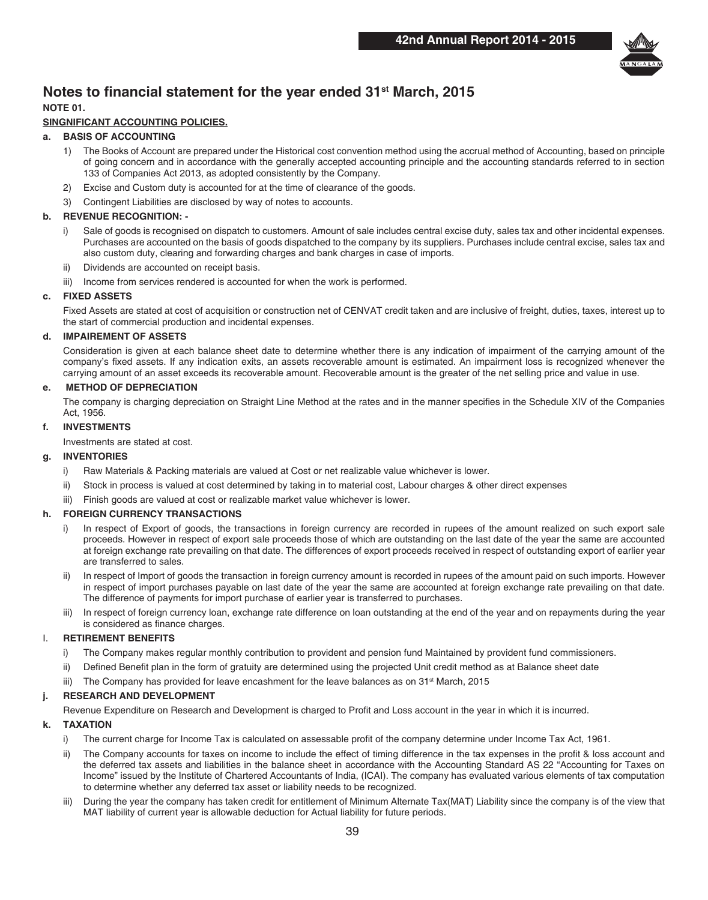# Notes to financial statement for the year ended 31st March, 2015

**NOTE 01.**

**SINGNIFICANT ACCOUNTING POLICIES.**

**a. BASIS OF ACCOUNTING**

1) The Books of Account are prepared under the Historical cost convention method using the accrual method of Accounting, based on principle of going concern and in accordance with the generally accepted accounting principle and the accounting standards referred to in section 133 of Companies Act 2013, as adopted consistently by the Company.
2) Excise and Custom duty is accounted for at the time of clearance of the goods.
3) Contingent Liabilities are disclosed by way of notes to accounts.

**b. REVENUE RECOGNITION: -**

i) Sale of goods is recognised on dispatch to customers. Amount of sale includes central excise duty, sales tax and other incidental expenses. Purchases are accounted on the basis of goods dispatched to the company by its suppliers. Purchases include central excise, sales tax and also custom duty, clearing and forwarding charges and bank charges in case of imports.

ii) Dividends are accounted on receipt basis.

iii) Income from services rendered is accounted for when the work is performed.

**c. FIXED ASSETS**

Fixed Assets are stated at cost of acquisition or construction net of CENVAT credit taken and are inclusive of freight, duties, taxes, interest up to the start of commercial production and incidental expenses.

**d. IMPAIREMENT OF ASSETS**

Consideration is given at each balance sheet date to determine whether there is any indication of impairment of the carrying amount of the company's fixed assets. If any indication exits, an assets recoverable amount is estimated. An impairment loss is recognized whenever the carrying amount of an asset exceeds its recoverable amount. Recoverable amount is the greater of the net selling price and value in use.

**e. METHOD OF DEPRECIATION**

The company is charging depreciation on Straight Line Method at the rates and in the manner specifies in the Schedule XIV of the Companies Act, 1956.

**f. INVESTMENTS**

Investments are stated at cost.

**g. INVENTORIES**

i) Raw Materials & Packing materials are valued at Cost or net realizable value whichever is lower.

ii) Stock in process is valued at cost determined by taking in to material cost, Labour charges & other direct expenses

iii) Finish goods are valued at cost or realizable market value whichever is lower.

**h. FOREIGN CURRENCY TRANSACTIONS**

i) In respect of Export of goods, the transactions in foreign currency are recorded in rupees of the amount realized on such export sale proceeds. However in respect of export sale proceeds those of which are outstanding on the last date of the year the same are accounted at foreign exchange rate prevailing on that date. The differences of export proceeds received in respect of outstanding export of earlier year are transferred to sales.

ii) In respect of Import of goods the transaction in foreign currency amount is recorded in rupees of the amount paid on such imports. However in respect of import purchases payable on last date of the year the same are accounted at foreign exchange rate prevailing on that date. The difference of payments for import purchase of earlier year is transferred to purchases.

iii) In respect of foreign currency loan, exchange rate difference on loan outstanding at the end of the year and on repayments during the year is considered as finance charges.

**I. RETIREMENT BENEFITS**

i) The Company makes regular monthly contribution to provident and pension fund Maintained by provident fund commissioners.

ii) Defined Benefit plan in the form of gratuity are determined using the projected Unit credit method as at Balance sheet date

iii) The Company has provided for leave encashment for the leave balances as on 31st March, 2015

**j. RESEARCH AND DEVELOPMENT**

Revenue Expenditure on Research and Development is charged to Profit and Loss account in the year in which it is incurred.

**k. TAXATION**

i) The current charge for Income Tax is calculated on assessable profit of the company determine under Income Tax Act, 1961.

ii) The Company accounts for taxes on income to include the effect of timing difference in the tax expenses in the profit & loss account and the deferred tax assets and liabilities in the balance sheet in accordance with the Accounting Standard AS 22 "Accounting for Taxes on Income" issued by the Institute of Chartered Accountants of India, (ICAI). The company has evaluated various elements of tax computation to determine whether any deferred tax asset or liability needs to be recognized.

iii) During the year the company has taken credit for entitlement of Minimum Alternate Tax(MAT) Liability since the company is of the view that MAT liability of current year is allowable deduction for Actual liability for future periods.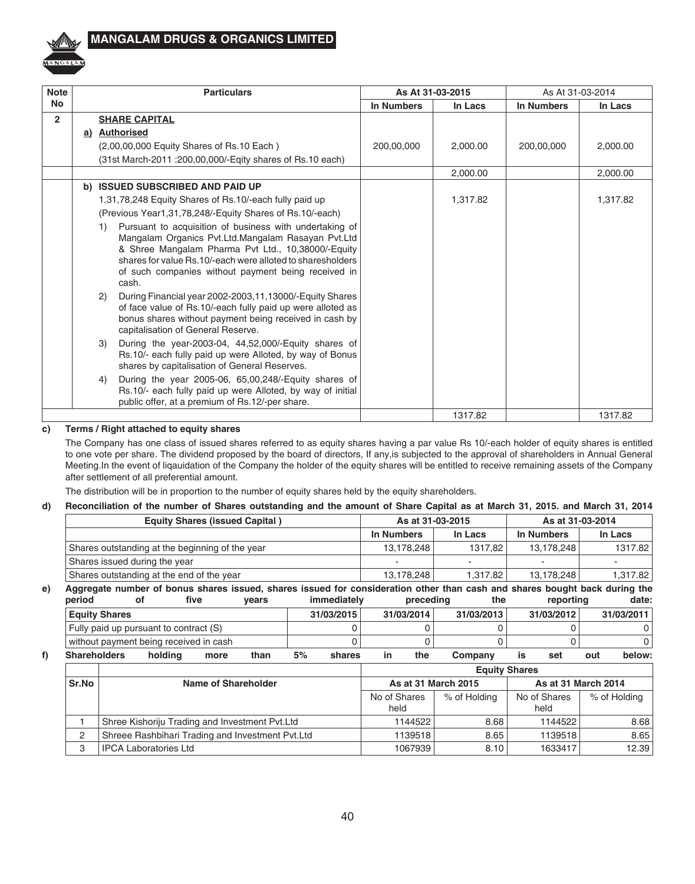| Note No | Particulars | As At 31-03-2015 | | As At 31-03-2014 | |
|---|---|---|---|---|---|
| | | In Numbers | In Lacs | In Numbers | In Lacs |
| 2 | **SHARE CAPITAL** | | | | |
| | a) **Authorised** | | | | |
| | (2,00,00,000 Equity Shares of Rs.10 Each ) | 200,00,000 | 2,000.00 | 200,00,000 | 2,000.00 |
| | (31st March-2011 :200,00,000/-Eqity shares of Rs.10 each) | | | | |
| | | | 2,000.00 | | 2,000.00 |
| | b) **ISSUED SUBSCRIBED AND PAID UP** | | | | |
| | 1,31,78,248 Equity Shares of Rs.10/-each fully paid up | | 1,317.82 | | 1,317.82 |
| | (Previous Year1,31,78,248/-Equity Shares of Rs.10/-each) | | | | |
| | 1) Pursuant to acquisition of business with undertaking of Mangalam Organics Pvt.Ltd.Mangalam Rasayan Pvt.Ltd & Shree Mangalam Pharma Pvt Ltd., 10,38000/-Equity shares for value Rs.10/-each were alloted to sharesholders of such companies without payment being received in cash. | | | | |
| | 2) During Financial year 2002-2003,11,13000/-Equity Shares of face value of Rs.10/-each fully paid up were alloted as bonus shares without payment being received in cash by capitalisation of General Reserve. | | | | |
| | 3) During the year-2003-04, 44,52,000/-Equity shares of Rs.10/- each fully paid up were Alloted, by way of Bonus shares by capitalisation of General Reserves. | | | | |
| | 4) During the year 2005-06, 65,00,248/-Equity shares of Rs.10/- each fully paid up were Alloted, by way of initial public offer, at a premium of Rs.12/-per share. | | | | |
| | | | 1317.82 | | 1317.82 |

**c) Terms / Right attached to equity shares**

The Company has one class of issued shares referred to as equity shares having a par value Rs 10/-each holder of equity shares is entitled to one vote per share. The dividend proposed by the board of directors, If any,is subjected to the approval of shareholders in Annual General Meeting.In the event of liqauidation of the Company the holder of the equity shares will be entitled to receive remaining assets of the Company after settlement of all preferential amount.

The distribution will be in proportion to the number of equity shares held by the equity shareholders.

**d) Reconciliation of the number of Shares outstanding and the amount of Share Capital as at March 31, 2015. and March 31, 2014**

| Equity Shares (issued Capital ) | As at 31-03-2015 | | As at 31-03-2014 | |
|---|---|---|---|---|
| | In Numbers | In Lacs | In Numbers | In Lacs |
| Shares outstanding at the beginning of the year | 13,178,248 | 1317,82 | 13,178,248 | 1317.82 |
| Shares issued during the year | - | - | - | - |
| Shares outstanding at the end of the year | 13,178,248 | 1,317.82 | 13,178,248 | 1,317.82 |

**e) Aggregate number of bonus shares issued, shares issued for consideration other than cash and shares bought back during the period of five years immediately preceding the reporting date:**

| Equity Shares | 31/03/2015 | 31/03/2014 | 31/03/2013 | 31/03/2012 | 31/03/2011 |
|---|---|---|---|---|---|
| Fully paid up pursuant to contract (S) | 0 | 0 | 0 | 0 | 0 |
| without payment being received in cash | 0 | 0 | 0 | 0 | 0 |

**f) Shareholders holding more than 5% shares in the Company is set out below:**

| Sr.No | Name of Shareholder | Equity Shares | | | |
|---|---|---|---|---|---|
| | | As at 31 March 2015 | | As at 31 March 2014 | |
| | | No of Shares held | % of Holding | No of Shares held | % of Holding |
| 1 | Shree Kishoriju Trading and Investment Pvt.Ltd | 1144522 | 8.68 | 1144522 | 8.68 |
| 2 | Shreee Rashbihari Trading and Investment Pvt.Ltd | 1139518 | 8.65 | 1139518 | 8.65 |
| 3 | IPCA Laboratories Ltd | 1067939 | 8.10 | 1633417 | 12.39 |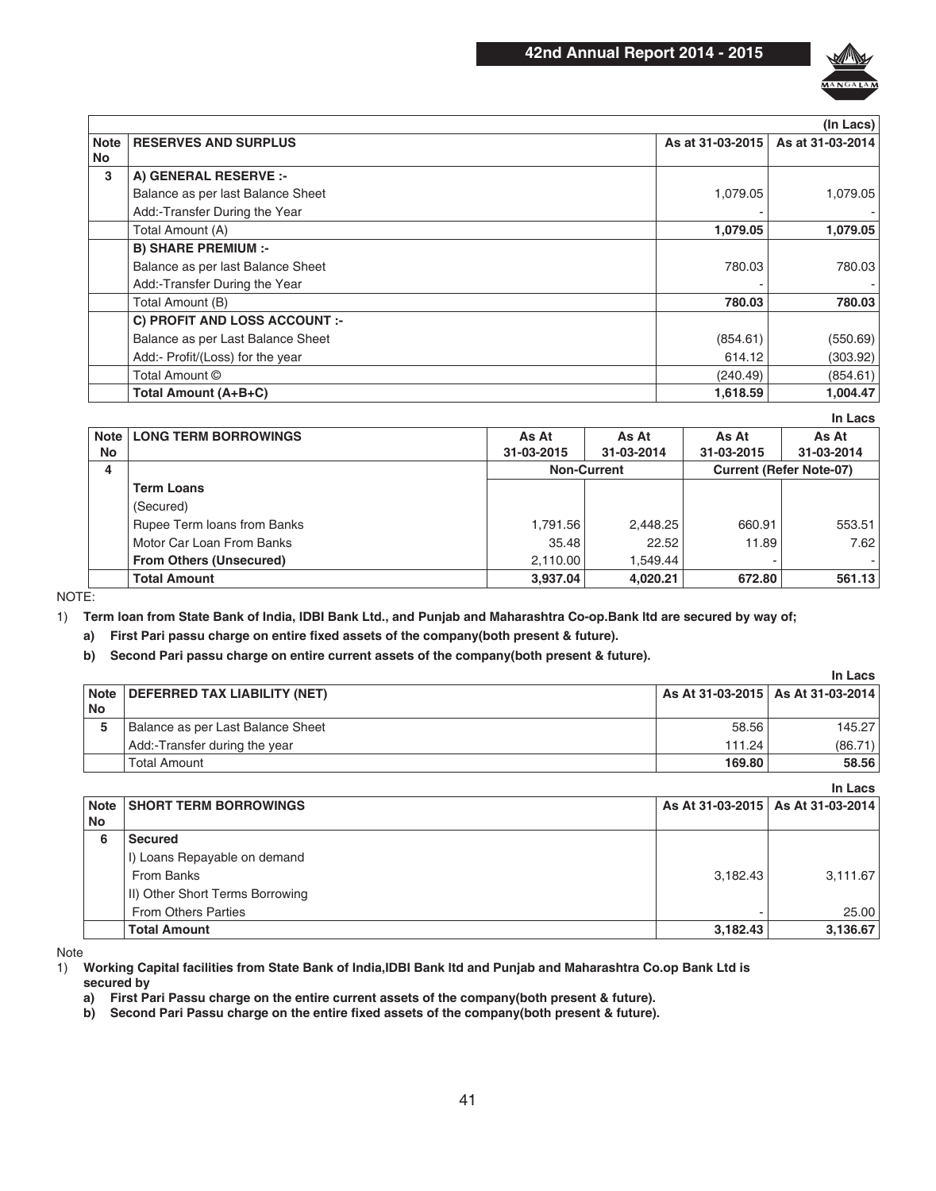| | | | (In Lacs) |
|---|---|---|---|
| **Note No** | **RESERVES AND SURPLUS** | **As at 31-03-2015** | **As at 31-03-2014** |
| **3** | **A) GENERAL RESERVE :-** | | |
| | Balance as per last Balance Sheet | 1,079.05 | 1,079.05 |
| | Add:-Transfer During the Year | - | - |
| | Total Amount (A) | **1,079.05** | **1,079.05** |
| | **B) SHARE PREMIUM :-** | | |
| | Balance as per last Balance Sheet | 780.03 | 780.03 |
| | Add:-Transfer During the Year | - | - |
| | Total Amount (B) | **780.03** | **780.03** |
| | **C) PROFIT AND LOSS ACCOUNT :-** | | |
| | Balance as per Last Balance Sheet | (854.61) | (550.69) |
| | Add:- Profit/(Loss) for the year | 614.12 | (303.92) |
| | Total Amount © | (240.49) | (854.61) |
| | **Total Amount (A+B+C)** | **1,618.59** | **1,004.47** |

**In Lacs**

| **Note No** | **LONG TERM BORROWINGS** | **As At 31-03-2015** | **As At 31-03-2014** | **As At 31-03-2015** | **As At 31-03-2014** |
|---|---|---|---|---|---|
| **4** | | **Non-Current** | | **Current (Refer Note-07)** | |
| | **Term Loans** | | | | |
| | (Secured) | | | | |
| | Rupee Term loans from Banks | 1,791.56 | 2,448.25 | 660.91 | 553.51 |
| | Motor Car Loan From Banks | 35.48 | 22.52 | 11.89 | 7.62 |
| | **From Others (Unsecured)** | 2,110.00 | 1,549.44 | - | - |
| | **Total Amount** | **3,937.04** | **4,020.21** | **672.80** | **561.13** |

NOTE:

1) **Term loan from State Bank of India, IDBI Bank Ltd., and Punjab and Maharashtra Co-op.Bank ltd are secured by way of;**
   - **a) First Pari passu charge on entire fixed assets of the company(both present & future).**
   - **b) Second Pari passu charge on entire current assets of the company(both present & future).**

**In Lacs**

| **Note No** | **DEFERRED TAX LIABILITY (NET)** | **As At 31-03-2015** | **As At 31-03-2014** |
|---|---|---|---|
| **5** | Balance as per Last Balance Sheet | 58.56 | 145.27 |
| | Add:-Transfer during the year | 111.24 | (86.71) |
| | Total Amount | **169.80** | **58.56** |

**In Lacs**

| **Note No** | **SHORT TERM BORROWINGS** | **As At 31-03-2015** | **As At 31-03-2014** |
|---|---|---|---|
| **6** | **Secured** | | |
| | I) Loans Repayable on demand | | |
| | From Banks | 3,182.43 | 3,111.67 |
| | II) Other Short Terms Borrowing | | |
| | From Others Parties | - | 25.00 |
| | **Total Amount** | **3,182.43** | **3,136.67** |

Note

1) **Working Capital facilities from State Bank of India,IDBI Bank ltd and Punjab and Maharashtra Co.op Bank Ltd is secured by**
   - **a) First Pari Passu charge on the entire current assets of the company(both present & future).**
   - **b) Second Pari Passu charge on the entire fixed assets of the company(both present & future).**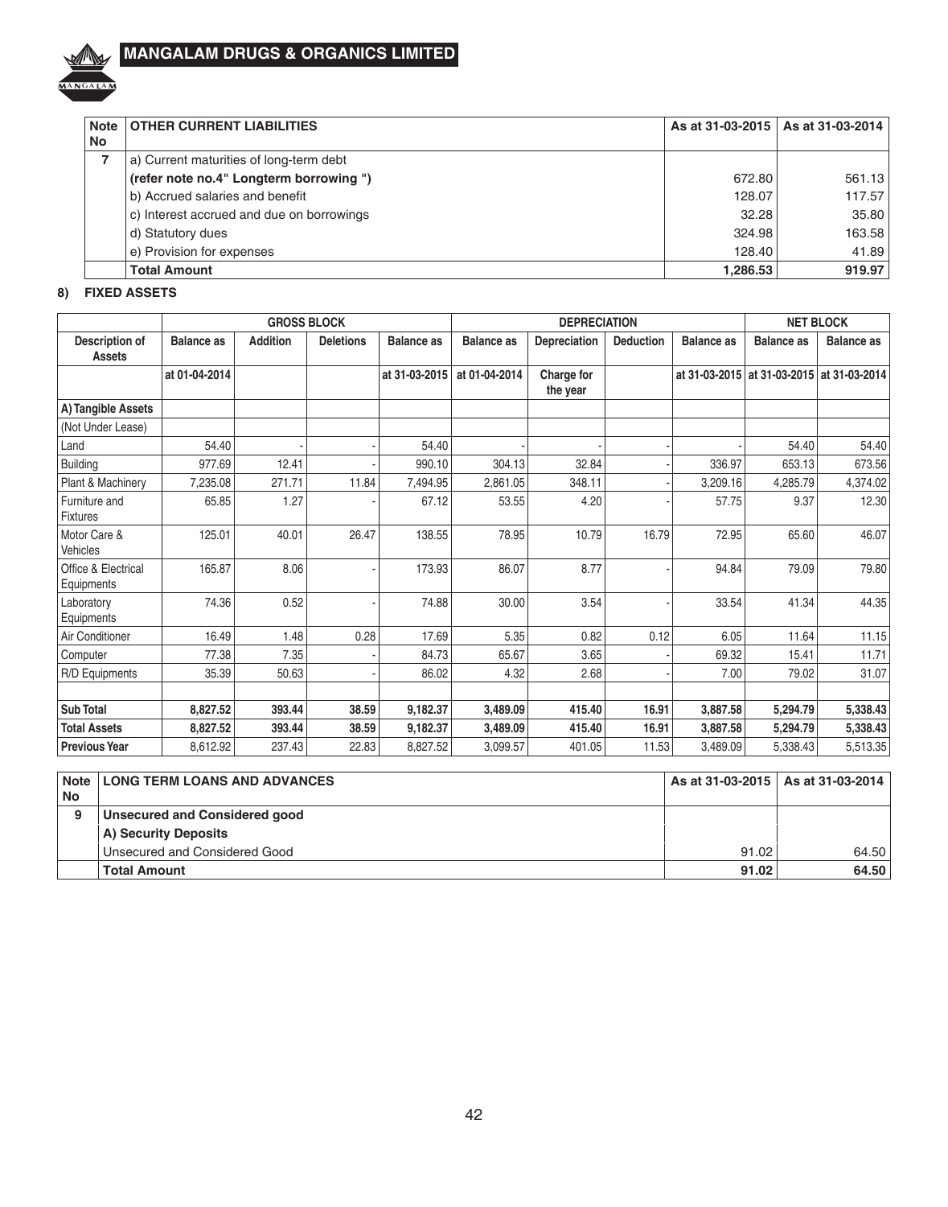| Note No | OTHER CURRENT LIABILITIES | As at 31-03-2015 | As at 31-03-2014 |
|---|---|---|---|
| 7 | a) Current maturities of long-term debt | | |
| | **(refer note no.4" Longterm borrowing ")** | 672.80 | 561.13 |
| | b) Accrued salaries and benefit | 128.07 | 117.57 |
| | c) Interest accrued and due on borrowings | 32.28 | 35.80 |
| | d) Statutory dues | 324.98 | 163.58 |
| | e) Provision for expenses | 128.40 | 41.89 |
| | **Total Amount** | **1,286.53** | **919.97** |

**8) FIXED ASSETS**

| | GROSS BLOCK | | | | DEPRECIATION | | | | NET BLOCK | |
|---|---|---|---|---|---|---|---|---|---|---|
| **Description of Assets** | **Balance as** | **Addition** | **Deletions** | **Balance as** | **Balance as** | **Depreciation** | **Deduction** | **Balance as** | **Balance as** | **Balance as** |
| | **at 01-04-2014** | | | **at 31-03-2015** | **at 01-04-2014** | **Charge for the year** | | **at 31-03-2015** | **at 31-03-2015** | **at 31-03-2014** |
| **A) Tangible Assets** | | | | | | | | | | |
| (Not Under Lease) | | | | | | | | | | |
| Land | 54.40 | - | - | 54.40 | - | - | - | - | 54.40 | 54.40 |
| Building | 977.69 | 12.41 | - | 990.10 | 304.13 | 32.84 | - | 336.97 | 653.13 | 673.56 |
| Plant & Machinery | 7,235.08 | 271.71 | 11.84 | 7,494.95 | 2,861.05 | 348.11 | - | 3,209.16 | 4,285.79 | 4,374.02 |
| Furniture and Fixtures | 65.85 | 1.27 | - | 67.12 | 53.55 | 4.20 | - | 57.75 | 9.37 | 12.30 |
| Motor Care & Vehicles | 125.01 | 40.01 | 26.47 | 138.55 | 78.95 | 10.79 | 16.79 | 72.95 | 65.60 | 46.07 |
| Office & Electrical Equipments | 165.87 | 8.06 | - | 173.93 | 86.07 | 8.77 | - | 94.84 | 79.09 | 79.80 |
| Laboratory Equipments | 74.36 | 0.52 | - | 74.88 | 30.00 | 3.54 | - | 33.54 | 41.34 | 44.35 |
| Air Conditioner | 16.49 | 1.48 | 0.28 | 17.69 | 5.35 | 0.82 | 0.12 | 6.05 | 11.64 | 11.15 |
| Computer | 77.38 | 7.35 | - | 84.73 | 65.67 | 3.65 | - | 69.32 | 15.41 | 11.71 |
| R/D Equipments | 35.39 | 50.63 | - | 86.02 | 4.32 | 2.68 | - | 7.00 | 79.02 | 31.07 |
| | | | | | | | | | | |
| **Sub Total** | **8,827.52** | **393.44** | **38.59** | **9,182.37** | **3,489.09** | **415.40** | **16.91** | **3,887.58** | **5,294.79** | **5,338.43** |
| **Total Assets** | **8,827.52** | **393.44** | **38.59** | **9,182.37** | **3,489.09** | **415.40** | **16.91** | **3,887.58** | **5,294.79** | **5,338.43** |
| **Previous Year** | 8,612.92 | 237.43 | 22.83 | 8,827.52 | 3,099.57 | 401.05 | 11.53 | 3,489.09 | 5,338.43 | 5,513.35 |

| Note No | LONG TERM LOANS AND ADVANCES | As at 31-03-2015 | As at 31-03-2014 |
|---|---|---|---|
| 9 | **Unsecured and Considered good** | | |
| | **A) Security Deposits** | | |
| | Unsecured and Considered Good | 91.02 | 64.50 |
| | **Total Amount** | **91.02** | **64.50** |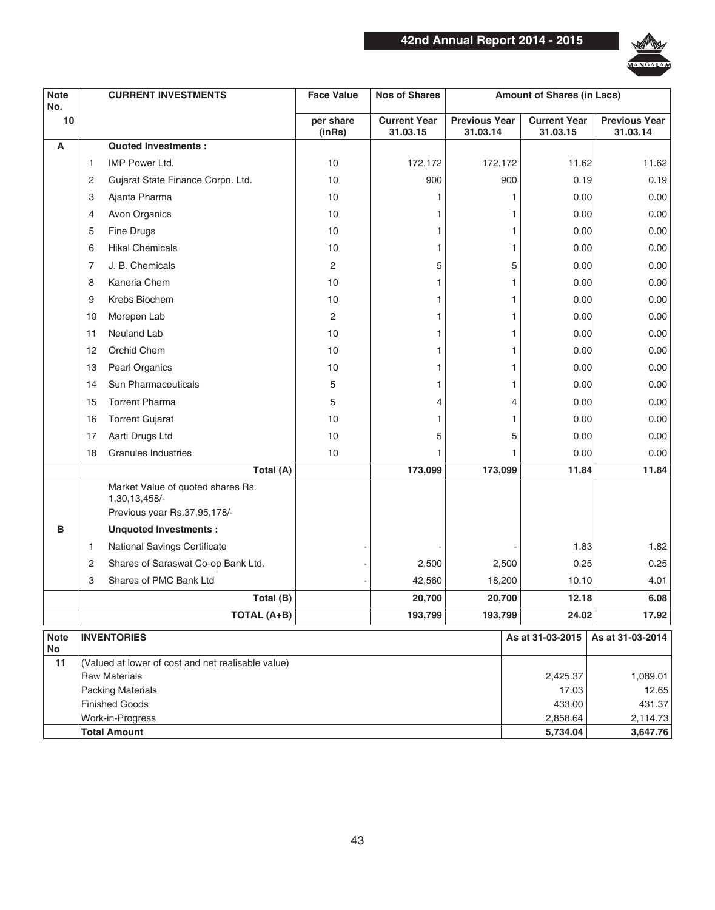| Note No. | | CURRENT INVESTMENTS | Face Value | Nos of Shares | | Amount of Shares (in Lacs) | |
|---|---|---|---|---|---|---|---|
| 10 | | | per share (inRs) | Current Year 31.03.15 | Previous Year 31.03.14 | Current Year 31.03.15 | Previous Year 31.03.14 |
| A | | **Quoted Investments :** | | | | | |
| | 1 | IMP Power Ltd. | 10 | 172,172 | 172,172 | 11.62 | 11.62 |
| | 2 | Gujarat State Finance Corpn. Ltd. | 10 | 900 | 900 | 0.19 | 0.19 |
| | 3 | Ajanta Pharma | 10 | 1 | 1 | 0.00 | 0.00 |
| | 4 | Avon Organics | 10 | 1 | 1 | 0.00 | 0.00 |
| | 5 | Fine Drugs | 10 | 1 | 1 | 0.00 | 0.00 |
| | 6 | Hikal Chemicals | 10 | 1 | 1 | 0.00 | 0.00 |
| | 7 | J. B. Chemicals | 2 | 5 | 5 | 0.00 | 0.00 |
| | 8 | Kanoria Chem | 10 | 1 | 1 | 0.00 | 0.00 |
| | 9 | Krebs Biochem | 10 | 1 | 1 | 0.00 | 0.00 |
| | 10 | Morepen Lab | 2 | 1 | 1 | 0.00 | 0.00 |
| | 11 | Neuland Lab | 10 | 1 | 1 | 0.00 | 0.00 |
| | 12 | Orchid Chem | 10 | 1 | 1 | 0.00 | 0.00 |
| | 13 | Pearl Organics | 10 | 1 | 1 | 0.00 | 0.00 |
| | 14 | Sun Pharmaceuticals | 5 | 1 | 1 | 0.00 | 0.00 |
| | 15 | Torrent Pharma | 5 | 4 | 4 | 0.00 | 0.00 |
| | 16 | Torrent Gujarat | 10 | 1 | 1 | 0.00 | 0.00 |
| | 17 | Aarti Drugs Ltd | 10 | 5 | 5 | 0.00 | 0.00 |
| | 18 | Granules Industries | 10 | 1 | 1 | 0.00 | 0.00 |
| | | **Total (A)** | | **173,099** | **173,099** | **11.84** | **11.84** |
| | | Market Value of quoted shares Rs. 1,30,13,458/- Previous year Rs.37,95,178/- | | | | | |
| B | | **Unquoted Investments :** | | | | | |
| | 1 | National Savings Certificate | - | - | - | 1.83 | 1.82 |
| | 2 | Shares of Saraswat Co-op Bank Ltd. | - | 2,500 | 2,500 | 0.25 | 0.25 |
| | 3 | Shares of PMC Bank Ltd | - | 42,560 | 18,200 | 10.10 | 4.01 |
| | | **Total (B)** | | **20,700** | **20,700** | **12.18** | **6.08** |
| | | **TOTAL (A+B)** | | **193,799** | **193,799** | **24.02** | **17.92** |

| Note No | INVENTORIES | As at 31-03-2015 | As at 31-03-2014 |
|---|---|---|---|
| 11 | (Valued at lower of cost and net realisable value) | | |
| | Raw Materials | 2,425.37 | 1,089.01 |
| | Packing Materials | 17.03 | 12.65 |
| | Finished Goods | 433.00 | 431.37 |
| | Work-in-Progress | 2,858.64 | 2,114.73 |
| | **Total Amount** | **5,734.04** | **3,647.76** |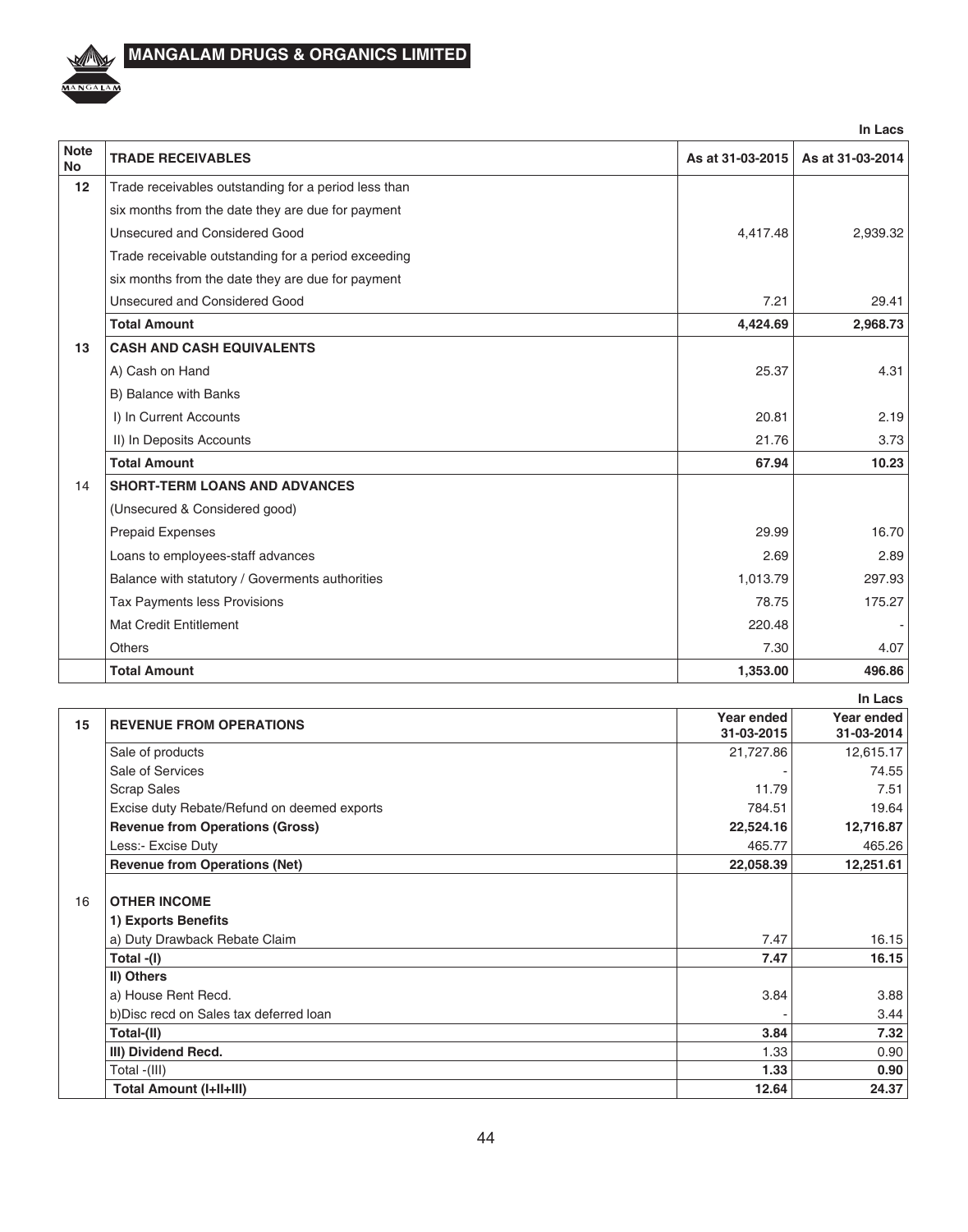In Lacs

| Note No | TRADE RECEIVABLES | As at 31-03-2015 | As at 31-03-2014 |
|---|---|---|---|
| 12 | Trade receivables outstanding for a period less than | | |
| | six months from the date they are due for payment | | |
| | Unsecured and Considered Good | 4,417.48 | 2,939.32 |
| | Trade receivable outstanding for a period exceeding | | |
| | six months from the date they are due for payment | | |
| | Unsecured and Considered Good | 7.21 | 29.41 |
| | **Total Amount** | **4,424.69** | **2,968.73** |
| 13 | **CASH AND CASH EQUIVALENTS** | | |
| | A) Cash on Hand | 25.37 | 4.31 |
| | B) Balance with Banks | | |
| | I) In Current Accounts | 20.81 | 2.19 |
| | II) In Deposits Accounts | 21.76 | 3.73 |
| | **Total Amount** | **67.94** | **10.23** |
| 14 | **SHORT-TERM LOANS AND ADVANCES** | | |
| | (Unsecured & Considered good) | | |
| | Prepaid Expenses | 29.99 | 16.70 |
| | Loans to employees-staff advances | 2.69 | 2.89 |
| | Balance with statutory / Goverments authorities | 1,013.79 | 297.93 |
| | Tax Payments less Provisions | 78.75 | 175.27 |
| | Mat Credit Entitlement | 220.48 | - |
| | Others | 7.30 | 4.07 |
| | **Total Amount** | **1,353.00** | **496.86** |

In Lacs

| 15 | REVENUE FROM OPERATIONS | Year ended 31-03-2015 | Year ended 31-03-2014 |
|---|---|---|---|
| | Sale of products | 21,727.86 | 12,615.17 |
| | Sale of Services | - | 74.55 |
| | Scrap Sales | 11.79 | 7.51 |
| | Excise duty Rebate/Refund on deemed exports | 784.51 | 19.64 |
| | **Revenue from Operations (Gross)** | **22,524.16** | **12,716.87** |
| | Less:- Excise Duty | 465.77 | 465.26 |
| | **Revenue from Operations (Net)** | **22,058.39** | **12,251.61** |
| 16 | **OTHER INCOME** | | |
| | **1) Exports Benefits** | | |
| | a) Duty Drawback Rebate Claim | 7.47 | 16.15 |
| | **Total -(I)** | **7.47** | **16.15** |
| | **II) Others** | | |
| | a) House Rent Recd. | 3.84 | 3.88 |
| | b)Disc recd on Sales tax deferred loan | - | 3.44 |
| | **Total-(II)** | **3.84** | **7.32** |
| | **III) Dividend Recd.** | 1.33 | 0.90 |
| | Total -(III) | **1.33** | **0.90** |
| | **Total Amount (I+II+III)** | **12.64** | **24.37** |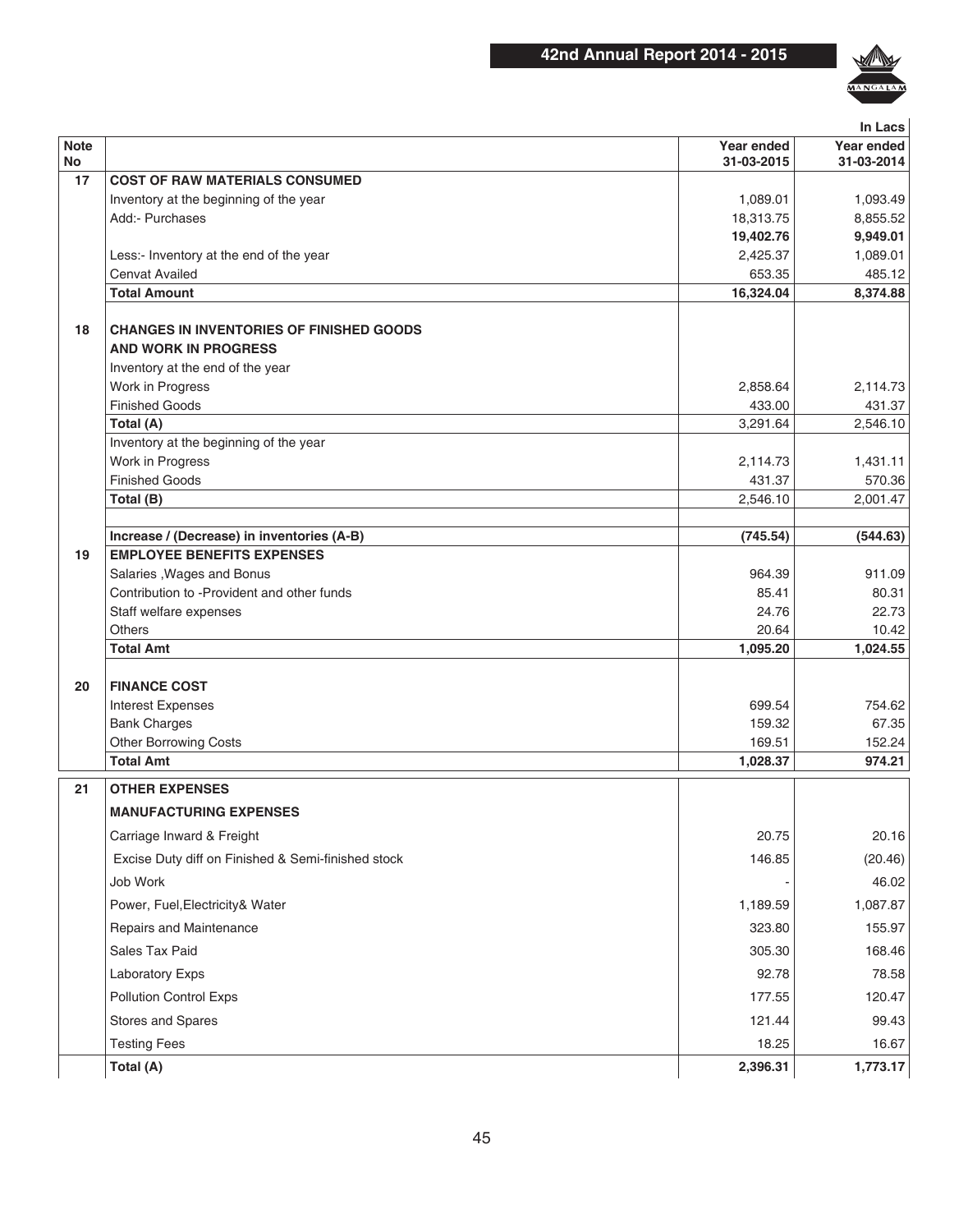In Lacs

| Note No | | Year ended 31-03-2015 | Year ended 31-03-2014 |
|---|---|---|---|
| 17 | **COST OF RAW MATERIALS CONSUMED** | | |
| | Inventory at the beginning of the year | 1,089.01 | 1,093.49 |
| | Add:- Purchases | 18,313.75 | 8,855.52 |
| | | **19,402.76** | **9,949.01** |
| | Less:- Inventory at the end of the year | 2,425.37 | 1,089.01 |
| | Cenvat Availed | 653.35 | 485.12 |
| | **Total Amount** | **16,324.04** | **8,374.88** |
| 18 | **CHANGES IN INVENTORIES OF FINISHED GOODS AND WORK IN PROGRESS** | | |
| | Inventory at the end of the year | | |
| | Work in Progress | 2,858.64 | 2,114.73 |
| | Finished Goods | 433.00 | 431.37 |
| | **Total (A)** | 3,291.64 | 2,546.10 |
| | Inventory at the beginning of the year | | |
| | Work in Progress | 2,114.73 | 1,431.11 |
| | Finished Goods | 431.37 | 570.36 |
| | **Total (B)** | 2,546.10 | 2,001.47 |
| | **Increase / (Decrease) in inventories (A-B)** | **(745.54)** | **(544.63)** |
| 19 | **EMPLOYEE BENEFITS EXPENSES** | | |
| | Salaries ,Wages and Bonus | 964.39 | 911.09 |
| | Contribution to -Provident and other funds | 85.41 | 80.31 |
| | Staff welfare expenses | 24.76 | 22.73 |
| | Others | 20.64 | 10.42 |
| | **Total Amt** | **1,095.20** | **1,024.55** |
| 20 | **FINANCE COST** | | |
| | Interest Expenses | 699.54 | 754.62 |
| | Bank Charges | 159.32 | 67.35 |
| | Other Borrowing Costs | 169.51 | 152.24 |
| | **Total Amt** | **1,028.37** | **974.21** |
| 21 | **OTHER EXPENSES** | | |
| | **MANUFACTURING EXPENSES** | | |
| | Carriage Inward & Freight | 20.75 | 20.16 |
| | Excise Duty diff on Finished & Semi-finished stock | 146.85 | (20.46) |
| | Job Work | - | 46.02 |
| | Power, Fuel,Electricity& Water | 1,189.59 | 1,087.87 |
| | Repairs and Maintenance | 323.80 | 155.97 |
| | Sales Tax Paid | 305.30 | 168.46 |
| | Laboratory Exps | 92.78 | 78.58 |
| | Pollution Control Exps | 177.55 | 120.47 |
| | Stores and Spares | 121.44 | 99.43 |
| | Testing Fees | 18.25 | 16.67 |
| | **Total (A)** | **2,396.31** | **1,773.17** |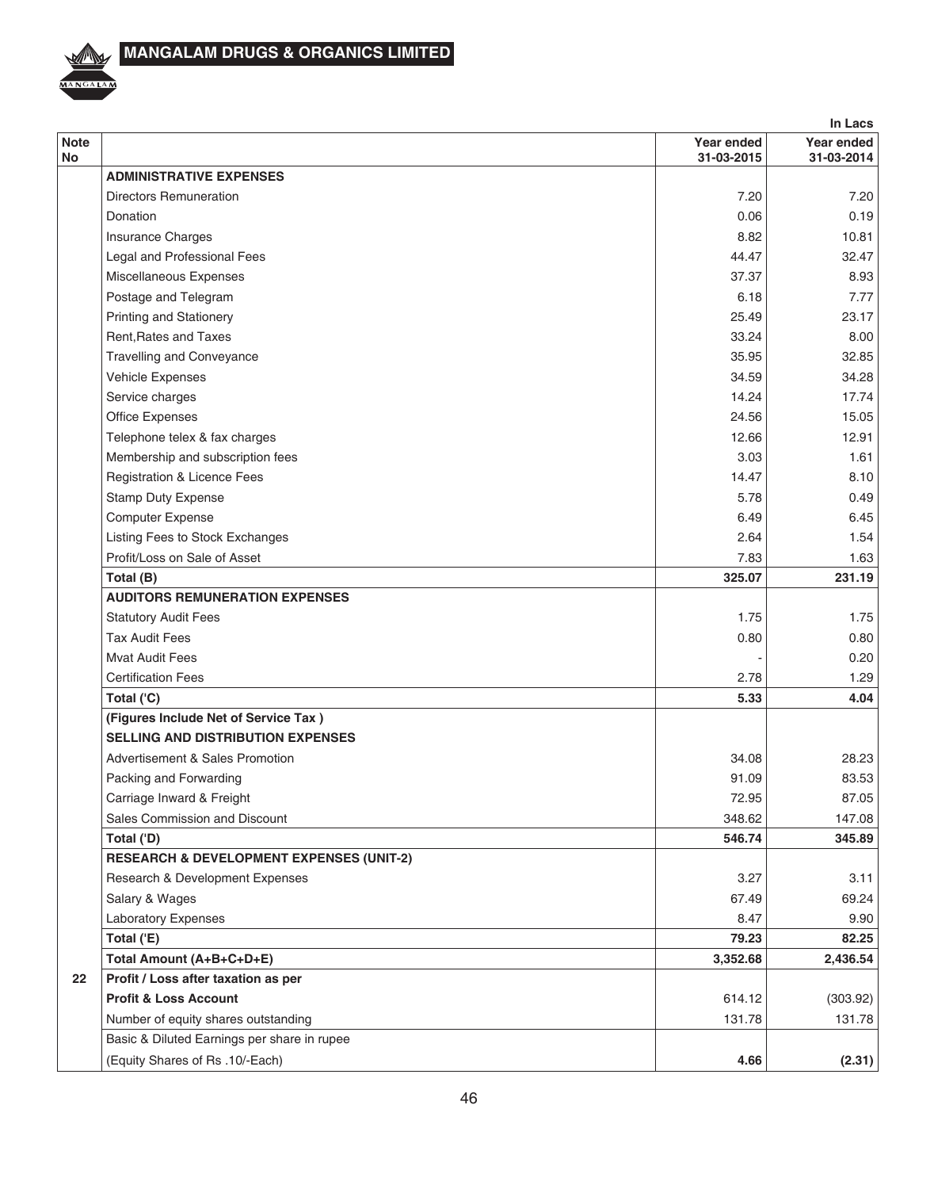In Lacs

| Note No | | Year ended 31-03-2015 | Year ended 31-03-2014 |
|---|---|---|---|
| | **ADMINISTRATIVE EXPENSES** | | |
| | Directors Remuneration | 7.20 | 7.20 |
| | Donation | 0.06 | 0.19 |
| | Insurance Charges | 8.82 | 10.81 |
| | Legal and Professional Fees | 44.47 | 32.47 |
| | Miscellaneous Expenses | 37.37 | 8.93 |
| | Postage and Telegram | 6.18 | 7.77 |
| | Printing and Stationery | 25.49 | 23.17 |
| | Rent,Rates and Taxes | 33.24 | 8.00 |
| | Travelling and Conveyance | 35.95 | 32.85 |
| | Vehicle Expenses | 34.59 | 34.28 |
| | Service charges | 14.24 | 17.74 |
| | Office Expenses | 24.56 | 15.05 |
| | Telephone telex & fax charges | 12.66 | 12.91 |
| | Membership and subscription fees | 3.03 | 1.61 |
| | Registration & Licence Fees | 14.47 | 8.10 |
| | Stamp Duty Expense | 5.78 | 0.49 |
| | Computer Expense | 6.49 | 6.45 |
| | Listing Fees to Stock Exchanges | 2.64 | 1.54 |
| | Profit/Loss on Sale of Asset | 7.83 | 1.63 |
| | **Total (B)** | **325.07** | **231.19** |
| | **AUDITORS REMUNERATION EXPENSES** | | |
| | Statutory Audit Fees | 1.75 | 1.75 |
| | Tax Audit Fees | 0.80 | 0.80 |
| | Mvat Audit Fees | - | 0.20 |
| | Certification Fees | 2.78 | 1.29 |
| | **Total ('C)** | **5.33** | **4.04** |
| | **(Figures Include Net of Service Tax )** | | |
| | **SELLING AND DISTRIBUTION EXPENSES** | | |
| | Advertisement & Sales Promotion | 34.08 | 28.23 |
| | Packing and Forwarding | 91.09 | 83.53 |
| | Carriage Inward & Freight | 72.95 | 87.05 |
| | Sales Commission and Discount | 348.62 | 147.08 |
| | **Total ('D)** | **546.74** | **345.89** |
| | **RESEARCH & DEVELOPMENT EXPENSES (UNIT-2)** | | |
| | Research & Development Expenses | 3.27 | 3.11 |
| | Salary & Wages | 67.49 | 69.24 |
| | Laboratory Expenses | 8.47 | 9.90 |
| | **Total ('E)** | **79.23** | **82.25** |
| | **Total Amount (A+B+C+D+E)** | **3,352.68** | **2,436.54** |
| **22** | **Profit / Loss after taxation as per** | | |
| | **Profit & Loss Account** | 614.12 | (303.92) |
| | Number of equity shares outstanding | 131.78 | 131.78 |
| | Basic & Diluted Earnings per share in rupee | | |
| | (Equity Shares of Rs .10/-Each) | **4.66** | **(2.31)** |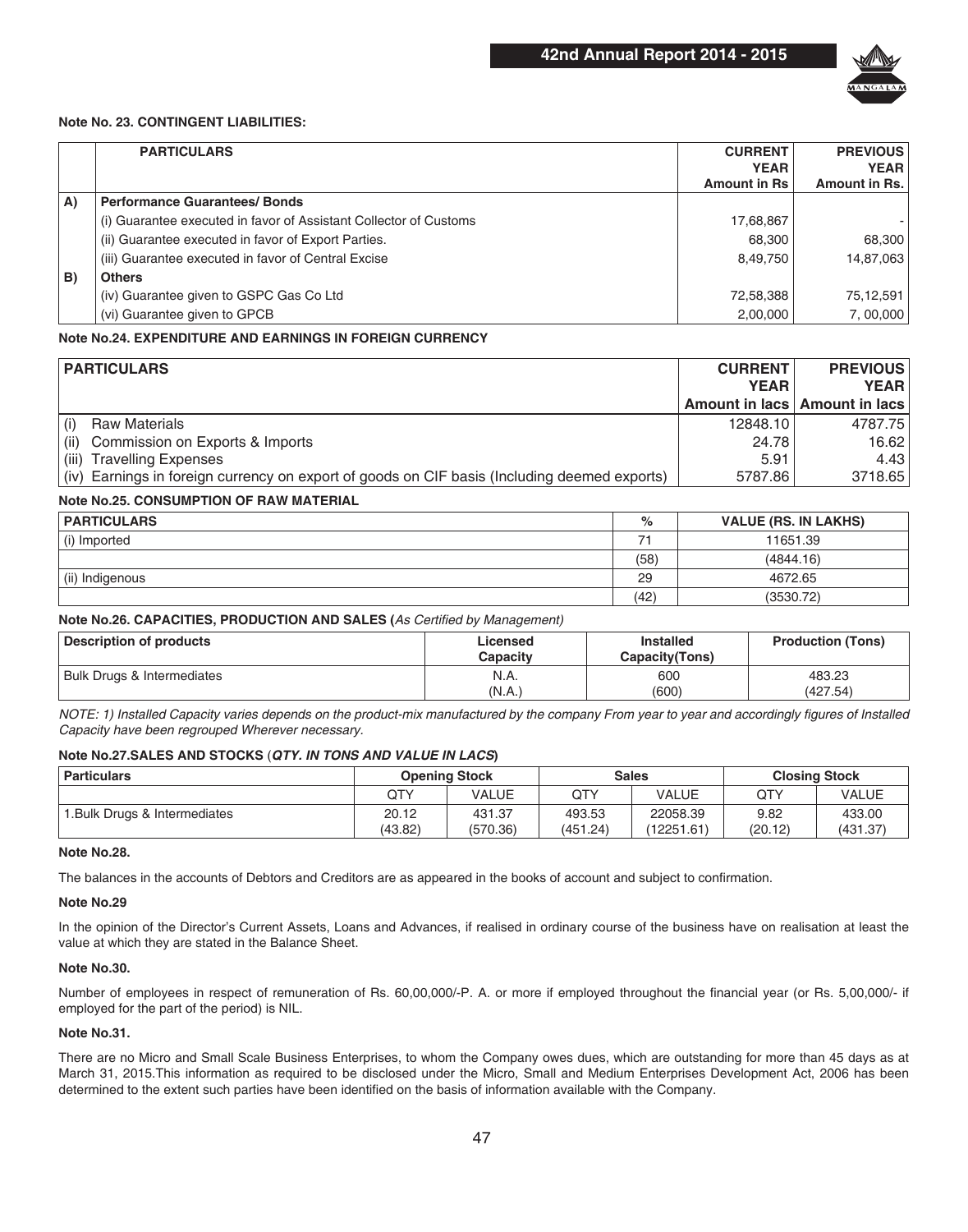**Note No. 23. CONTINGENT LIABILITIES:**

| | PARTICULARS | CURRENT YEAR Amount in Rs | PREVIOUS YEAR Amount in Rs. |
|---|---|---|---|
| A) | **Performance Guarantees/ Bonds** | | |
| | (i) Guarantee executed in favor of Assistant Collector of Customs | 17,68,867 | - |
| | (ii) Guarantee executed in favor of Export Parties. | 68,300 | 68,300 |
| | (iii) Guarantee executed in favor of Central Excise | 8,49,750 | 14,87,063 |
| B) | **Others** | | |
| | (iv) Guarantee given to GSPC Gas Co Ltd | 72,58,388 | 75,12,591 |
| | (vi) Guarantee given to GPCB | 2,00,000 | 7, 00,000 |

**Note No.24. EXPENDITURE AND EARNINGS IN FOREIGN CURRENCY**

| PARTICULARS | CURRENT YEAR Amount in lacs | PREVIOUS YEAR Amount in lacs |
|---|---|---|
| (i) Raw Materials | 12848.10 | 4787.75 |
| (ii) Commission on Exports & Imports | 24.78 | 16.62 |
| (iii) Travelling Expenses | 5.91 | 4.43 |
| (iv) Earnings in foreign currency on export of goods on CIF basis (Including deemed exports) | 5787.86 | 3718.65 |

**Note No.25. CONSUMPTION OF RAW MATERIAL**

| PARTICULARS | % | VALUE (RS. IN LAKHS) |
|---|---|---|
| (i) Imported | 71 | 11651.39 |
| | (58) | (4844.16) |
| (ii) Indigenous | 29 | 4672.65 |
| | (42) | (3530.72) |

**Note No.26. CAPACITIES, PRODUCTION AND SALES (*As Certified by Management*)**

| Description of products | Licensed Capacity | Installed Capacity(Tons) | Production (Tons) |
|---|---|---|---|
| Bulk Drugs & Intermediates | N.A. (N.A.) | 600 (600) | 483.23 (427.54) |

*NOTE: 1) Installed Capacity varies depends on the product-mix manufactured by the company From year to year and accordingly figures of Installed Capacity have been regrouped Wherever necessary.*

**Note No.27.SALES AND STOCKS (*QTY. IN TONS AND VALUE IN LACS*)**

| Particulars | Opening Stock | | Sales | | Closing Stock | |
|---|---|---|---|---|---|---|
| | QTY | VALUE | QTY | VALUE | QTY | VALUE |
| 1.Bulk Drugs & Intermediates | 20.12 (43.82) | 431.37 (570.36) | 493.53 (451.24) | 22058.39 (12251.61) | 9.82 (20.12) | 433.00 (431.37) |

**Note No.28.**

The balances in the accounts of Debtors and Creditors are as appeared in the books of account and subject to confirmation.

**Note No.29**

In the opinion of the Director's Current Assets, Loans and Advances, if realised in ordinary course of the business have on realisation at least the value at which they are stated in the Balance Sheet.

**Note No.30.**

Number of employees in respect of remuneration of Rs. 60,00,000/-P. A. or more if employed throughout the financial year (or Rs. 5,00,000/- if employed for the part of the period) is NIL.

**Note No.31.**

There are no Micro and Small Scale Business Enterprises, to whom the Company owes dues, which are outstanding for more than 45 days as at March 31, 2015.This information as required to be disclosed under the Micro, Small and Medium Enterprises Development Act, 2006 has been determined to the extent such parties have been identified on the basis of information available with the Company.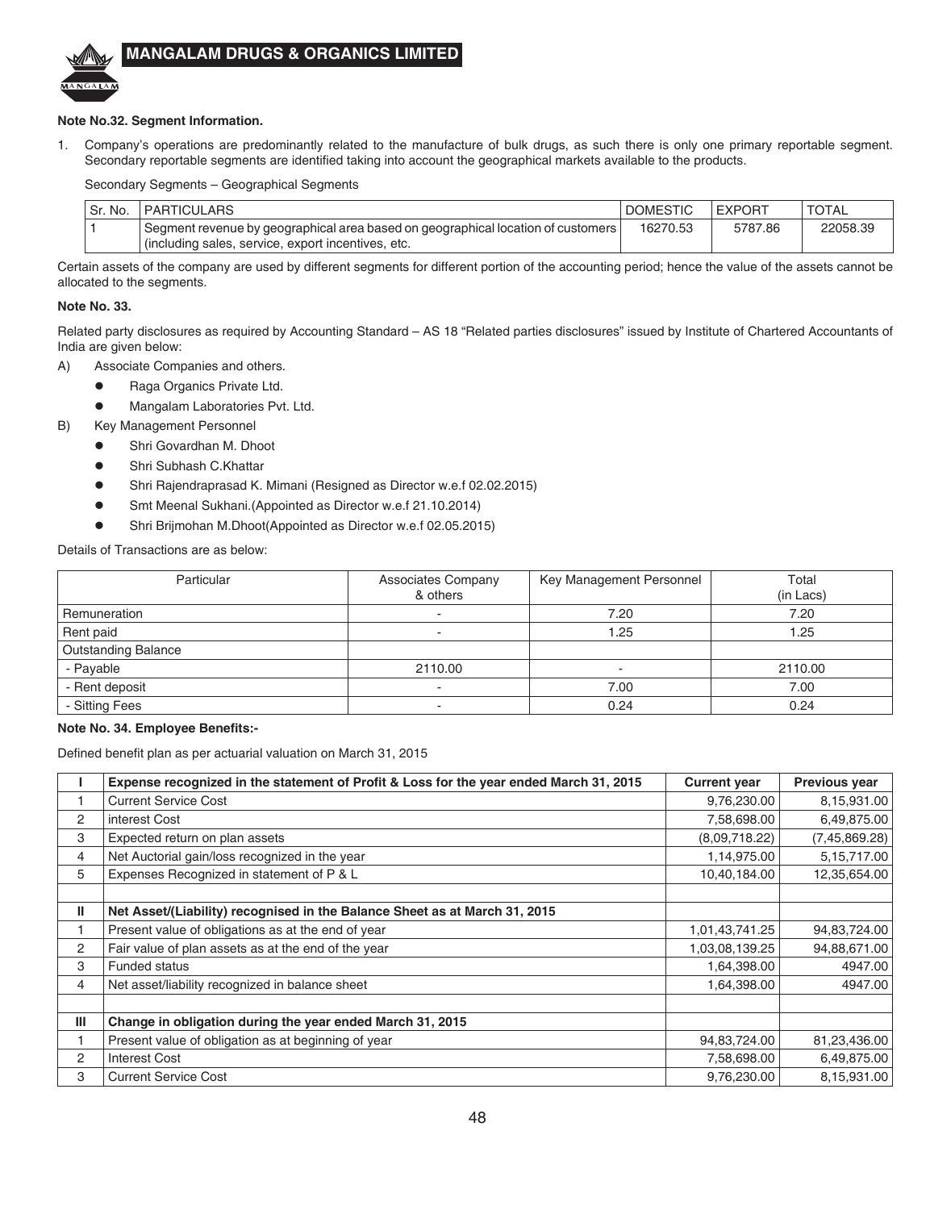**Note No.32. Segment Information.**

1. Company's operations are predominantly related to the manufacture of bulk drugs, as such there is only one primary reportable segment. Secondary reportable segments are identified taking into account the geographical markets available to the products.

Secondary Segments – Geographical Segments

| Sr. No. | PARTICULARS | DOMESTIC | EXPORT | TOTAL |
|---|---|---|---|---|
| 1 | Segment revenue by geographical area based on geographical location of customers (including sales, service, export incentives, etc. | 16270.53 | 5787.86 | 22058.39 |

Certain assets of the company are used by different segments for different portion of the accounting period; hence the value of the assets cannot be allocated to the segments.

**Note No. 33.**

Related party disclosures as required by Accounting Standard – AS 18 "Related parties disclosures" issued by Institute of Chartered Accountants of India are given below:

A) Associate Companies and others.
- Raga Organics Private Ltd.
- Mangalam Laboratories Pvt. Ltd.

B) Key Management Personnel
- Shri Govardhan M. Dhoot
- Shri Subhash C.Khattar
- Shri Rajendraprasad K. Mimani (Resigned as Director w.e.f 02.02.2015)
- Smt Meenal Sukhani.(Appointed as Director w.e.f 21.10.2014)
- Shri Brijmohan M.Dhoot(Appointed as Director w.e.f 02.05.2015)

Details of Transactions are as below:

| Particular | Associates Company & others | Key Management Personnel | Total (in Lacs) |
|---|---|---|---|
| Remuneration | - | 7.20 | 7.20 |
| Rent paid | - | 1.25 | 1.25 |
| Outstanding Balance | | | |
| - Payable | 2110.00 | - | 2110.00 |
| - Rent deposit | - | 7.00 | 7.00 |
| - Sitting Fees | - | 0.24 | 0.24 |

**Note No. 34. Employee Benefits:-**

Defined benefit plan as per actuarial valuation on March 31, 2015

| I | Expense recognized in the statement of Profit & Loss for the year ended March 31, 2015 | Current year | Previous year |
|---|---|---|---|
| 1 | Current Service Cost | 9,76,230.00 | 8,15,931.00 |
| 2 | interest Cost | 7,58,698.00 | 6,49,875.00 |
| 3 | Expected return on plan assets | (8,09,718.22) | (7,45,869.28) |
| 4 | Net Auctorial gain/loss recognized in the year | 1,14,975.00 | 5,15,717.00 |
| 5 | Expenses Recognized in statement of P & L | 10,40,184.00 | 12,35,654.00 |
| | | | |
| **II** | **Net Asset/(Liability) recognised in the Balance Sheet as at March 31, 2015** | | |
| 1 | Present value of obligations as at the end of year | 1,01,43,741.25 | 94,83,724.00 |
| 2 | Fair value of plan assets as at the end of the year | 1,03,08,139.25 | 94,88,671.00 |
| 3 | Funded status | 1,64,398.00 | 4947.00 |
| 4 | Net asset/liability recognized in balance sheet | 1,64,398.00 | 4947.00 |
| | | | |
| **III** | **Change in obligation during the year ended March 31, 2015** | | |
| 1 | Present value of obligation as at beginning of year | 94,83,724.00 | 81,23,436.00 |
| 2 | Interest Cost | 7,58,698.00 | 6,49,875.00 |
| 3 | Current Service Cost | 9,76,230.00 | 8,15,931.00 |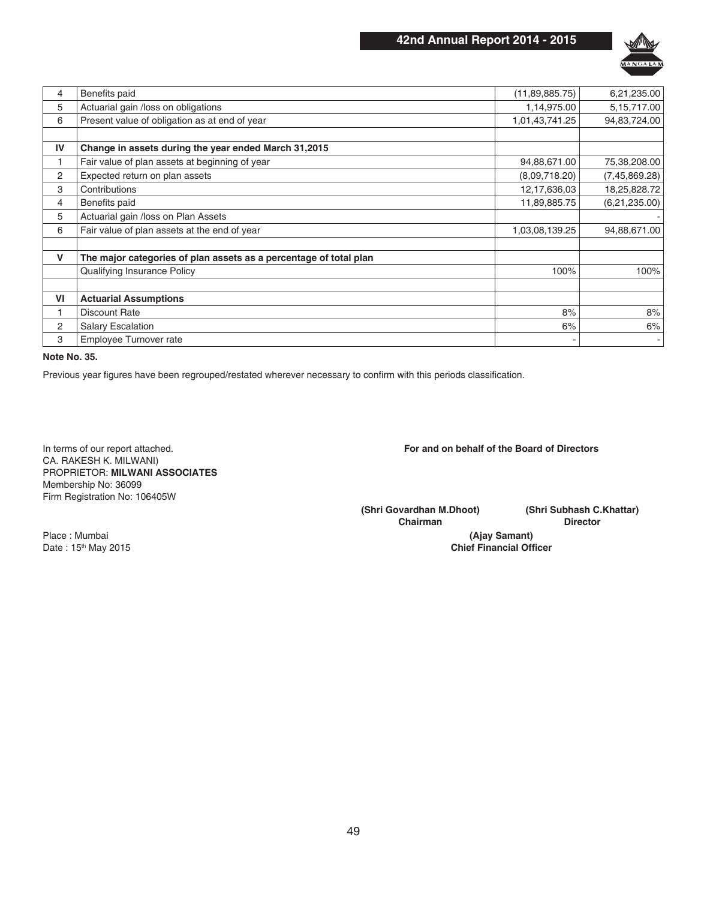| | | | |
|---|---|---|---|
| 4 | Benefits paid | (11,89,885.75) | 6,21,235.00 |
| 5 | Actuarial gain /loss on obligations | 1,14,975.00 | 5,15,717.00 |
| 6 | Present value of obligation as at end of year | 1,01,43,741.25 | 94,83,724.00 |
| | | | |
| **IV** | **Change in assets during the year ended March 31,2015** | | |
| 1 | Fair value of plan assets at beginning of year | 94,88,671.00 | 75,38,208.00 |
| 2 | Expected return on plan assets | (8,09,718.20) | (7,45,869.28) |
| 3 | Contributions | 12,17,636,03 | 18,25,828.72 |
| 4 | Benefits paid | 11,89,885.75 | (6,21,235.00) |
| 5 | Actuarial gain /loss on Plan Assets | | - |
| 6 | Fair value of plan assets at the end of year | 1,03,08,139.25 | 94,88,671.00 |
| | | | |
| **V** | **The major categories of plan assets as a percentage of total plan** | | |
| | Qualifying Insurance Policy | 100% | 100% |
| | | | |
| **VI** | **Actuarial Assumptions** | | |
| 1 | Discount Rate | 8% | 8% |
| 2 | Salary Escalation | 6% | 6% |
| 3 | Employee Turnover rate | - | - |

**Note No. 35.**

Previous year figures have been regrouped/restated wherever necessary to confirm with this periods classification.

In terms of our report attached.
CA. RAKESH K. MILWANI)
PROPRIETOR: **MILWANI ASSOCIATES**
Membership No: 36099
Firm Registration No: 106405W

Place : Mumbai
Date : 15th May 2015

**For and on behalf of the Board of Directors**

**(Shri Govardhan M.Dhoot)**
**Chairman**

**(Shri Subhash C.Khattar)**
**Director**

**(Ajay Samant)**
**Chief Financial Officer**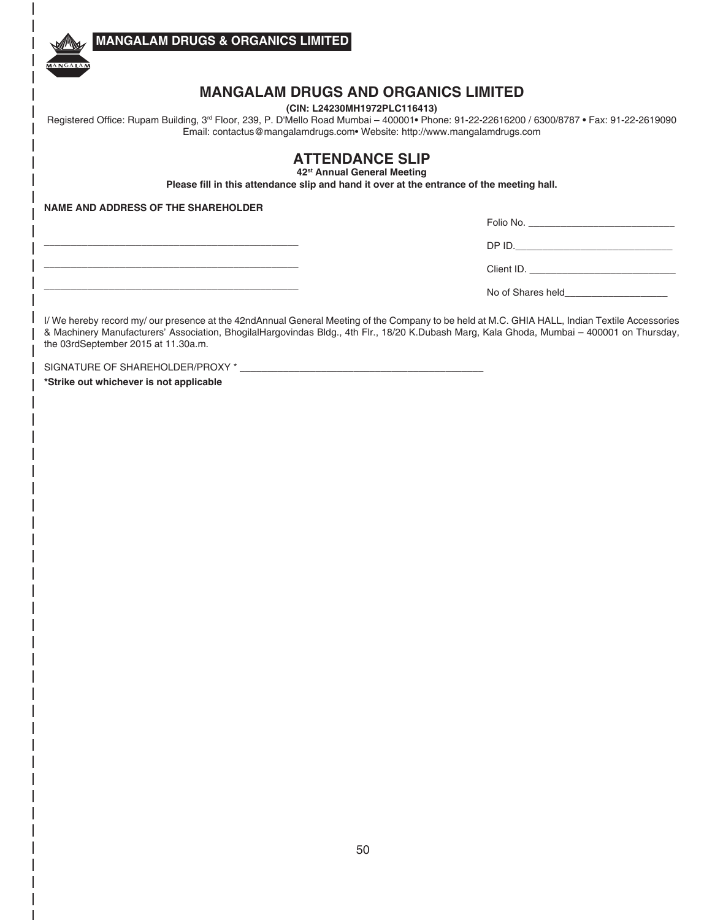# MANGALAM DRUGS AND ORGANICS LIMITED

**(CIN: L24230MH1972PLC116413)**

Registered Office: Rupam Building, 3rd Floor, 239, P. D'Mello Road Mumbai – 400001• Phone: 91-22-22616200 / 6300/8787 • Fax: 91-22-2619090
Email: contactus@mangalamdrugs.com• Website: http://www.mangalamdrugs.com

## ATTENDANCE SLIP

**42st Annual General Meeting**

**Please fill in this attendance slip and hand it over at the entrance of the meeting hall.**

**NAME AND ADDRESS OF THE SHAREHOLDER**

Folio No. ___________________________

_______________________________________________ DP ID.______________________________

_______________________________________________ Client ID. ___________________________

_______________________________________________ No of Shares held___________________

I/ We hereby record my/ our presence at the 42ndAnnual General Meeting of the Company to be held at M.C. GHIA HALL, Indian Textile Accessories & Machinery Manufacturers' Association, BhogilalHargovindas Bldg., 4th Flr., 18/20 K.Dubash Marg, Kala Ghoda, Mumbai – 400001 on Thursday, the 03rdSeptember 2015 at 11.30a.m.

SIGNATURE OF SHAREHOLDER/PROXY * _____________________________________________

**\*Strike out whichever is not applicable**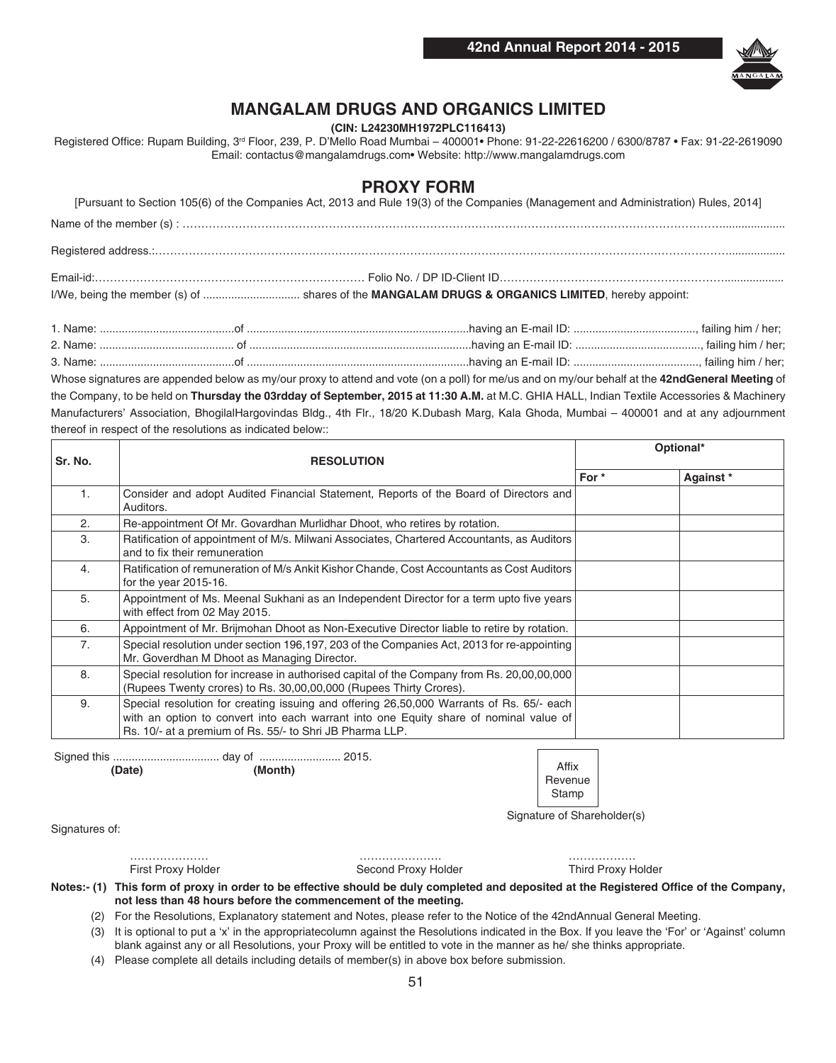# MANGALAM DRUGS AND ORGANICS LIMITED

**(CIN: L24230MH1972PLC116413)**

Registered Office: Rupam Building, 3rd Floor, 239, P. D'Mello Road Mumbai – 400001• Phone: 91-22-22616200 / 6300/8787 • Fax: 91-22-2619090
Email: contactus@mangalamdrugs.com• Website: http://www.mangalamdrugs.com

## PROXY FORM

[Pursuant to Section 105(6) of the Companies Act, 2013 and Rule 19(3) of the Companies (Management and Administration) Rules, 2014]

Name of the member (s) : ……………………………………………………………………………………………………………………………………...................

Registered address.:…………………………………………………………………………………………………………………………………….................

Email-id:………………………………………………………………… Folio No. / DP ID-Client ID……………………………………………………..................

I/We, being the member (s) of ............................... shares of the **MANGALAM DRUGS & ORGANICS LIMITED**, hereby appoint:

1. Name: ..........................................of ......................................................................having an E-mail ID: ......................................., failing him / her;
2. Name: .......................................... of ......................................................................having an E-mail ID: ........................................, failing him / her;
3. Name: ..........................................of ......................................................................having an E-mail ID: ........................................, failing him / her;

Whose signatures are appended below as my/our proxy to attend and vote (on a poll) for me/us and on my/our behalf at the **42ndGeneral Meeting** of the Company, to be held on **Thursday the 03rdday of September, 2015 at 11:30 A.M.** at M.C. GHIA HALL, Indian Textile Accessories & Machinery Manufacturers' Association, BhogilalHargovindas Bldg., 4th Flr., 18/20 K.Dubash Marg, Kala Ghoda, Mumbai – 400001 and at any adjournment thereof in respect of the resolutions as indicated below::

| Sr. No. | RESOLUTION | Optional* | |
|---|---|---|---|
| | | For * | Against * |
| 1. | Consider and adopt Audited Financial Statement, Reports of the Board of Directors and Auditors. | | |
| 2. | Re-appointment Of Mr. Govardhan Murlidhar Dhoot, who retires by rotation. | | |
| 3. | Ratification of appointment of M/s. Milwani Associates, Chartered Accountants, as Auditors and to fix their remuneration | | |
| 4. | Ratification of remuneration of M/s Ankit Kishor Chande, Cost Accountants as Cost Auditors for the year 2015-16. | | |
| 5. | Appointment of Ms. Meenal Sukhani as an Independent Director for a term upto five years with effect from 02 May 2015. | | |
| 6. | Appointment of Mr. Brijmohan Dhoot as Non-Executive Director liable to retire by rotation. | | |
| 7. | Special resolution under section 196,197, 203 of the Companies Act, 2013 for re-appointing Mr. Goverdhan M Dhoot as Managing Director. | | |
| 8. | Special resolution for increase in authorised capital of the Company from Rs. 20,00,00,000 (Rupees Twenty crores) to Rs. 30,00,00,000 (Rupees Thirty Crores). | | |
| 9. | Special resolution for creating issuing and offering 26,50,000 Warrants of Rs. 65/- each with an option to convert into each warrant into one Equity share of nominal value of Rs. 10/- at a premium of Rs. 55/- to Shri JB Pharma LLP. | | |

Signed this .................................. day of .......................... 2015.
**(Date)** **(Month)**

Affix Revenue Stamp

Signature of Shareholder(s)

Signatures of:

………………… First Proxy Holder

………………… Second Proxy Holder

……………… Third Proxy Holder

**Notes:- (1) This form of proxy in order to be effective should be duly completed and deposited at the Registered Office of the Company, not less than 48 hours before the commencement of the meeting.**

(2) For the Resolutions, Explanatory statement and Notes, please refer to the Notice of the 42ndAnnual General Meeting.

(3) It is optional to put a 'x' in the appropriatecolumn against the Resolutions indicated in the Box. If you leave the 'For' or 'Against' column blank against any or all Resolutions, your Proxy will be entitled to vote in the manner as he/ she thinks appropriate.

(4) Please complete all details including details of member(s) in above box before submission.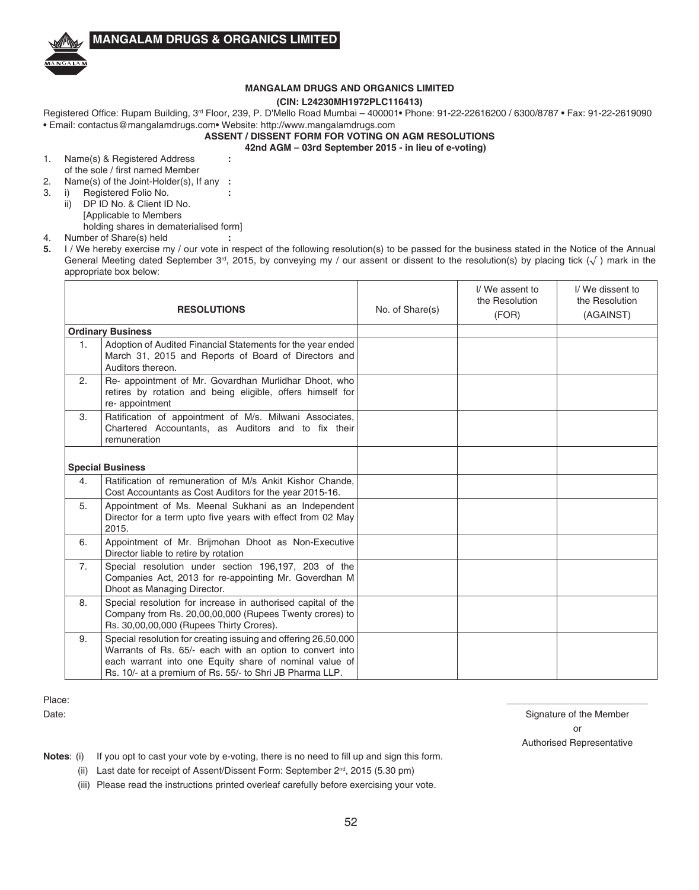**MANGALAM DRUGS & ORGANICS LIMITED**

**MANGALAM DRUGS AND ORGANICS LIMITED**

**(CIN: L24230MH1972PLC116413)**

Registered Office: Rupam Building, 3rd Floor, 239, P. D'Mello Road Mumbai – 400001• Phone: 91-22-22616200 / 6300/8787 • Fax: 91-22-2619090 • Email: contactus@mangalamdrugs.com• Website: http://www.mangalamdrugs.com

**ASSENT / DISSENT FORM FOR VOTING ON AGM RESOLUTIONS**

**42nd AGM – 03rd September 2015 - in lieu of e-voting)**

1. Name(s) & Registered Address of the sole / first named Member :
2. Name(s) of the Joint-Holder(s), If any :
3. i) Registered Folio No. :
   ii) DP ID No. & Client ID No. [Applicable to Members holding shares in dematerialised form]
4. Number of Share(s) held :
5. I / We hereby exercise my / our vote in respect of the following resolution(s) to be passed for the business stated in the Notice of the Annual General Meeting dated September 3rd, 2015, by conveying my / our assent or dissent to the resolution(s) by placing tick (√) mark in the appropriate box below:

| | RESOLUTIONS | No. of Share(s) | I/ We assent to the Resolution (FOR) | I/ We dissent to the Resolution (AGAINST) |
|---|---|---|---|---|
| **Ordinary Business** | | | | |
| 1. | Adoption of Audited Financial Statements for the year ended March 31, 2015 and Reports of Board of Directors and Auditors thereon. | | | |
| 2. | Re- appointment of Mr. Govardhan Murlidhar Dhoot, who retires by rotation and being eligible, offers himself for re- appointment | | | |
| 3. | Ratification of appointment of M/s. Milwani Associates, Chartered Accountants, as Auditors and to fix their remuneration | | | |
| **Special Business** | | | | |
| 4. | Ratification of remuneration of M/s Ankit Kishor Chande, Cost Accountants as Cost Auditors for the year 2015-16. | | | |
| 5. | Appointment of Ms. Meenal Sukhani as an Independent Director for a term upto five years with effect from 02 May 2015. | | | |
| 6. | Appointment of Mr. Brijmohan Dhoot as Non-Executive Director liable to retire by rotation | | | |
| 7. | Special resolution under section 196,197, 203 of the Companies Act, 2013 for re-appointing Mr. Goverdhan M Dhoot as Managing Director. | | | |
| 8. | Special resolution for increase in authorised capital of the Company from Rs. 20,00,00,000 (Rupees Twenty crores) to Rs. 30,00,00,000 (Rupees Thirty Crores). | | | |
| 9. | Special resolution for creating issuing and offering 26,50,000 Warrants of Rs. 65/- each with an option to convert into each warrant into one Equity share of nominal value of Rs. 10/- at a premium of Rs. 55/- to Shri JB Pharma LLP. | | | |

Place:

Date:

Signature of the Member
or
Authorised Representative

**Notes**: (i) If you opt to cast your vote by e-voting, there is no need to fill up and sign this form.

(ii) Last date for receipt of Assent/Dissent Form: September 2nd, 2015 (5.30 pm)

(iii) Please read the instructions printed overleaf carefully before exercising your vote.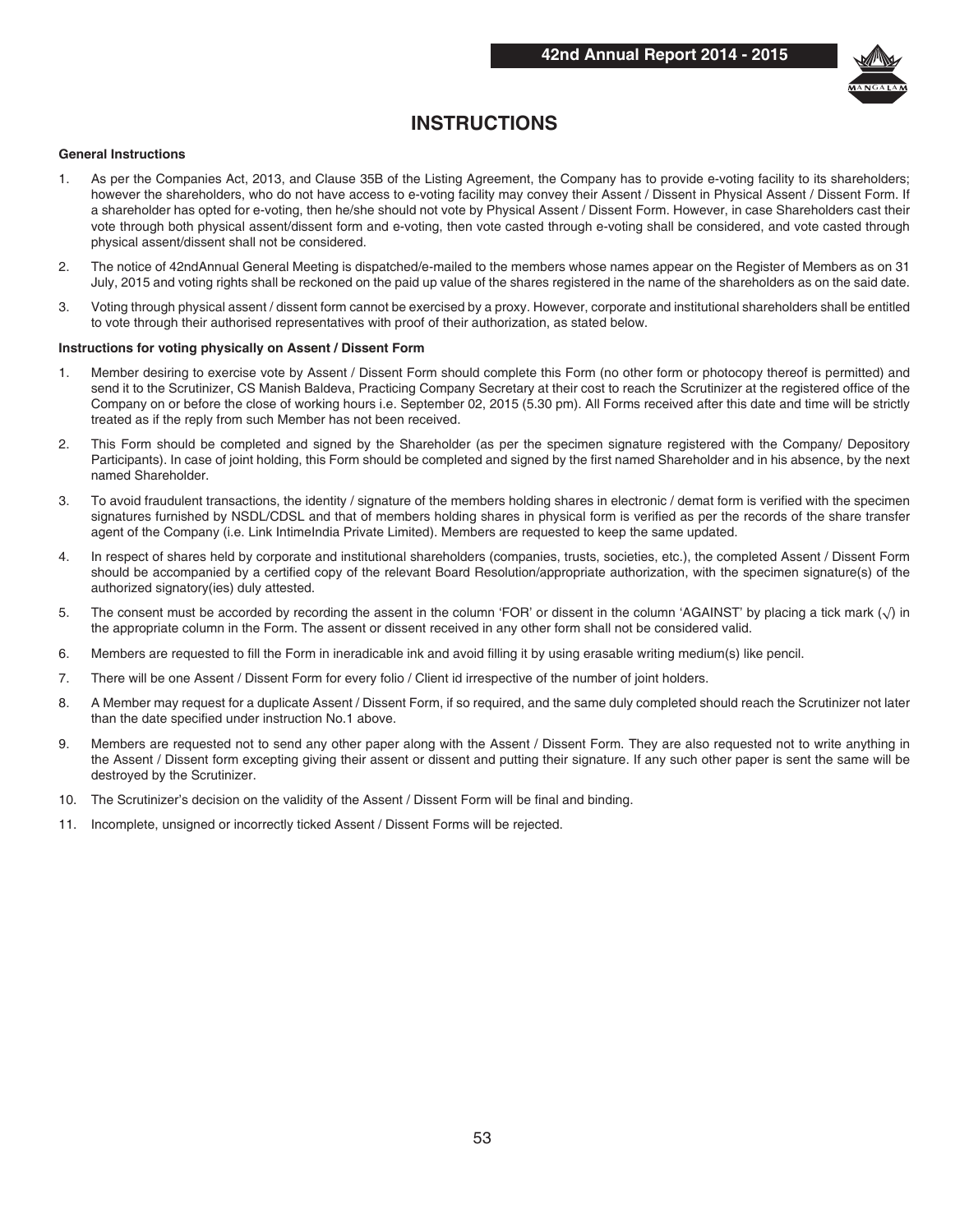# INSTRUCTIONS

**General Instructions**

1. As per the Companies Act, 2013, and Clause 35B of the Listing Agreement, the Company has to provide e-voting facility to its shareholders; however the shareholders, who do not have access to e-voting facility may convey their Assent / Dissent in Physical Assent / Dissent Form. If a shareholder has opted for e-voting, then he/she should not vote by Physical Assent / Dissent Form. However, in case Shareholders cast their vote through both physical assent/dissent form and e-voting, then vote casted through e-voting shall be considered, and vote casted through physical assent/dissent shall not be considered.
2. The notice of 42ndAnnual General Meeting is dispatched/e-mailed to the members whose names appear on the Register of Members as on 31 July, 2015 and voting rights shall be reckoned on the paid up value of the shares registered in the name of the shareholders as on the said date.
3. Voting through physical assent / dissent form cannot be exercised by a proxy. However, corporate and institutional shareholders shall be entitled to vote through their authorised representatives with proof of their authorization, as stated below.

**Instructions for voting physically on Assent / Dissent Form**

1. Member desiring to exercise vote by Assent / Dissent Form should complete this Form (no other form or photocopy thereof is permitted) and send it to the Scrutinizer, CS Manish Baldeva, Practicing Company Secretary at their cost to reach the Scrutinizer at the registered office of the Company on or before the close of working hours i.e. September 02, 2015 (5.30 pm). All Forms received after this date and time will be strictly treated as if the reply from such Member has not been received.
2. This Form should be completed and signed by the Shareholder (as per the specimen signature registered with the Company/ Depository Participants). In case of joint holding, this Form should be completed and signed by the first named Shareholder and in his absence, by the next named Shareholder.
3. To avoid fraudulent transactions, the identity / signature of the members holding shares in electronic / demat form is verified with the specimen signatures furnished by NSDL/CDSL and that of members holding shares in physical form is verified as per the records of the share transfer agent of the Company (i.e. Link IntimeIndia Private Limited). Members are requested to keep the same updated.
4. In respect of shares held by corporate and institutional shareholders (companies, trusts, societies, etc.), the completed Assent / Dissent Form should be accompanied by a certified copy of the relevant Board Resolution/appropriate authorization, with the specimen signature(s) of the authorized signatory(ies) duly attested.
5. The consent must be accorded by recording the assent in the column 'FOR' or dissent in the column 'AGAINST' by placing a tick mark (√) in the appropriate column in the Form. The assent or dissent received in any other form shall not be considered valid.
6. Members are requested to fill the Form in ineradicable ink and avoid filling it by using erasable writing medium(s) like pencil.
7. There will be one Assent / Dissent Form for every folio / Client id irrespective of the number of joint holders.
8. A Member may request for a duplicate Assent / Dissent Form, if so required, and the same duly completed should reach the Scrutinizer not later than the date specified under instruction No.1 above.
9. Members are requested not to send any other paper along with the Assent / Dissent Form. They are also requested not to write anything in the Assent / Dissent form excepting giving their assent or dissent and putting their signature. If any such other paper is sent the same will be destroyed by the Scrutinizer.
10. The Scrutinizer's decision on the validity of the Assent / Dissent Form will be final and binding.
11. Incomplete, unsigned or incorrectly ticked Assent / Dissent Forms will be rejected.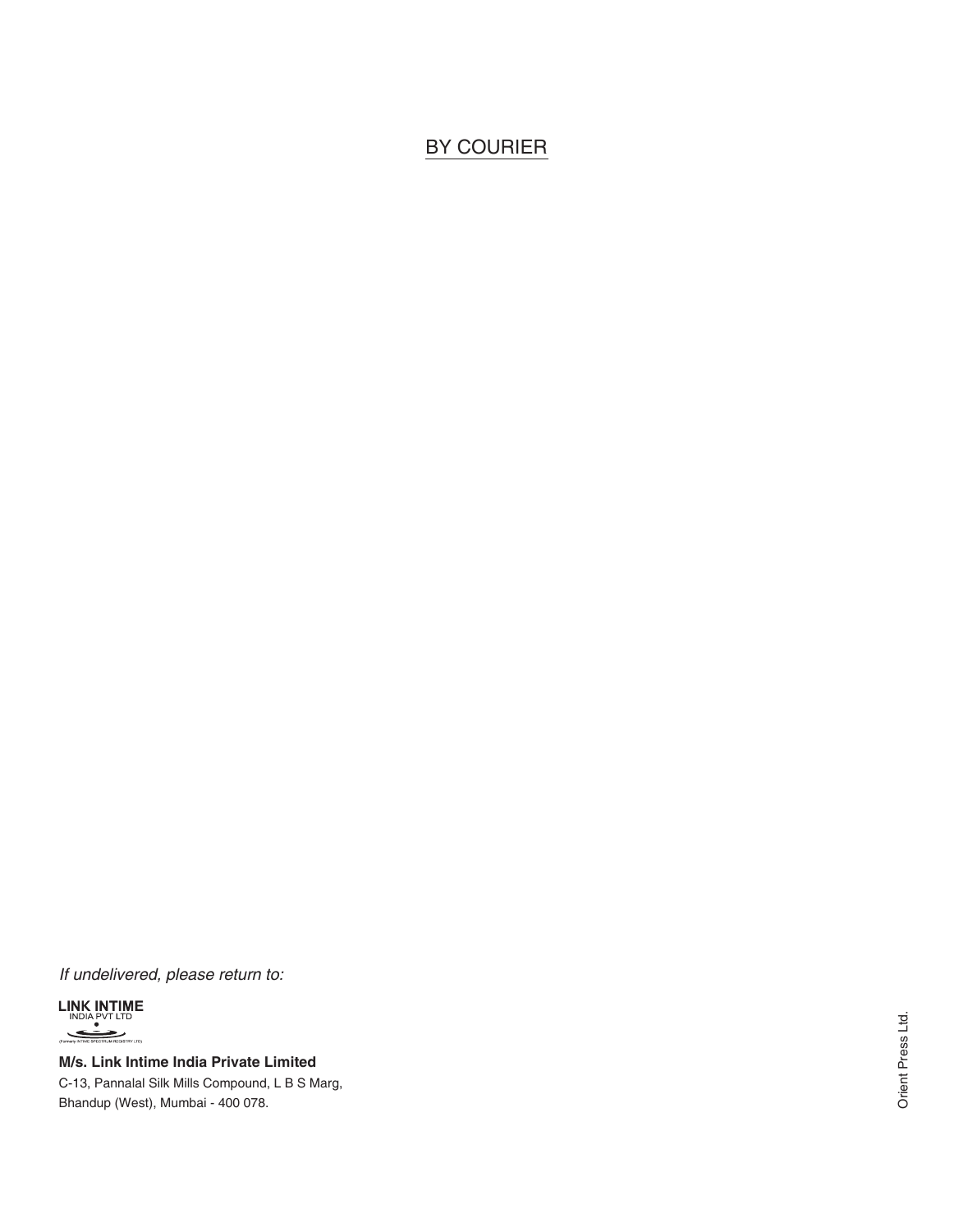BY COURIER

*If undelivered, please return to:*

LINK INTIME
INDIA PVT LTD
(Formerly INTIME SPECTRUM REGISTRY LTD)

**M/s. Link Intime India Private Limited**
C-13, Pannalal Silk Mills Compound, L B S Marg,
Bhandup (West), Mumbai - 400 078.

Orient Press Ltd.